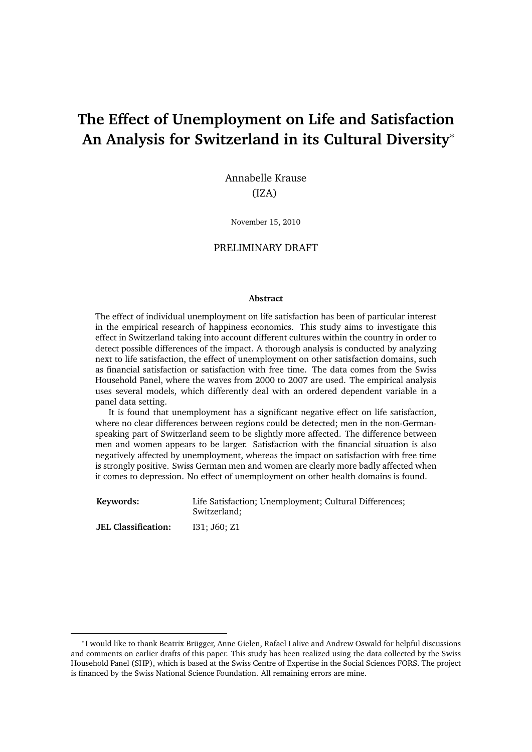# The Effect of Unemployment on Life and Satisfaction An Analysis for Switzerland in its Cultural Diversity*

Annabelle Krause
(IZA)

November 15, 2010

PRELIMINARY DRAFT

**Abstract**

The effect of individual unemployment on life satisfaction has been of particular interest in the empirical research of happiness economics. This study aims to investigate this effect in Switzerland taking into account different cultures within the country in order to detect possible differences of the impact. A thorough analysis is conducted by analyzing next to life satisfaction, the effect of unemployment on other satisfaction domains, such as financial satisfaction or satisfaction with free time. The data comes from the Swiss Household Panel, where the waves from 2000 to 2007 are used. The empirical analysis uses several models, which differently deal with an ordered dependent variable in a panel data setting.

It is found that unemployment has a significant negative effect on life satisfaction, where no clear differences between regions could be detected; men in the non-German-speaking part of Switzerland seem to be slightly more affected. The difference between men and women appears to be larger. Satisfaction with the financial situation is also negatively affected by unemployment, whereas the impact on satisfaction with free time is strongly positive. Swiss German men and women are clearly more badly affected when it comes to depression. No effect of unemployment on other health domains is found.

| | |
|---|---|
| **Keywords:** | Life Satisfaction; Unemployment; Cultural Differences; Switzerland; |
| **JEL Classification:** | I31; J60; Z1 |

*I would like to thank Beatrix Brügger, Anne Gielen, Rafael Lalive and Andrew Oswald for helpful discussions and comments on earlier drafts of this paper. This study has been realized using the data collected by the Swiss Household Panel (SHP), which is based at the Swiss Centre of Expertise in the Social Sciences FORS. The project is financed by the Swiss National Science Foundation. All remaining errors are mine.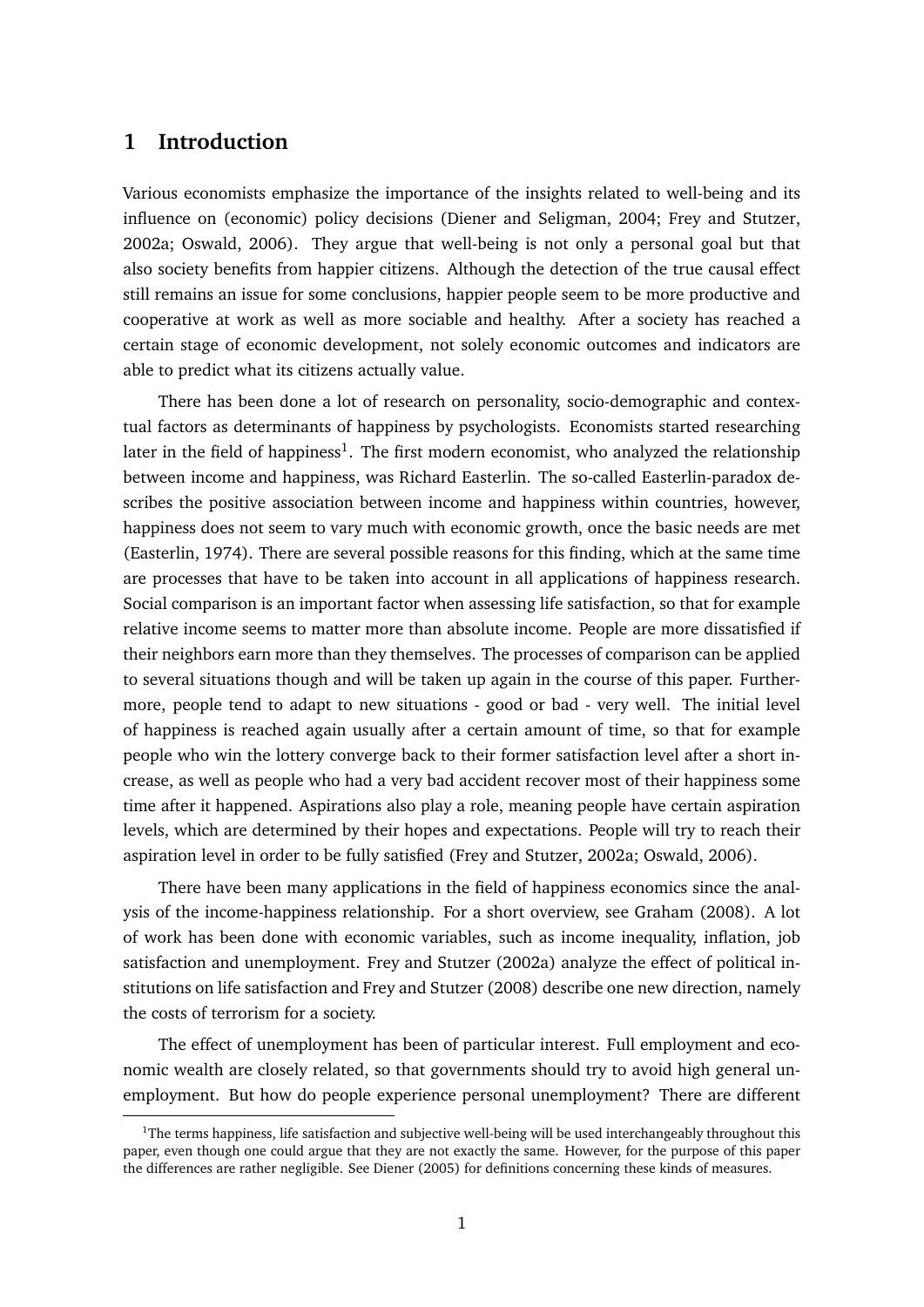## 1 Introduction

Various economists emphasize the importance of the insights related to well-being and its influence on (economic) policy decisions (Diener and Seligman, 2004; Frey and Stutzer, 2002a; Oswald, 2006). They argue that well-being is not only a personal goal but that also society benefits from happier citizens. Although the detection of the true causal effect still remains an issue for some conclusions, happier people seem to be more productive and cooperative at work as well as more sociable and healthy. After a society has reached a certain stage of economic development, not solely economic outcomes and indicators are able to predict what its citizens actually value.

There has been done a lot of research on personality, socio-demographic and contextual factors as determinants of happiness by psychologists. Economists started researching later in the field of happiness[1]. The first modern economist, who analyzed the relationship between income and happiness, was Richard Easterlin. The so-called Easterlin-paradox describes the positive association between income and happiness within countries, however, happiness does not seem to vary much with economic growth, once the basic needs are met (Easterlin, 1974). There are several possible reasons for this finding, which at the same time are processes that have to be taken into account in all applications of happiness research. Social comparison is an important factor when assessing life satisfaction, so that for example relative income seems to matter more than absolute income. People are more dissatisfied if their neighbors earn more than they themselves. The processes of comparison can be applied to several situations though and will be taken up again in the course of this paper. Furthermore, people tend to adapt to new situations - good or bad - very well. The initial level of happiness is reached again usually after a certain amount of time, so that for example people who win the lottery converge back to their former satisfaction level after a short increase, as well as people who had a very bad accident recover most of their happiness some time after it happened. Aspirations also play a role, meaning people have certain aspiration levels, which are determined by their hopes and expectations. People will try to reach their aspiration level in order to be fully satisfied (Frey and Stutzer, 2002a; Oswald, 2006).

There have been many applications in the field of happiness economics since the analysis of the income-happiness relationship. For a short overview, see Graham (2008). A lot of work has been done with economic variables, such as income inequality, inflation, job satisfaction and unemployment. Frey and Stutzer (2002a) analyze the effect of political institutions on life satisfaction and Frey and Stutzer (2008) describe one new direction, namely the costs of terrorism for a society.

The effect of unemployment has been of particular interest. Full employment and economic wealth are closely related, so that governments should try to avoid high general unemployment. But how do people experience personal unemployment? There are different

[1] The terms happiness, life satisfaction and subjective well-being will be used interchangeably throughout this paper, even though one could argue that they are not exactly the same. However, for the purpose of this paper the differences are rather negligible. See Diener (2005) for definitions concerning these kinds of measures.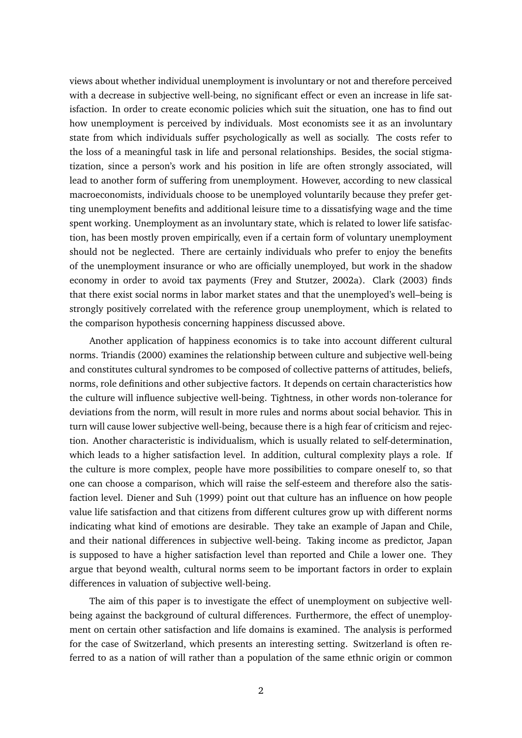views about whether individual unemployment is involuntary or not and therefore perceived with a decrease in subjective well-being, no significant effect or even an increase in life satisfaction. In order to create economic policies which suit the situation, one has to find out how unemployment is perceived by individuals. Most economists see it as an involuntary state from which individuals suffer psychologically as well as socially. The costs refer to the loss of a meaningful task in life and personal relationships. Besides, the social stigmatization, since a person's work and his position in life are often strongly associated, will lead to another form of suffering from unemployment. However, according to new classical macroeconomists, individuals choose to be unemployed voluntarily because they prefer getting unemployment benefits and additional leisure time to a dissatisfying wage and the time spent working. Unemployment as an involuntary state, which is related to lower life satisfaction, has been mostly proven empirically, even if a certain form of voluntary unemployment should not be neglected. There are certainly individuals who prefer to enjoy the benefits of the unemployment insurance or who are officially unemployed, but work in the shadow economy in order to avoid tax payments (Frey and Stutzer, 2002a). Clark (2003) finds that there exist social norms in labor market states and that the unemployed's well–being is strongly positively correlated with the reference group unemployment, which is related to the comparison hypothesis concerning happiness discussed above.

Another application of happiness economics is to take into account different cultural norms. Triandis (2000) examines the relationship between culture and subjective well-being and constitutes cultural syndromes to be composed of collective patterns of attitudes, beliefs, norms, role definitions and other subjective factors. It depends on certain characteristics how the culture will influence subjective well-being. Tightness, in other words non-tolerance for deviations from the norm, will result in more rules and norms about social behavior. This in turn will cause lower subjective well-being, because there is a high fear of criticism and rejection. Another characteristic is individualism, which is usually related to self-determination, which leads to a higher satisfaction level. In addition, cultural complexity plays a role. If the culture is more complex, people have more possibilities to compare oneself to, so that one can choose a comparison, which will raise the self-esteem and therefore also the satisfaction level. Diener and Suh (1999) point out that culture has an influence on how people value life satisfaction and that citizens from different cultures grow up with different norms indicating what kind of emotions are desirable. They take an example of Japan and Chile, and their national differences in subjective well-being. Taking income as predictor, Japan is supposed to have a higher satisfaction level than reported and Chile a lower one. They argue that beyond wealth, cultural norms seem to be important factors in order to explain differences in valuation of subjective well-being.

The aim of this paper is to investigate the effect of unemployment on subjective well-being against the background of cultural differences. Furthermore, the effect of unemployment on certain other satisfaction and life domains is examined. The analysis is performed for the case of Switzerland, which presents an interesting setting. Switzerland is often referred to as a nation of will rather than a population of the same ethnic origin or common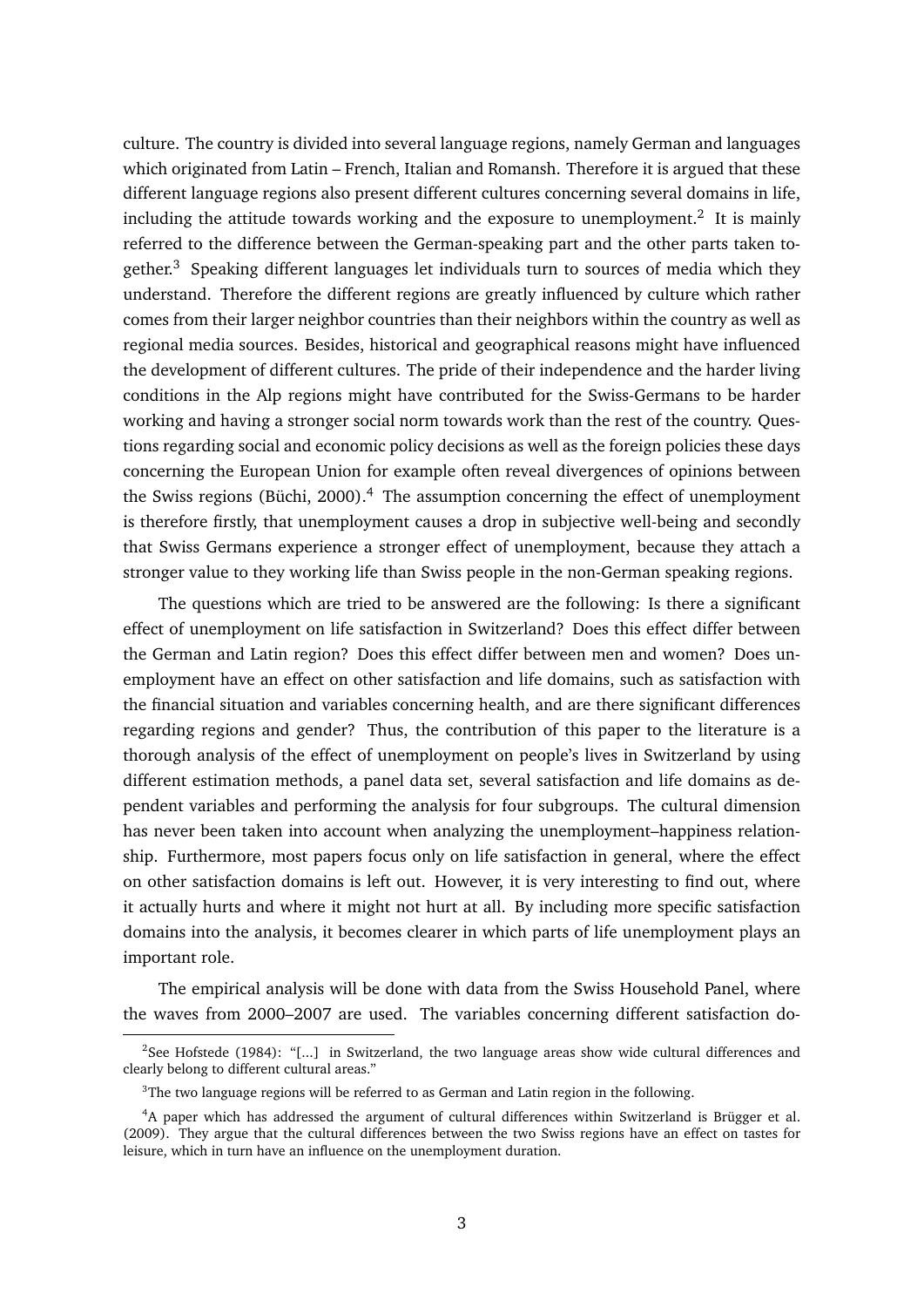culture. The country is divided into several language regions, namely German and languages which originated from Latin – French, Italian and Romansh. Therefore it is argued that these different language regions also present different cultures concerning several domains in life, including the attitude towards working and the exposure to unemployment.[2] It is mainly referred to the difference between the German-speaking part and the other parts taken together.[3] Speaking different languages let individuals turn to sources of media which they understand. Therefore the different regions are greatly influenced by culture which rather comes from their larger neighbor countries than their neighbors within the country as well as regional media sources. Besides, historical and geographical reasons might have influenced the development of different cultures. The pride of their independence and the harder living conditions in the Alp regions might have contributed for the Swiss-Germans to be harder working and having a stronger social norm towards work than the rest of the country. Questions regarding social and economic policy decisions as well as the foreign policies these days concerning the European Union for example often reveal divergences of opinions between the Swiss regions (Büchi, 2000).[4] The assumption concerning the effect of unemployment is therefore firstly, that unemployment causes a drop in subjective well-being and secondly that Swiss Germans experience a stronger effect of unemployment, because they attach a stronger value to they working life than Swiss people in the non-German speaking regions.

The questions which are tried to be answered are the following: Is there a significant effect of unemployment on life satisfaction in Switzerland? Does this effect differ between the German and Latin region? Does this effect differ between men and women? Does unemployment have an effect on other satisfaction and life domains, such as satisfaction with the financial situation and variables concerning health, and are there significant differences regarding regions and gender? Thus, the contribution of this paper to the literature is a thorough analysis of the effect of unemployment on people's lives in Switzerland by using different estimation methods, a panel data set, several satisfaction and life domains as dependent variables and performing the analysis for four subgroups. The cultural dimension has never been taken into account when analyzing the unemployment–happiness relationship. Furthermore, most papers focus only on life satisfaction in general, where the effect on other satisfaction domains is left out. However, it is very interesting to find out, where it actually hurts and where it might not hurt at all. By including more specific satisfaction domains into the analysis, it becomes clearer in which parts of life unemployment plays an important role.

The empirical analysis will be done with data from the Swiss Household Panel, where the waves from 2000–2007 are used. The variables concerning different satisfaction do-

[2]See Hofstede (1984): "[...] in Switzerland, the two language areas show wide cultural differences and clearly belong to different cultural areas."

[3]The two language regions will be referred to as German and Latin region in the following.

[4]A paper which has addressed the argument of cultural differences within Switzerland is Brügger et al. (2009). They argue that the cultural differences between the two Swiss regions have an effect on tastes for leisure, which in turn have an influence on the unemployment duration.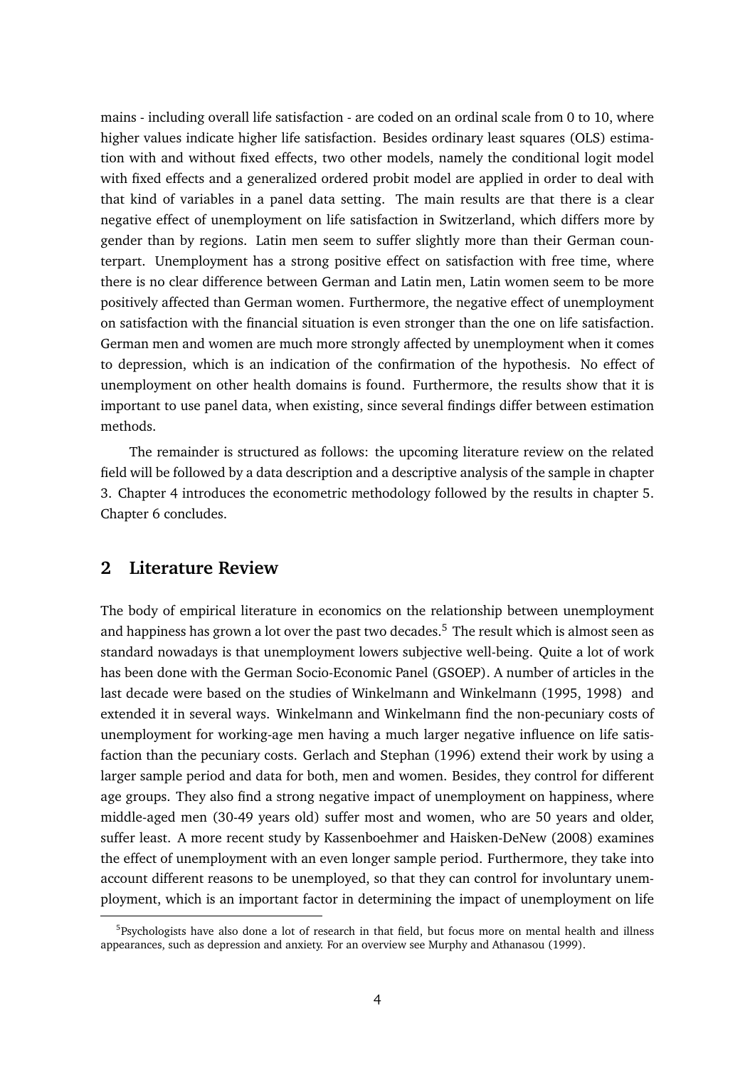mains - including overall life satisfaction - are coded on an ordinal scale from 0 to 10, where higher values indicate higher life satisfaction. Besides ordinary least squares (OLS) estimation with and without fixed effects, two other models, namely the conditional logit model with fixed effects and a generalized ordered probit model are applied in order to deal with that kind of variables in a panel data setting. The main results are that there is a clear negative effect of unemployment on life satisfaction in Switzerland, which differs more by gender than by regions. Latin men seem to suffer slightly more than their German counterpart. Unemployment has a strong positive effect on satisfaction with free time, where there is no clear difference between German and Latin men, Latin women seem to be more positively affected than German women. Furthermore, the negative effect of unemployment on satisfaction with the financial situation is even stronger than the one on life satisfaction. German men and women are much more strongly affected by unemployment when it comes to depression, which is an indication of the confirmation of the hypothesis. No effect of unemployment on other health domains is found. Furthermore, the results show that it is important to use panel data, when existing, since several findings differ between estimation methods.

The remainder is structured as follows: the upcoming literature review on the related field will be followed by a data description and a descriptive analysis of the sample in chapter 3. Chapter 4 introduces the econometric methodology followed by the results in chapter 5. Chapter 6 concludes.

## 2 Literature Review

The body of empirical literature in economics on the relationship between unemployment and happiness has grown a lot over the past two decades.[5] The result which is almost seen as standard nowadays is that unemployment lowers subjective well-being. Quite a lot of work has been done with the German Socio-Economic Panel (GSOEP). A number of articles in the last decade were based on the studies of Winkelmann and Winkelmann (1995, 1998) and extended it in several ways. Winkelmann and Winkelmann find the non-pecuniary costs of unemployment for working-age men having a much larger negative influence on life satisfaction than the pecuniary costs. Gerlach and Stephan (1996) extend their work by using a larger sample period and data for both, men and women. Besides, they control for different age groups. They also find a strong negative impact of unemployment on happiness, where middle-aged men (30-49 years old) suffer most and women, who are 50 years and older, suffer least. A more recent study by Kassenboehmer and Haisken-DeNew (2008) examines the effect of unemployment with an even longer sample period. Furthermore, they take into account different reasons to be unemployed, so that they can control for involuntary unemployment, which is an important factor in determining the impact of unemployment on life

[5] Psychologists have also done a lot of research in that field, but focus more on mental health and illness appearances, such as depression and anxiety. For an overview see Murphy and Athanasou (1999).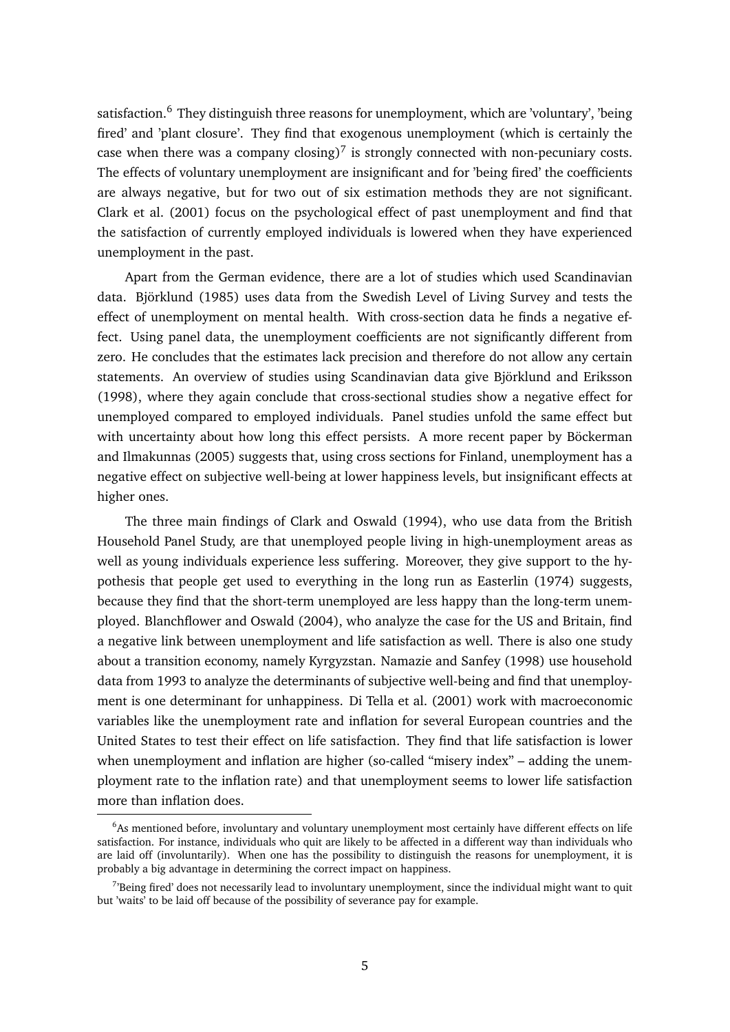satisfaction.[6] They distinguish three reasons for unemployment, which are 'voluntary', 'being fired' and 'plant closure'. They find that exogenous unemployment (which is certainly the case when there was a company closing)[7] is strongly connected with non-pecuniary costs. The effects of voluntary unemployment are insignificant and for 'being fired' the coefficients are always negative, but for two out of six estimation methods they are not significant. Clark et al. (2001) focus on the psychological effect of past unemployment and find that the satisfaction of currently employed individuals is lowered when they have experienced unemployment in the past.

Apart from the German evidence, there are a lot of studies which used Scandinavian data. Björklund (1985) uses data from the Swedish Level of Living Survey and tests the effect of unemployment on mental health. With cross-section data he finds a negative effect. Using panel data, the unemployment coefficients are not significantly different from zero. He concludes that the estimates lack precision and therefore do not allow any certain statements. An overview of studies using Scandinavian data give Björklund and Eriksson (1998), where they again conclude that cross-sectional studies show a negative effect for unemployed compared to employed individuals. Panel studies unfold the same effect but with uncertainty about how long this effect persists. A more recent paper by Böckerman and Ilmakunnas (2005) suggests that, using cross sections for Finland, unemployment has a negative effect on subjective well-being at lower happiness levels, but insignificant effects at higher ones.

The three main findings of Clark and Oswald (1994), who use data from the British Household Panel Study, are that unemployed people living in high-unemployment areas as well as young individuals experience less suffering. Moreover, they give support to the hypothesis that people get used to everything in the long run as Easterlin (1974) suggests, because they find that the short-term unemployed are less happy than the long-term unemployed. Blanchflower and Oswald (2004), who analyze the case for the US and Britain, find a negative link between unemployment and life satisfaction as well. There is also one study about a transition economy, namely Kyrgyzstan. Namazie and Sanfey (1998) use household data from 1993 to analyze the determinants of subjective well-being and find that unemployment is one determinant for unhappiness. Di Tella et al. (2001) work with macroeconomic variables like the unemployment rate and inflation for several European countries and the United States to test their effect on life satisfaction. They find that life satisfaction is lower when unemployment and inflation are higher (so-called "misery index" – adding the unemployment rate to the inflation rate) and that unemployment seems to lower life satisfaction more than inflation does.

[6] As mentioned before, involuntary and voluntary unemployment most certainly have different effects on life satisfaction. For instance, individuals who quit are likely to be affected in a different way than individuals who are laid off (involuntarily). When one has the possibility to distinguish the reasons for unemployment, it is probably a big advantage in determining the correct impact on happiness.

[7] 'Being fired' does not necessarily lead to involuntary unemployment, since the individual might want to quit but 'waits' to be laid off because of the possibility of severance pay for example.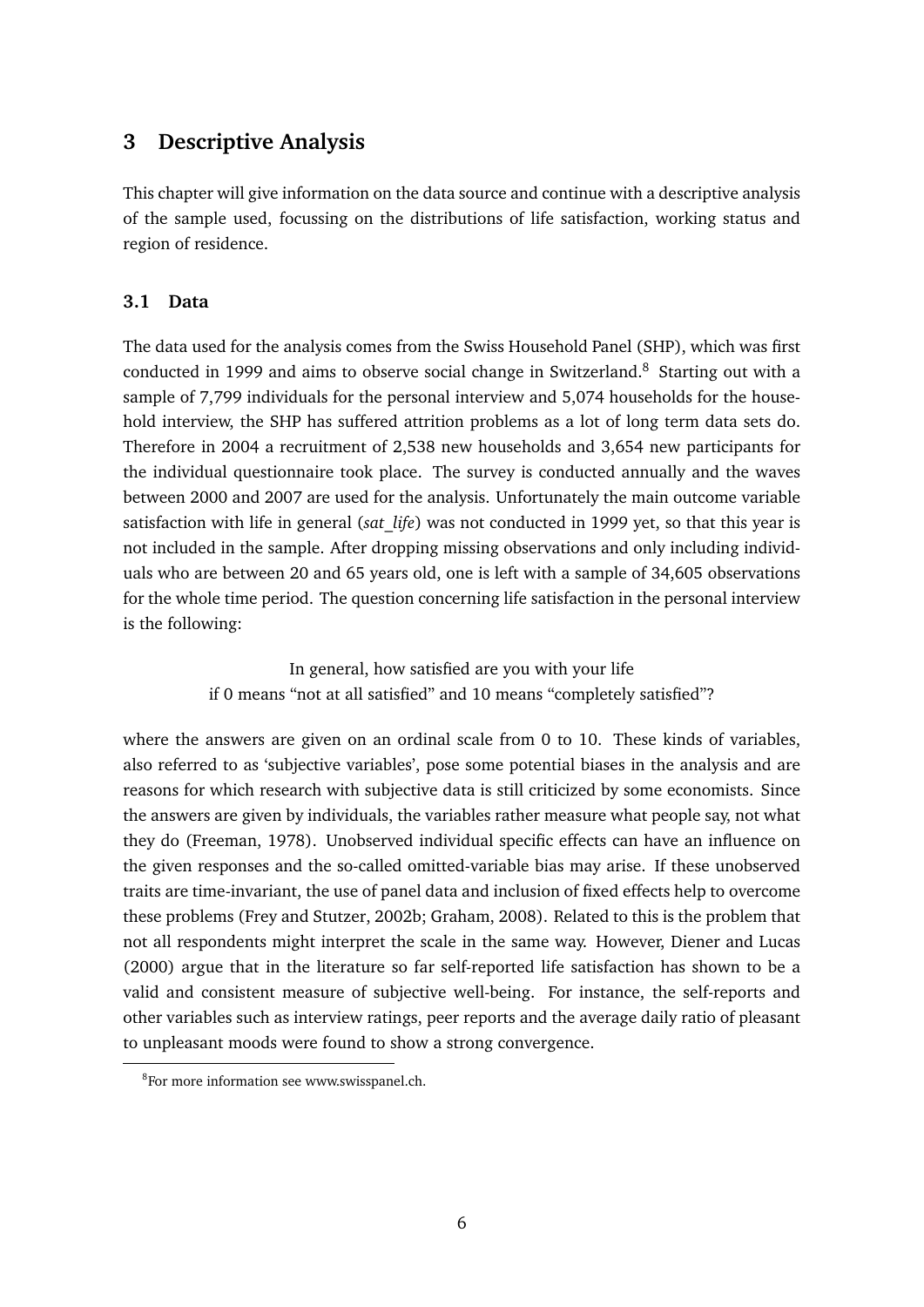# 3 Descriptive Analysis

This chapter will give information on the data source and continue with a descriptive analysis of the sample used, focussing on the distributions of life satisfaction, working status and region of residence.

## 3.1 Data

The data used for the analysis comes from the Swiss Household Panel (SHP), which was first conducted in 1999 and aims to observe social change in Switzerland.[8] Starting out with a sample of 7,799 individuals for the personal interview and 5,074 households for the household interview, the SHP has suffered attrition problems as a lot of long term data sets do. Therefore in 2004 a recruitment of 2,538 new households and 3,654 new participants for the individual questionnaire took place. The survey is conducted annually and the waves between 2000 and 2007 are used for the analysis. Unfortunately the main outcome variable satisfaction with life in general (*sat_life*) was not conducted in 1999 yet, so that this year is not included in the sample. After dropping missing observations and only including individuals who are between 20 and 65 years old, one is left with a sample of 34,605 observations for the whole time period. The question concerning life satisfaction in the personal interview is the following:

> In general, how satisfied are you with your life
> if 0 means "not at all satisfied" and 10 means "completely satisfied"?

where the answers are given on an ordinal scale from 0 to 10. These kinds of variables, also referred to as 'subjective variables', pose some potential biases in the analysis and are reasons for which research with subjective data is still criticized by some economists. Since the answers are given by individuals, the variables rather measure what people say, not what they do (Freeman, 1978). Unobserved individual specific effects can have an influence on the given responses and the so-called omitted-variable bias may arise. If these unobserved traits are time-invariant, the use of panel data and inclusion of fixed effects help to overcome these problems (Frey and Stutzer, 2002b; Graham, 2008). Related to this is the problem that not all respondents might interpret the scale in the same way. However, Diener and Lucas (2000) argue that in the literature so far self-reported life satisfaction has shown to be a valid and consistent measure of subjective well-being. For instance, the self-reports and other variables such as interview ratings, peer reports and the average daily ratio of pleasant to unpleasant moods were found to show a strong convergence.

[8] For more information see www.swisspanel.ch.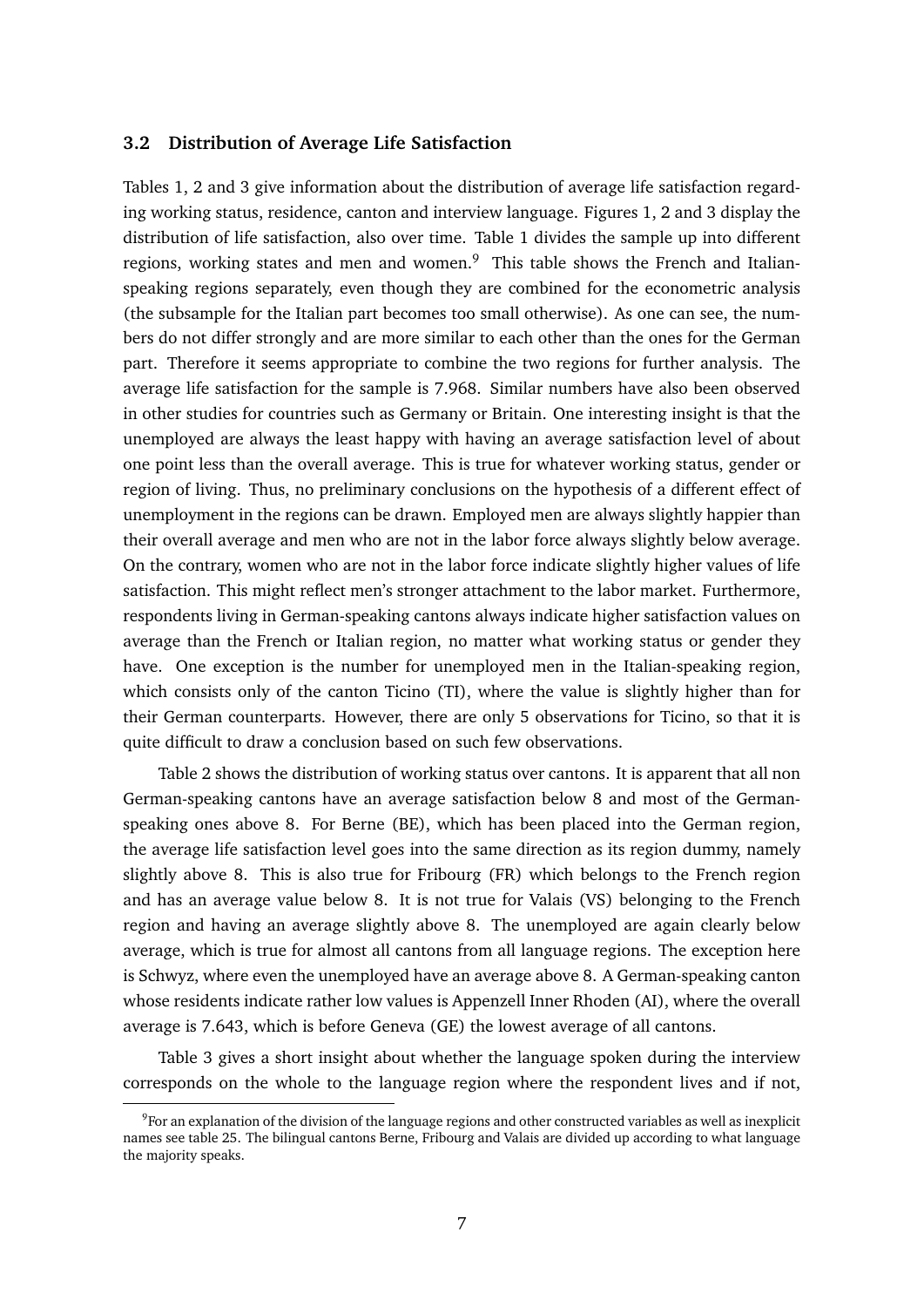### 3.2 Distribution of Average Life Satisfaction

Tables 1, 2 and 3 give information about the distribution of average life satisfaction regarding working status, residence, canton and interview language. Figures 1, 2 and 3 display the distribution of life satisfaction, also over time. Table 1 divides the sample up into different regions, working states and men and women.[9] This table shows the French and Italian-speaking regions separately, even though they are combined for the econometric analysis (the subsample for the Italian part becomes too small otherwise). As one can see, the numbers do not differ strongly and are more similar to each other than the ones for the German part. Therefore it seems appropriate to combine the two regions for further analysis. The average life satisfaction for the sample is 7.968. Similar numbers have also been observed in other studies for countries such as Germany or Britain. One interesting insight is that the unemployed are always the least happy with having an average satisfaction level of about one point less than the overall average. This is true for whatever working status, gender or region of living. Thus, no preliminary conclusions on the hypothesis of a different effect of unemployment in the regions can be drawn. Employed men are always slightly happier than their overall average and men who are not in the labor force always slightly below average. On the contrary, women who are not in the labor force indicate slightly higher values of life satisfaction. This might reflect men's stronger attachment to the labor market. Furthermore, respondents living in German-speaking cantons always indicate higher satisfaction values on average than the French or Italian region, no matter what working status or gender they have. One exception is the number for unemployed men in the Italian-speaking region, which consists only of the canton Ticino (TI), where the value is slightly higher than for their German counterparts. However, there are only 5 observations for Ticino, so that it is quite difficult to draw a conclusion based on such few observations.

Table 2 shows the distribution of working status over cantons. It is apparent that all non German-speaking cantons have an average satisfaction below 8 and most of the German-speaking ones above 8. For Berne (BE), which has been placed into the German region, the average life satisfaction level goes into the same direction as its region dummy, namely slightly above 8. This is also true for Fribourg (FR) which belongs to the French region and has an average value below 8. It is not true for Valais (VS) belonging to the French region and having an average slightly above 8. The unemployed are again clearly below average, which is true for almost all cantons from all language regions. The exception here is Schwyz, where even the unemployed have an average above 8. A German-speaking canton whose residents indicate rather low values is Appenzell Inner Rhoden (AI), where the overall average is 7.643, which is before Geneva (GE) the lowest average of all cantons.

Table 3 gives a short insight about whether the language spoken during the interview corresponds on the whole to the language region where the respondent lives and if not,

[9] For an explanation of the division of the language regions and other constructed variables as well as inexplicit names see table 25. The bilingual cantons Berne, Fribourg and Valais are divided up according to what language the majority speaks.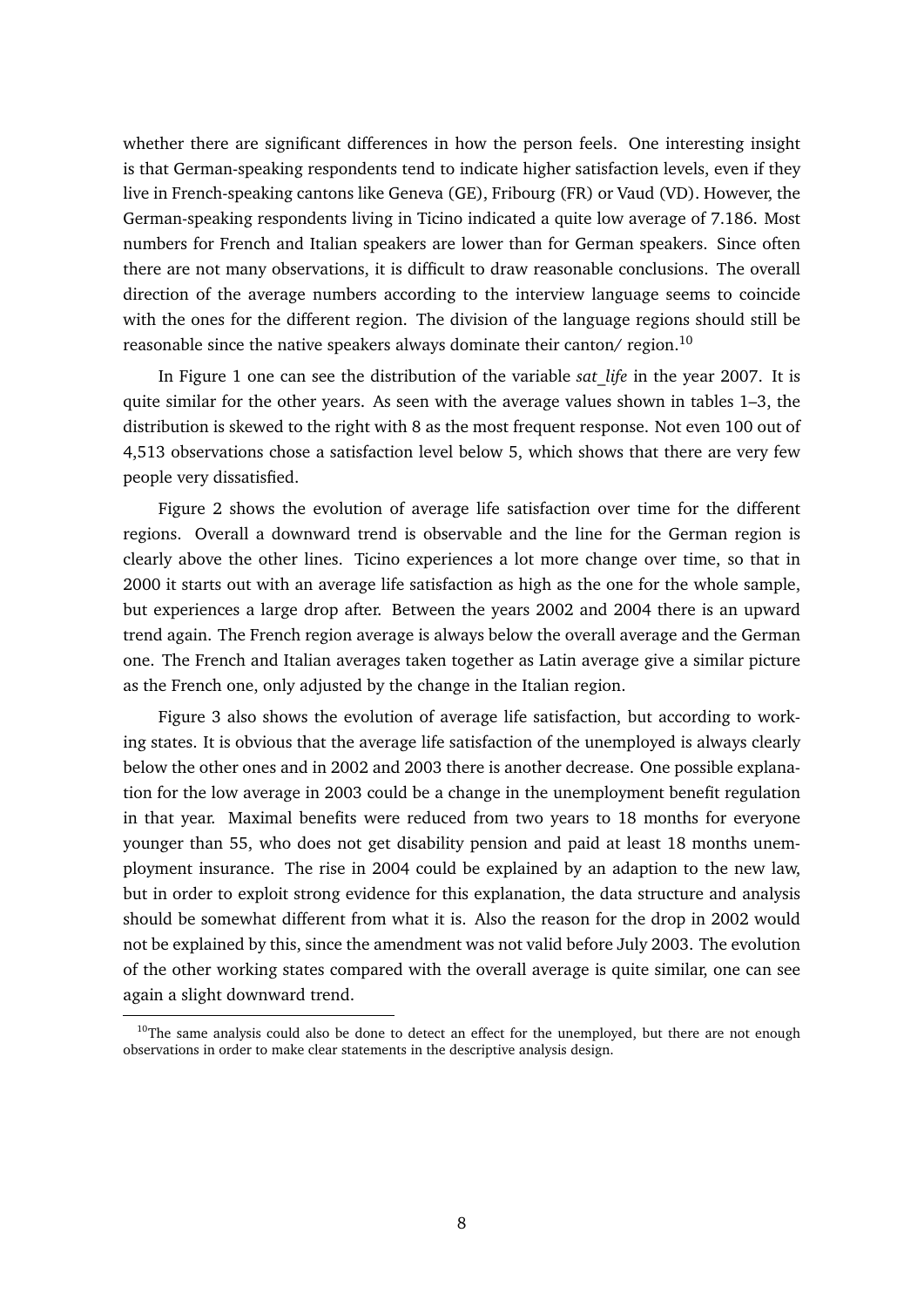whether there are significant differences in how the person feels. One interesting insight is that German-speaking respondents tend to indicate higher satisfaction levels, even if they live in French-speaking cantons like Geneva (GE), Fribourg (FR) or Vaud (VD). However, the German-speaking respondents living in Ticino indicated a quite low average of 7.186. Most numbers for French and Italian speakers are lower than for German speakers. Since often there are not many observations, it is difficult to draw reasonable conclusions. The overall direction of the average numbers according to the interview language seems to coincide with the ones for the different region. The division of the language regions should still be reasonable since the native speakers always dominate their canton/ region.[10]

In Figure 1 one can see the distribution of the variable *sat_life* in the year 2007. It is quite similar for the other years. As seen with the average values shown in tables 1–3, the distribution is skewed to the right with 8 as the most frequent response. Not even 100 out of 4,513 observations chose a satisfaction level below 5, which shows that there are very few people very dissatisfied.

Figure 2 shows the evolution of average life satisfaction over time for the different regions. Overall a downward trend is observable and the line for the German region is clearly above the other lines. Ticino experiences a lot more change over time, so that in 2000 it starts out with an average life satisfaction as high as the one for the whole sample, but experiences a large drop after. Between the years 2002 and 2004 there is an upward trend again. The French region average is always below the overall average and the German one. The French and Italian averages taken together as Latin average give a similar picture as the French one, only adjusted by the change in the Italian region.

Figure 3 also shows the evolution of average life satisfaction, but according to working states. It is obvious that the average life satisfaction of the unemployed is always clearly below the other ones and in 2002 and 2003 there is another decrease. One possible explanation for the low average in 2003 could be a change in the unemployment benefit regulation in that year. Maximal benefits were reduced from two years to 18 months for everyone younger than 55, who does not get disability pension and paid at least 18 months unemployment insurance. The rise in 2004 could be explained by an adaption to the new law, but in order to exploit strong evidence for this explanation, the data structure and analysis should be somewhat different from what it is. Also the reason for the drop in 2002 would not be explained by this, since the amendment was not valid before July 2003. The evolution of the other working states compared with the overall average is quite similar, one can see again a slight downward trend.

[10] The same analysis could also be done to detect an effect for the unemployed, but there are not enough observations in order to make clear statements in the descriptive analysis design.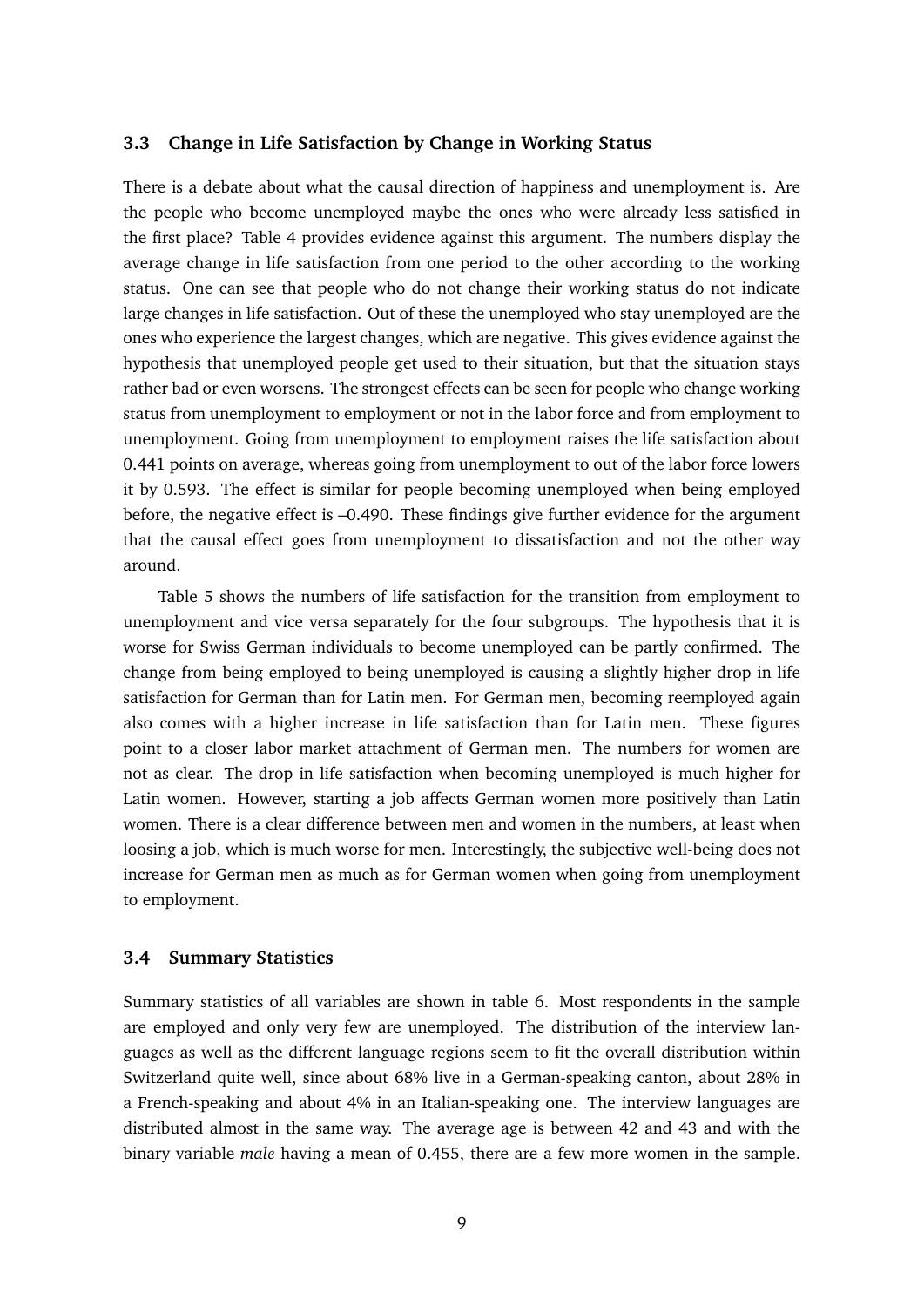### 3.3 Change in Life Satisfaction by Change in Working Status

There is a debate about what the causal direction of happiness and unemployment is. Are the people who become unemployed maybe the ones who were already less satisfied in the first place? Table 4 provides evidence against this argument. The numbers display the average change in life satisfaction from one period to the other according to the working status. One can see that people who do not change their working status do not indicate large changes in life satisfaction. Out of these the unemployed who stay unemployed are the ones who experience the largest changes, which are negative. This gives evidence against the hypothesis that unemployed people get used to their situation, but that the situation stays rather bad or even worsens. The strongest effects can be seen for people who change working status from unemployment to employment or not in the labor force and from employment to unemployment. Going from unemployment to employment raises the life satisfaction about 0.441 points on average, whereas going from unemployment to out of the labor force lowers it by 0.593. The effect is similar for people becoming unemployed when being employed before, the negative effect is –0.490. These findings give further evidence for the argument that the causal effect goes from unemployment to dissatisfaction and not the other way around.

Table 5 shows the numbers of life satisfaction for the transition from employment to unemployment and vice versa separately for the four subgroups. The hypothesis that it is worse for Swiss German individuals to become unemployed can be partly confirmed. The change from being employed to being unemployed is causing a slightly higher drop in life satisfaction for German than for Latin men. For German men, becoming reemployed again also comes with a higher increase in life satisfaction than for Latin men. These figures point to a closer labor market attachment of German men. The numbers for women are not as clear. The drop in life satisfaction when becoming unemployed is much higher for Latin women. However, starting a job affects German women more positively than Latin women. There is a clear difference between men and women in the numbers, at least when loosing a job, which is much worse for men. Interestingly, the subjective well-being does not increase for German men as much as for German women when going from unemployment to employment.

### 3.4 Summary Statistics

Summary statistics of all variables are shown in table 6. Most respondents in the sample are employed and only very few are unemployed. The distribution of the interview languages as well as the different language regions seem to fit the overall distribution within Switzerland quite well, since about 68% live in a German-speaking canton, about 28% in a French-speaking and about 4% in an Italian-speaking one. The interview languages are distributed almost in the same way. The average age is between 42 and 43 and with the binary variable *male* having a mean of 0.455, there are a few more women in the sample.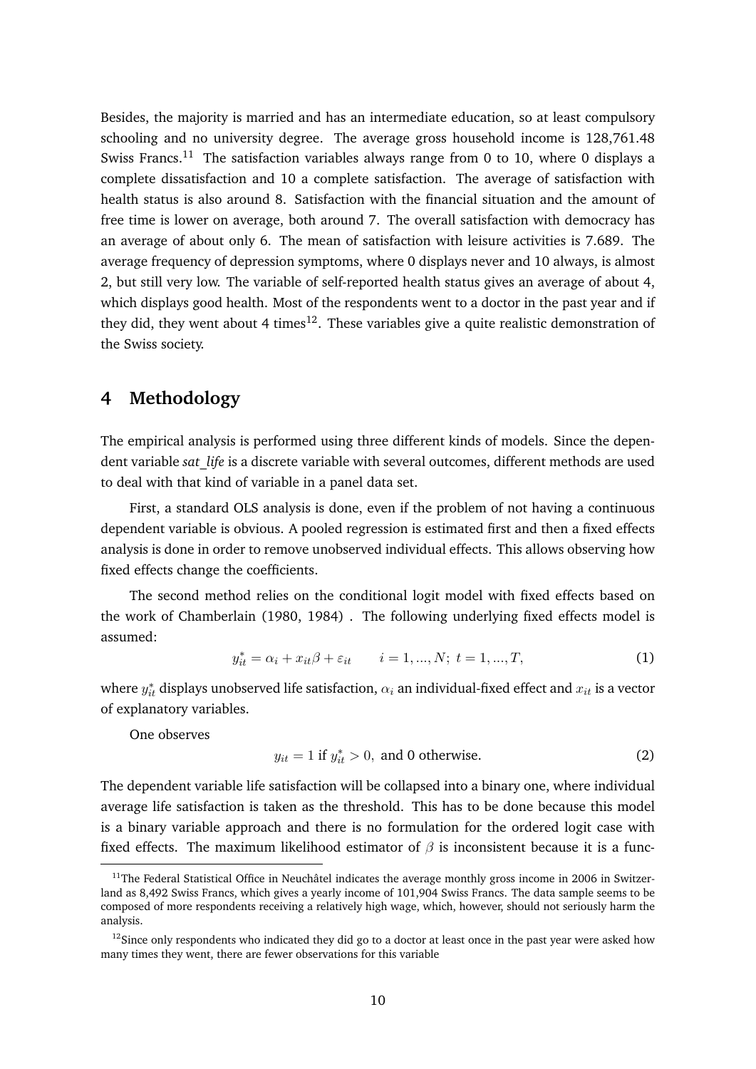Besides, the majority is married and has an intermediate education, so at least compulsory schooling and no university degree. The average gross household income is 128,761.48 Swiss Francs.[11] The satisfaction variables always range from 0 to 10, where 0 displays a complete dissatisfaction and 10 a complete satisfaction. The average of satisfaction with health status is also around 8. Satisfaction with the financial situation and the amount of free time is lower on average, both around 7. The overall satisfaction with democracy has an average of about only 6. The mean of satisfaction with leisure activities is 7.689. The average frequency of depression symptoms, where 0 displays never and 10 always, is almost 2, but still very low. The variable of self-reported health status gives an average of about 4, which displays good health. Most of the respondents went to a doctor in the past year and if they did, they went about 4 times[12]. These variables give a quite realistic demonstration of the Swiss society.

## 4 Methodology

The empirical analysis is performed using three different kinds of models. Since the dependent variable *sat_life* is a discrete variable with several outcomes, different methods are used to deal with that kind of variable in a panel data set.

First, a standard OLS analysis is done, even if the problem of not having a continuous dependent variable is obvious. A pooled regression is estimated first and then a fixed effects analysis is done in order to remove unobserved individual effects. This allows observing how fixed effects change the coefficients.

The second method relies on the conditional logit model with fixed effects based on the work of Chamberlain (1980, 1984) . The following underlying fixed effects model is assumed:

$$y_{it}^* = \alpha_i + x_{it}\beta + \varepsilon_{it} \qquad i = 1, ..., N; \; t = 1, ..., T, \tag{1}$$

where $y_{it}^*$ displays unobserved life satisfaction, $\alpha_i$ an individual-fixed effect and $x_{it}$ is a vector of explanatory variables.

One observes

$$y_{it} = 1 \text{ if } y_{it}^* > 0, \text{ and 0 otherwise.} \tag{2}$$

The dependent variable life satisfaction will be collapsed into a binary one, where individual average life satisfaction is taken as the threshold. This has to be done because this model is a binary variable approach and there is no formulation for the ordered logit case with fixed effects. The maximum likelihood estimator of $\beta$ is inconsistent because it is a func-

[11] The Federal Statistical Office in Neuchâtel indicates the average monthly gross income in 2006 in Switzerland as 8,492 Swiss Francs, which gives a yearly income of 101,904 Swiss Francs. The data sample seems to be composed of more respondents receiving a relatively high wage, which, however, should not seriously harm the analysis.

[12] Since only respondents who indicated they did go to a doctor at least once in the past year were asked how many times they went, there are fewer observations for this variable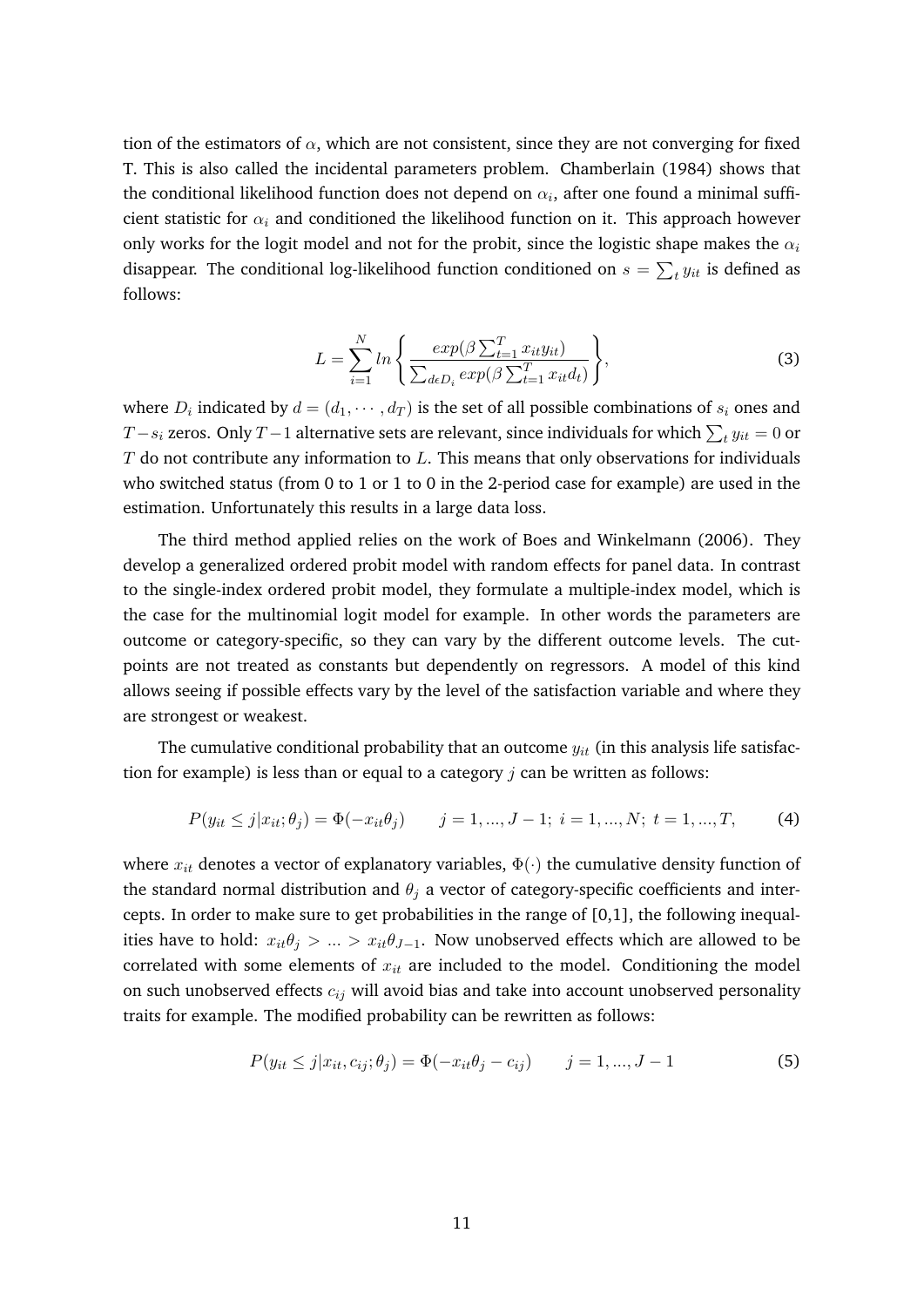tion of the estimators of $\alpha$, which are not consistent, since they are not converging for fixed T. This is also called the incidental parameters problem. Chamberlain (1984) shows that the conditional likelihood function does not depend on $\alpha_i$, after one found a minimal sufficient statistic for $\alpha_i$ and conditioned the likelihood function on it. This approach however only works for the logit model and not for the probit, since the logistic shape makes the $\alpha_i$ disappear. The conditional log-likelihood function conditioned on $s = \sum_t y_{it}$ is defined as follows:

$$L = \sum_{i=1}^{N} ln \left\{ \frac{exp(\beta \sum_{t=1}^{T} x_{it} y_{it})}{\sum_{d \epsilon D_i} exp(\beta \sum_{t=1}^{T} x_{it} d_t)} \right\}, \tag{3}$$

where $D_i$ indicated by $d = (d_1, \cdots, d_T)$ is the set of all possible combinations of $s_i$ ones and $T - s_i$ zeros. Only $T-1$ alternative sets are relevant, since individuals for which $\sum_t y_{it} = 0$ or $T$ do not contribute any information to $L$. This means that only observations for individuals who switched status (from 0 to 1 or 1 to 0 in the 2-period case for example) are used in the estimation. Unfortunately this results in a large data loss.

The third method applied relies on the work of Boes and Winkelmann (2006). They develop a generalized ordered probit model with random effects for panel data. In contrast to the single-index ordered probit model, they formulate a multiple-index model, which is the case for the multinomial logit model for example. In other words the parameters are outcome or category-specific, so they can vary by the different outcome levels. The cutpoints are not treated as constants but dependently on regressors. A model of this kind allows seeing if possible effects vary by the level of the satisfaction variable and where they are strongest or weakest.

The cumulative conditional probability that an outcome $y_{it}$ (in this analysis life satisfaction for example) is less than or equal to a category $j$ can be written as follows:

$$P(y_{it} \leq j | x_{it}; \theta_j) = \Phi(-x_{it}\theta_j) \qquad j = 1, ..., J-1; \; i = 1, ..., N; \; t = 1, ..., T, \tag{4}$$

where $x_{it}$ denotes a vector of explanatory variables, $\Phi(\cdot)$ the cumulative density function of the standard normal distribution and $\theta_j$ a vector of category-specific coefficients and intercepts. In order to make sure to get probabilities in the range of [0,1], the following inequalities have to hold: $x_{it}\theta_j > ... > x_{it}\theta_{J-1}$. Now unobserved effects which are allowed to be correlated with some elements of $x_{it}$ are included to the model. Conditioning the model on such unobserved effects $c_{ij}$ will avoid bias and take into account unobserved personality traits for example. The modified probability can be rewritten as follows:

$$P(y_{it} \leq j | x_{it}, c_{ij}; \theta_j) = \Phi(-x_{it}\theta_j - c_{ij}) \qquad j = 1, ..., J-1 \tag{5}$$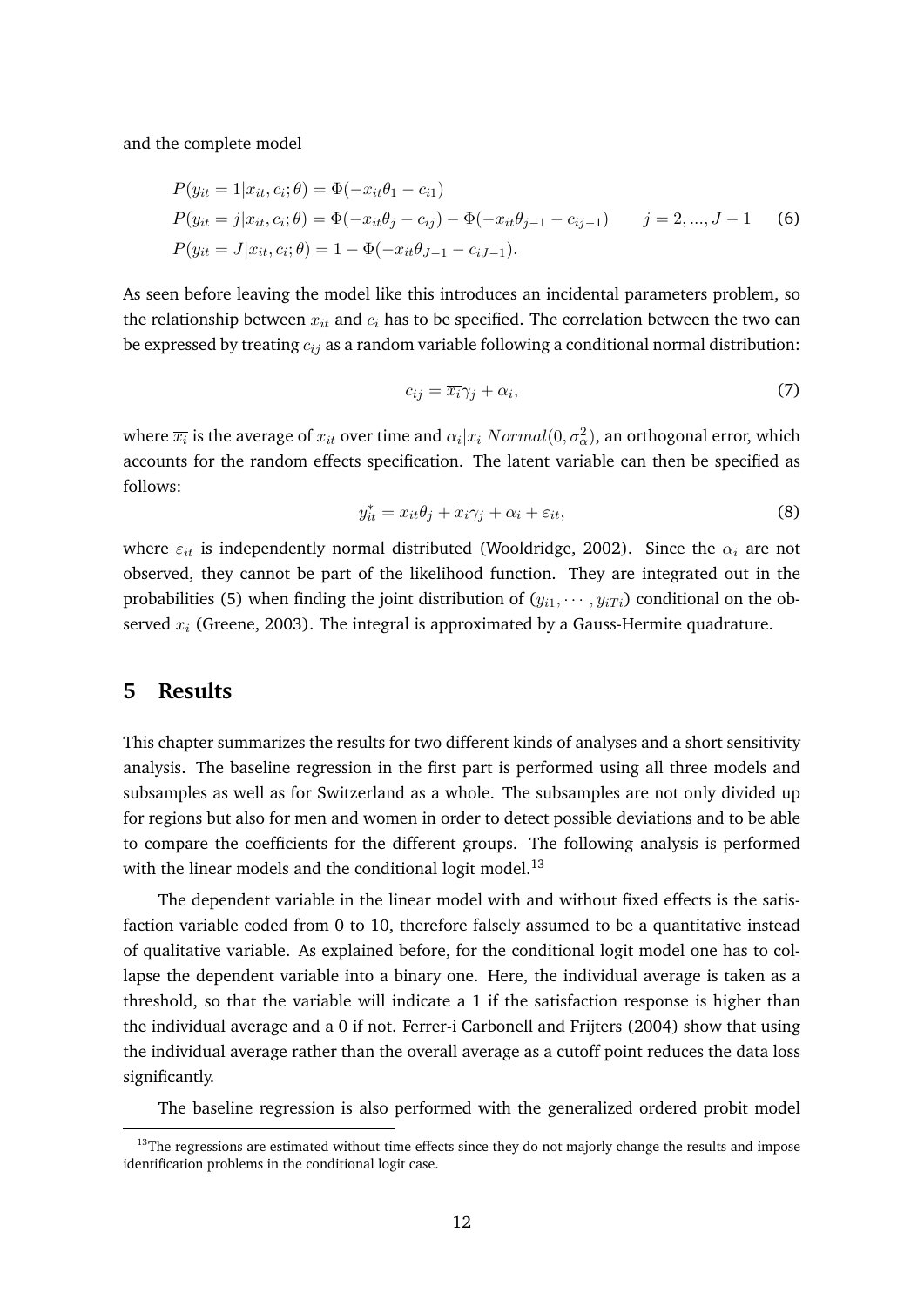and the complete model

$$
\begin{aligned}
&P(y_{it} = 1|x_{it}, c_i; \theta) = \Phi(-x_{it}\theta_1 - c_{i1}) \\
&P(y_{it} = j|x_{it}, c_i; \theta) = \Phi(-x_{it}\theta_j - c_{ij}) - \Phi(-x_{it}\theta_{j-1} - c_{ij-1}) \qquad j = 2, ..., J-1 \qquad (6) \\
&P(y_{it} = J|x_{it}, c_i; \theta) = 1 - \Phi(-x_{it}\theta_{J-1} - c_{iJ-1}).
\end{aligned}
$$

As seen before leaving the model like this introduces an incidental parameters problem, so the relationship between $x_{it}$ and $c_i$ has to be specified. The correlation between the two can be expressed by treating $c_{ij}$ as a random variable following a conditional normal distribution:

$$
c_{ij} = \overline{x_i}\gamma_j + \alpha_i, \tag{7}
$$

where $\overline{x_i}$ is the average of $x_{it}$ over time and $\alpha_i|x_i \; Normal(0, \sigma_\alpha^2)$, an orthogonal error, which accounts for the random effects specification. The latent variable can then be specified as follows:

$$
y_{it}^* = x_{it}\theta_j + \overline{x_i}\gamma_j + \alpha_i + \varepsilon_{it}, \tag{8}
$$

where $\varepsilon_{it}$ is independently normal distributed (Wooldridge, 2002). Since the $\alpha_i$ are not observed, they cannot be part of the likelihood function. They are integrated out in the probabilities (5) when finding the joint distribution of $(y_{i1}, \cdots, y_{iTi})$ conditional on the observed $x_i$ (Greene, 2003). The integral is approximated by a Gauss-Hermite quadrature.

## 5 Results

This chapter summarizes the results for two different kinds of analyses and a short sensitivity analysis. The baseline regression in the first part is performed using all three models and subsamples as well as for Switzerland as a whole. The subsamples are not only divided up for regions but also for men and women in order to detect possible deviations and to be able to compare the coefficients for the different groups. The following analysis is performed with the linear models and the conditional logit model.[13]

The dependent variable in the linear model with and without fixed effects is the satisfaction variable coded from 0 to 10, therefore falsely assumed to be a quantitative instead of qualitative variable. As explained before, for the conditional logit model one has to collapse the dependent variable into a binary one. Here, the individual average is taken as a threshold, so that the variable will indicate a 1 if the satisfaction response is higher than the individual average and a 0 if not. Ferrer-i Carbonell and Frijters (2004) show that using the individual average rather than the overall average as a cutoff point reduces the data loss significantly.

The baseline regression is also performed with the generalized ordered probit model

[13] The regressions are estimated without time effects since they do not majorly change the results and impose identification problems in the conditional logit case.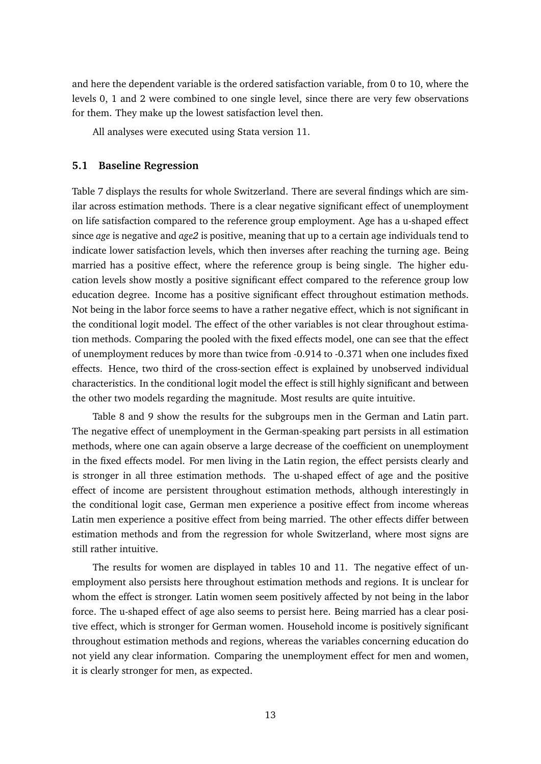and here the dependent variable is the ordered satisfaction variable, from 0 to 10, where the levels 0, 1 and 2 were combined to one single level, since there are very few observations for them. They make up the lowest satisfaction level then.

All analyses were executed using Stata version 11.

### 5.1 Baseline Regression

Table 7 displays the results for whole Switzerland. There are several findings which are similar across estimation methods. There is a clear negative significant effect of unemployment on life satisfaction compared to the reference group employment. Age has a u-shaped effect since *age* is negative and *age2* is positive, meaning that up to a certain age individuals tend to indicate lower satisfaction levels, which then inverses after reaching the turning age. Being married has a positive effect, where the reference group is being single. The higher education levels show mostly a positive significant effect compared to the reference group low education degree. Income has a positive significant effect throughout estimation methods. Not being in the labor force seems to have a rather negative effect, which is not significant in the conditional logit model. The effect of the other variables is not clear throughout estimation methods. Comparing the pooled with the fixed effects model, one can see that the effect of unemployment reduces by more than twice from -0.914 to -0.371 when one includes fixed effects. Hence, two third of the cross-section effect is explained by unobserved individual characteristics. In the conditional logit model the effect is still highly significant and between the other two models regarding the magnitude. Most results are quite intuitive.

Table 8 and 9 show the results for the subgroups men in the German and Latin part. The negative effect of unemployment in the German-speaking part persists in all estimation methods, where one can again observe a large decrease of the coefficient on unemployment in the fixed effects model. For men living in the Latin region, the effect persists clearly and is stronger in all three estimation methods. The u-shaped effect of age and the positive effect of income are persistent throughout estimation methods, although interestingly in the conditional logit case, German men experience a positive effect from income whereas Latin men experience a positive effect from being married. The other effects differ between estimation methods and from the regression for whole Switzerland, where most signs are still rather intuitive.

The results for women are displayed in tables 10 and 11. The negative effect of unemployment also persists here throughout estimation methods and regions. It is unclear for whom the effect is stronger. Latin women seem positively affected by not being in the labor force. The u-shaped effect of age also seems to persist here. Being married has a clear positive effect, which is stronger for German women. Household income is positively significant throughout estimation methods and regions, whereas the variables concerning education do not yield any clear information. Comparing the unemployment effect for men and women, it is clearly stronger for men, as expected.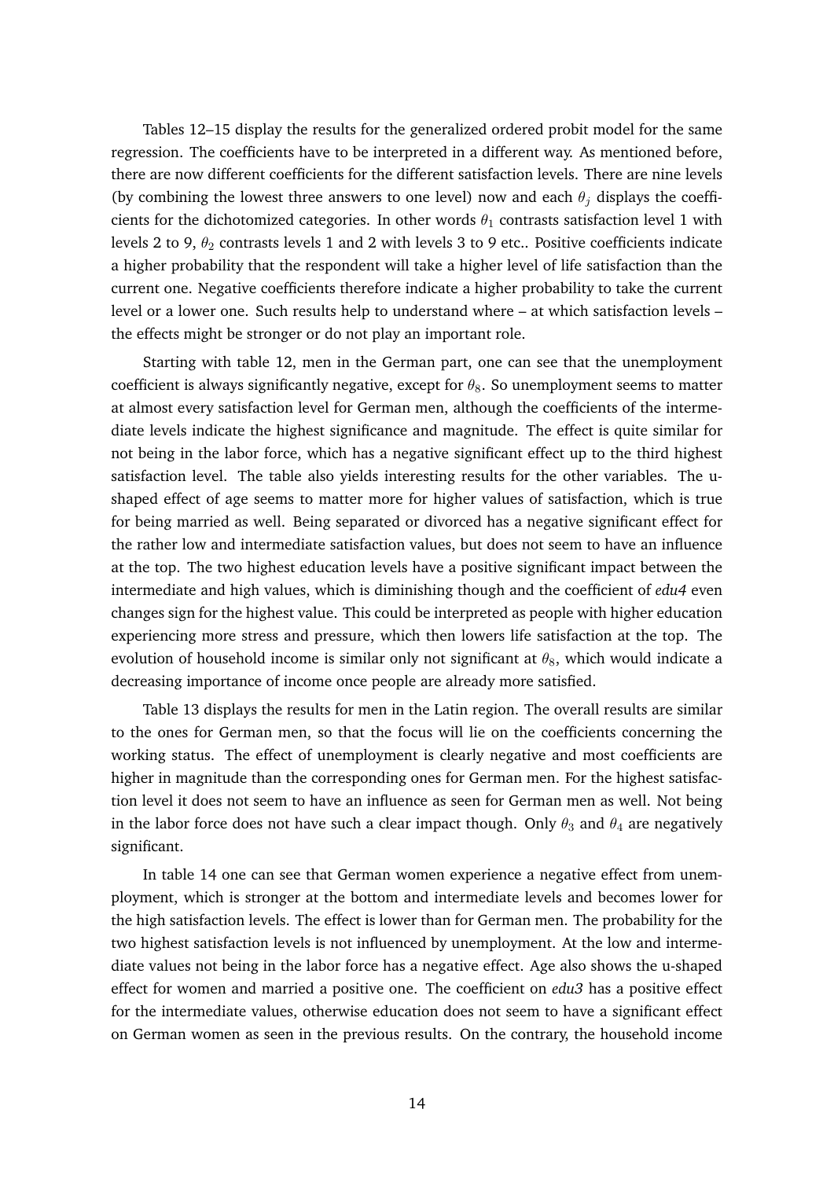Tables 12–15 display the results for the generalized ordered probit model for the same regression. The coefficients have to be interpreted in a different way. As mentioned before, there are now different coefficients for the different satisfaction levels. There are nine levels (by combining the lowest three answers to one level) now and each $\theta_j$ displays the coefficients for the dichotomized categories. In other words $\theta_1$ contrasts satisfaction level 1 with levels 2 to 9, $\theta_2$ contrasts levels 1 and 2 with levels 3 to 9 etc.. Positive coefficients indicate a higher probability that the respondent will take a higher level of life satisfaction than the current one. Negative coefficients therefore indicate a higher probability to take the current level or a lower one. Such results help to understand where – at which satisfaction levels – the effects might be stronger or do not play an important role.

Starting with table 12, men in the German part, one can see that the unemployment coefficient is always significantly negative, except for $\theta_8$. So unemployment seems to matter at almost every satisfaction level for German men, although the coefficients of the intermediate levels indicate the highest significance and magnitude. The effect is quite similar for not being in the labor force, which has a negative significant effect up to the third highest satisfaction level. The table also yields interesting results for the other variables. The u-shaped effect of age seems to matter more for higher values of satisfaction, which is true for being married as well. Being separated or divorced has a negative significant effect for the rather low and intermediate satisfaction values, but does not seem to have an influence at the top. The two highest education levels have a positive significant impact between the intermediate and high values, which is diminishing though and the coefficient of *edu4* even changes sign for the highest value. This could be interpreted as people with higher education experiencing more stress and pressure, which then lowers life satisfaction at the top. The evolution of household income is similar only not significant at $\theta_8$, which would indicate a decreasing importance of income once people are already more satisfied.

Table 13 displays the results for men in the Latin region. The overall results are similar to the ones for German men, so that the focus will lie on the coefficients concerning the working status. The effect of unemployment is clearly negative and most coefficients are higher in magnitude than the corresponding ones for German men. For the highest satisfaction level it does not seem to have an influence as seen for German men as well. Not being in the labor force does not have such a clear impact though. Only $\theta_3$ and $\theta_4$ are negatively significant.

In table 14 one can see that German women experience a negative effect from unemployment, which is stronger at the bottom and intermediate levels and becomes lower for the high satisfaction levels. The effect is lower than for German men. The probability for the two highest satisfaction levels is not influenced by unemployment. At the low and intermediate values not being in the labor force has a negative effect. Age also shows the u-shaped effect for women and married a positive one. The coefficient on *edu3* has a positive effect for the intermediate values, otherwise education does not seem to have a significant effect on German women as seen in the previous results. On the contrary, the household income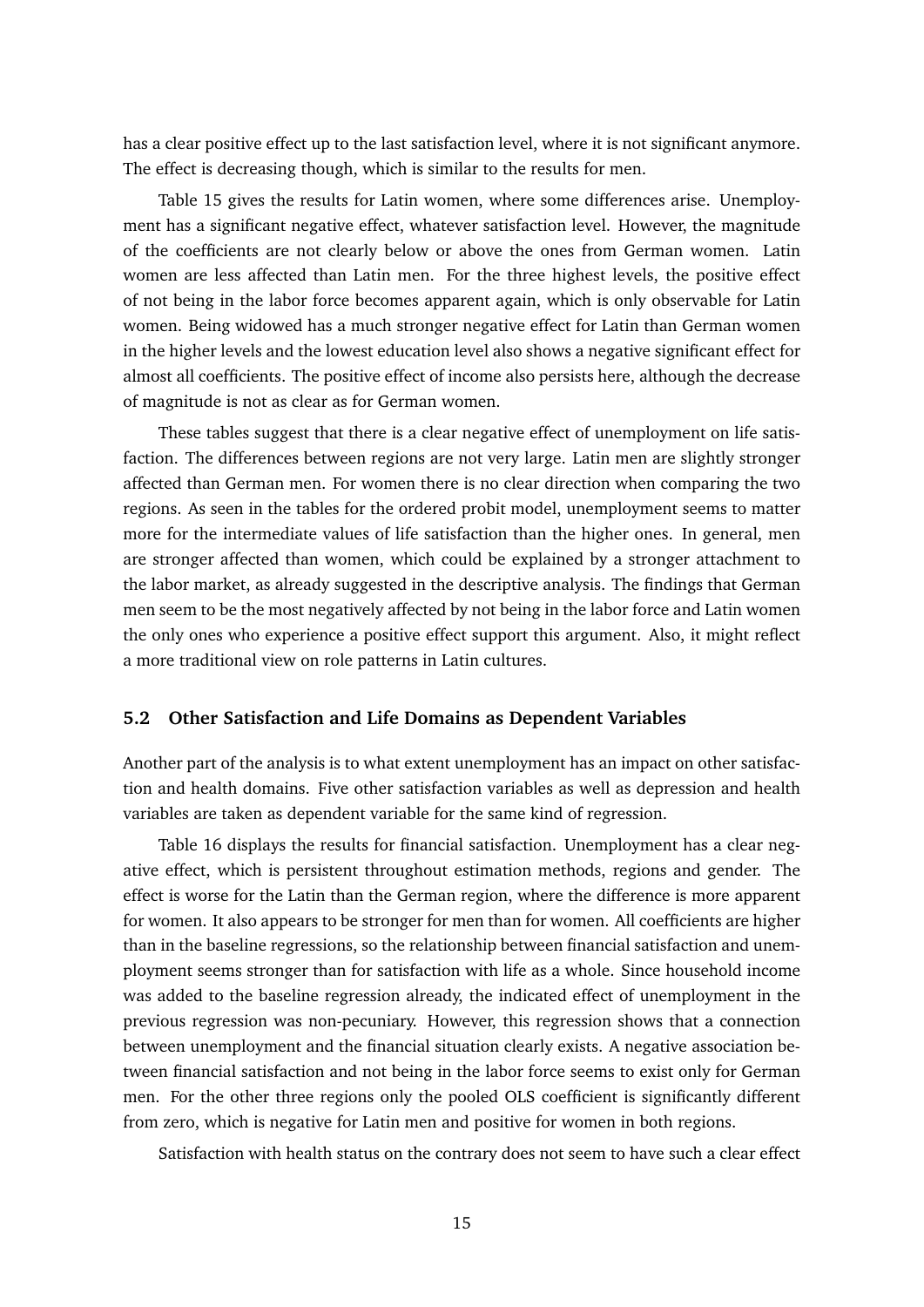has a clear positive effect up to the last satisfaction level, where it is not significant anymore. The effect is decreasing though, which is similar to the results for men.

Table 15 gives the results for Latin women, where some differences arise. Unemployment has a significant negative effect, whatever satisfaction level. However, the magnitude of the coefficients are not clearly below or above the ones from German women. Latin women are less affected than Latin men. For the three highest levels, the positive effect of not being in the labor force becomes apparent again, which is only observable for Latin women. Being widowed has a much stronger negative effect for Latin than German women in the higher levels and the lowest education level also shows a negative significant effect for almost all coefficients. The positive effect of income also persists here, although the decrease of magnitude is not as clear as for German women.

These tables suggest that there is a clear negative effect of unemployment on life satisfaction. The differences between regions are not very large. Latin men are slightly stronger affected than German men. For women there is no clear direction when comparing the two regions. As seen in the tables for the ordered probit model, unemployment seems to matter more for the intermediate values of life satisfaction than the higher ones. In general, men are stronger affected than women, which could be explained by a stronger attachment to the labor market, as already suggested in the descriptive analysis. The findings that German men seem to be the most negatively affected by not being in the labor force and Latin women the only ones who experience a positive effect support this argument. Also, it might reflect a more traditional view on role patterns in Latin cultures.

### 5.2 Other Satisfaction and Life Domains as Dependent Variables

Another part of the analysis is to what extent unemployment has an impact on other satisfaction and health domains. Five other satisfaction variables as well as depression and health variables are taken as dependent variable for the same kind of regression.

Table 16 displays the results for financial satisfaction. Unemployment has a clear negative effect, which is persistent throughout estimation methods, regions and gender. The effect is worse for the Latin than the German region, where the difference is more apparent for women. It also appears to be stronger for men than for women. All coefficients are higher than in the baseline regressions, so the relationship between financial satisfaction and unemployment seems stronger than for satisfaction with life as a whole. Since household income was added to the baseline regression already, the indicated effect of unemployment in the previous regression was non-pecuniary. However, this regression shows that a connection between unemployment and the financial situation clearly exists. A negative association between financial satisfaction and not being in the labor force seems to exist only for German men. For the other three regions only the pooled OLS coefficient is significantly different from zero, which is negative for Latin men and positive for women in both regions.

Satisfaction with health status on the contrary does not seem to have such a clear effect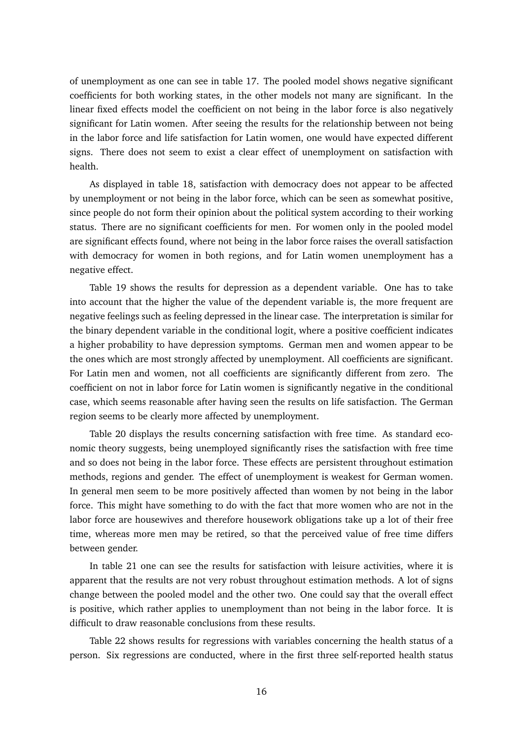of unemployment as one can see in table 17. The pooled model shows negative significant coefficients for both working states, in the other models not many are significant. In the linear fixed effects model the coefficient on not being in the labor force is also negatively significant for Latin women. After seeing the results for the relationship between not being in the labor force and life satisfaction for Latin women, one would have expected different signs. There does not seem to exist a clear effect of unemployment on satisfaction with health.

As displayed in table 18, satisfaction with democracy does not appear to be affected by unemployment or not being in the labor force, which can be seen as somewhat positive, since people do not form their opinion about the political system according to their working status. There are no significant coefficients for men. For women only in the pooled model are significant effects found, where not being in the labor force raises the overall satisfaction with democracy for women in both regions, and for Latin women unemployment has a negative effect.

Table 19 shows the results for depression as a dependent variable. One has to take into account that the higher the value of the dependent variable is, the more frequent are negative feelings such as feeling depressed in the linear case. The interpretation is similar for the binary dependent variable in the conditional logit, where a positive coefficient indicates a higher probability to have depression symptoms. German men and women appear to be the ones which are most strongly affected by unemployment. All coefficients are significant. For Latin men and women, not all coefficients are significantly different from zero. The coefficient on not in labor force for Latin women is significantly negative in the conditional case, which seems reasonable after having seen the results on life satisfaction. The German region seems to be clearly more affected by unemployment.

Table 20 displays the results concerning satisfaction with free time. As standard economic theory suggests, being unemployed significantly rises the satisfaction with free time and so does not being in the labor force. These effects are persistent throughout estimation methods, regions and gender. The effect of unemployment is weakest for German women. In general men seem to be more positively affected than women by not being in the labor force. This might have something to do with the fact that more women who are not in the labor force are housewives and therefore housework obligations take up a lot of their free time, whereas more men may be retired, so that the perceived value of free time differs between gender.

In table 21 one can see the results for satisfaction with leisure activities, where it is apparent that the results are not very robust throughout estimation methods. A lot of signs change between the pooled model and the other two. One could say that the overall effect is positive, which rather applies to unemployment than not being in the labor force. It is difficult to draw reasonable conclusions from these results.

Table 22 shows results for regressions with variables concerning the health status of a person. Six regressions are conducted, where in the first three self-reported health status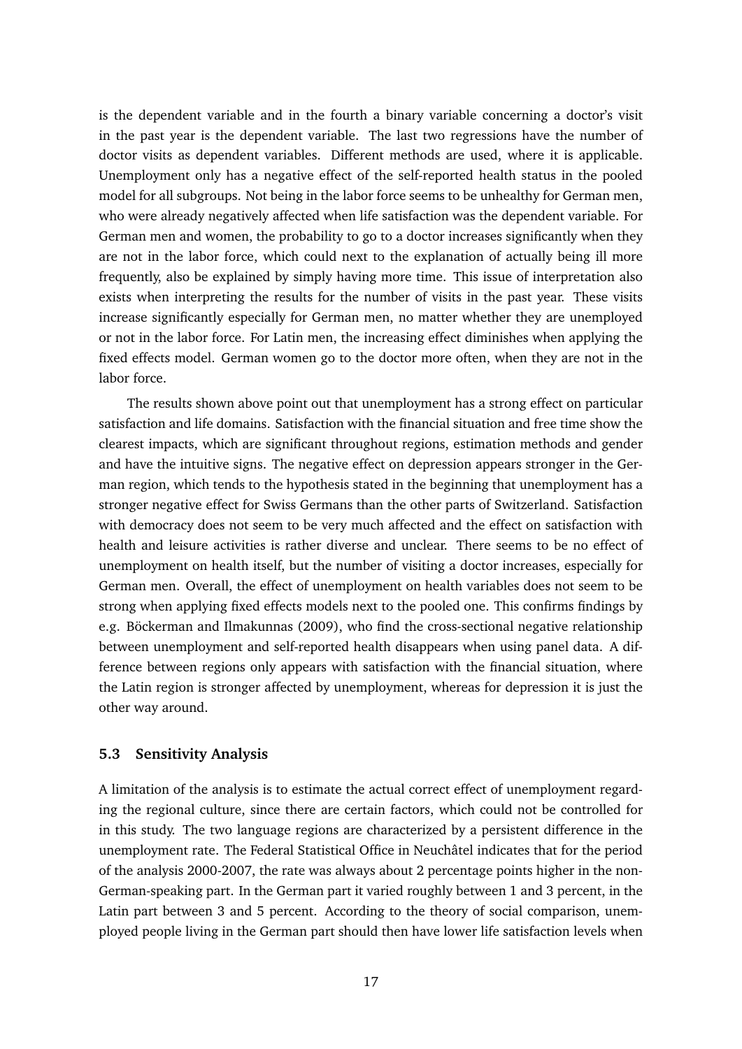is the dependent variable and in the fourth a binary variable concerning a doctor's visit in the past year is the dependent variable. The last two regressions have the number of doctor visits as dependent variables. Different methods are used, where it is applicable. Unemployment only has a negative effect of the self-reported health status in the pooled model for all subgroups. Not being in the labor force seems to be unhealthy for German men, who were already negatively affected when life satisfaction was the dependent variable. For German men and women, the probability to go to a doctor increases significantly when they are not in the labor force, which could next to the explanation of actually being ill more frequently, also be explained by simply having more time. This issue of interpretation also exists when interpreting the results for the number of visits in the past year. These visits increase significantly especially for German men, no matter whether they are unemployed or not in the labor force. For Latin men, the increasing effect diminishes when applying the fixed effects model. German women go to the doctor more often, when they are not in the labor force.

The results shown above point out that unemployment has a strong effect on particular satisfaction and life domains. Satisfaction with the financial situation and free time show the clearest impacts, which are significant throughout regions, estimation methods and gender and have the intuitive signs. The negative effect on depression appears stronger in the German region, which tends to the hypothesis stated in the beginning that unemployment has a stronger negative effect for Swiss Germans than the other parts of Switzerland. Satisfaction with democracy does not seem to be very much affected and the effect on satisfaction with health and leisure activities is rather diverse and unclear. There seems to be no effect of unemployment on health itself, but the number of visiting a doctor increases, especially for German men. Overall, the effect of unemployment on health variables does not seem to be strong when applying fixed effects models next to the pooled one. This confirms findings by e.g. Böckerman and Ilmakunnas (2009), who find the cross-sectional negative relationship between unemployment and self-reported health disappears when using panel data. A difference between regions only appears with satisfaction with the financial situation, where the Latin region is stronger affected by unemployment, whereas for depression it is just the other way around.

### 5.3 Sensitivity Analysis

A limitation of the analysis is to estimate the actual correct effect of unemployment regarding the regional culture, since there are certain factors, which could not be controlled for in this study. The two language regions are characterized by a persistent difference in the unemployment rate. The Federal Statistical Office in Neuchâtel indicates that for the period of the analysis 2000-2007, the rate was always about 2 percentage points higher in the non-German-speaking part. In the German part it varied roughly between 1 and 3 percent, in the Latin part between 3 and 5 percent. According to the theory of social comparison, unemployed people living in the German part should then have lower life satisfaction levels when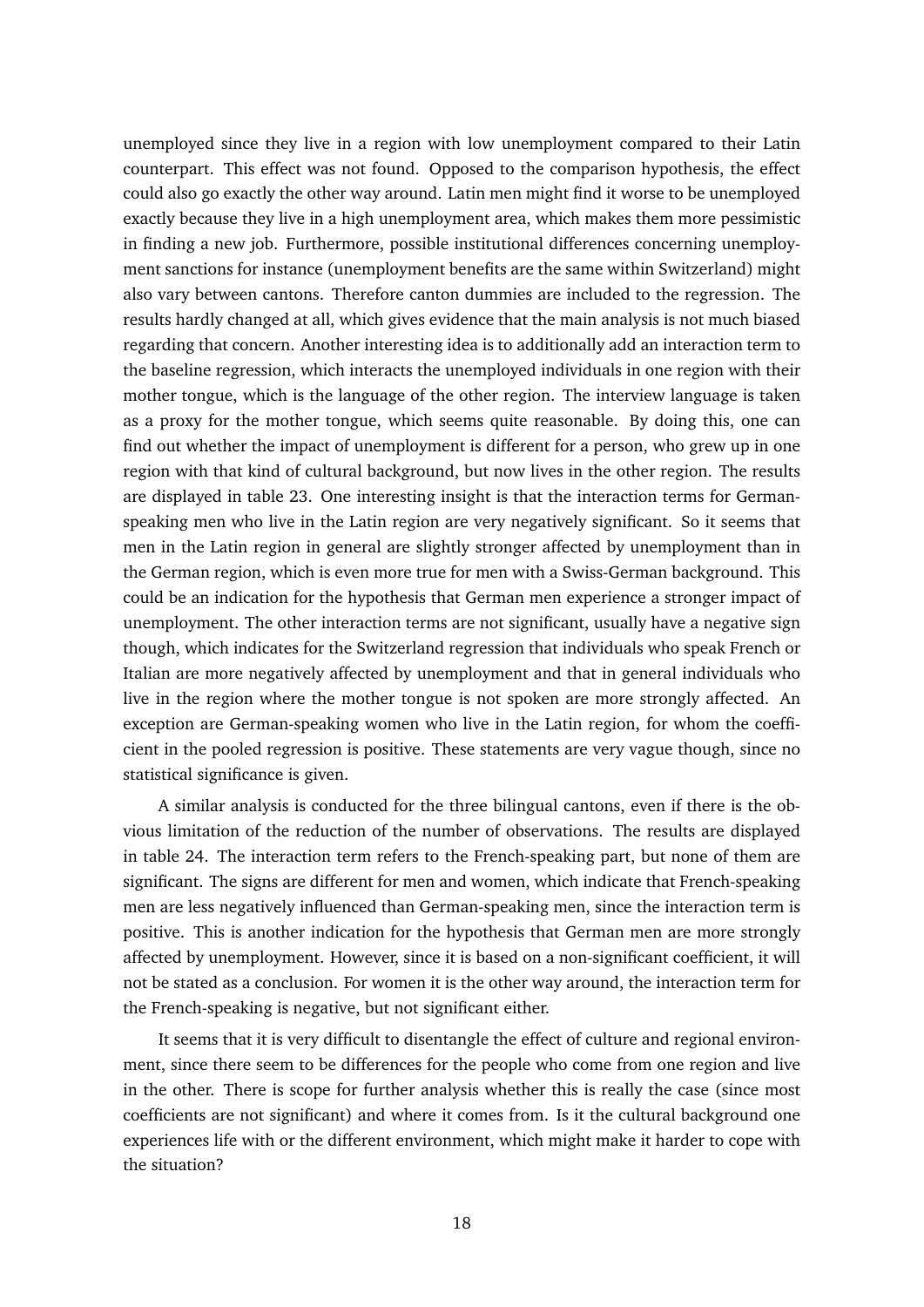unemployed since they live in a region with low unemployment compared to their Latin counterpart. This effect was not found. Opposed to the comparison hypothesis, the effect could also go exactly the other way around. Latin men might find it worse to be unemployed exactly because they live in a high unemployment area, which makes them more pessimistic in finding a new job. Furthermore, possible institutional differences concerning unemployment sanctions for instance (unemployment benefits are the same within Switzerland) might also vary between cantons. Therefore canton dummies are included to the regression. The results hardly changed at all, which gives evidence that the main analysis is not much biased regarding that concern. Another interesting idea is to additionally add an interaction term to the baseline regression, which interacts the unemployed individuals in one region with their mother tongue, which is the language of the other region. The interview language is taken as a proxy for the mother tongue, which seems quite reasonable. By doing this, one can find out whether the impact of unemployment is different for a person, who grew up in one region with that kind of cultural background, but now lives in the other region. The results are displayed in table 23. One interesting insight is that the interaction terms for German-speaking men who live in the Latin region are very negatively significant. So it seems that men in the Latin region in general are slightly stronger affected by unemployment than in the German region, which is even more true for men with a Swiss-German background. This could be an indication for the hypothesis that German men experience a stronger impact of unemployment. The other interaction terms are not significant, usually have a negative sign though, which indicates for the Switzerland regression that individuals who speak French or Italian are more negatively affected by unemployment and that in general individuals who live in the region where the mother tongue is not spoken are more strongly affected. An exception are German-speaking women who live in the Latin region, for whom the coefficient in the pooled regression is positive. These statements are very vague though, since no statistical significance is given.

A similar analysis is conducted for the three bilingual cantons, even if there is the obvious limitation of the reduction of the number of observations. The results are displayed in table 24. The interaction term refers to the French-speaking part, but none of them are significant. The signs are different for men and women, which indicate that French-speaking men are less negatively influenced than German-speaking men, since the interaction term is positive. This is another indication for the hypothesis that German men are more strongly affected by unemployment. However, since it is based on a non-significant coefficient, it will not be stated as a conclusion. For women it is the other way around, the interaction term for the French-speaking is negative, but not significant either.

It seems that it is very difficult to disentangle the effect of culture and regional environment, since there seem to be differences for the people who come from one region and live in the other. There is scope for further analysis whether this is really the case (since most coefficients are not significant) and where it comes from. Is it the cultural background one experiences life with or the different environment, which might make it harder to cope with the situation?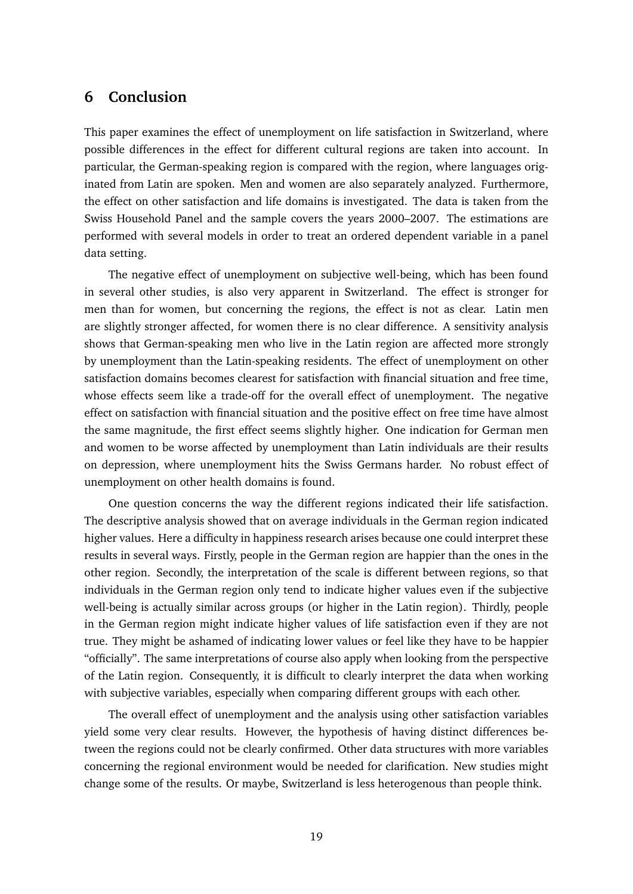## 6 Conclusion

This paper examines the effect of unemployment on life satisfaction in Switzerland, where possible differences in the effect for different cultural regions are taken into account. In particular, the German-speaking region is compared with the region, where languages originated from Latin are spoken. Men and women are also separately analyzed. Furthermore, the effect on other satisfaction and life domains is investigated. The data is taken from the Swiss Household Panel and the sample covers the years 2000–2007. The estimations are performed with several models in order to treat an ordered dependent variable in a panel data setting.

The negative effect of unemployment on subjective well-being, which has been found in several other studies, is also very apparent in Switzerland. The effect is stronger for men than for women, but concerning the regions, the effect is not as clear. Latin men are slightly stronger affected, for women there is no clear difference. A sensitivity analysis shows that German-speaking men who live in the Latin region are affected more strongly by unemployment than the Latin-speaking residents. The effect of unemployment on other satisfaction domains becomes clearest for satisfaction with financial situation and free time, whose effects seem like a trade-off for the overall effect of unemployment. The negative effect on satisfaction with financial situation and the positive effect on free time have almost the same magnitude, the first effect seems slightly higher. One indication for German men and women to be worse affected by unemployment than Latin individuals are their results on depression, where unemployment hits the Swiss Germans harder. No robust effect of unemployment on other health domains is found.

One question concerns the way the different regions indicated their life satisfaction. The descriptive analysis showed that on average individuals in the German region indicated higher values. Here a difficulty in happiness research arises because one could interpret these results in several ways. Firstly, people in the German region are happier than the ones in the other region. Secondly, the interpretation of the scale is different between regions, so that individuals in the German region only tend to indicate higher values even if the subjective well-being is actually similar across groups (or higher in the Latin region). Thirdly, people in the German region might indicate higher values of life satisfaction even if they are not true. They might be ashamed of indicating lower values or feel like they have to be happier "officially". The same interpretations of course also apply when looking from the perspective of the Latin region. Consequently, it is difficult to clearly interpret the data when working with subjective variables, especially when comparing different groups with each other.

The overall effect of unemployment and the analysis using other satisfaction variables yield some very clear results. However, the hypothesis of having distinct differences between the regions could not be clearly confirmed. Other data structures with more variables concerning the regional environment would be needed for clarification. New studies might change some of the results. Or maybe, Switzerland is less heterogenous than people think.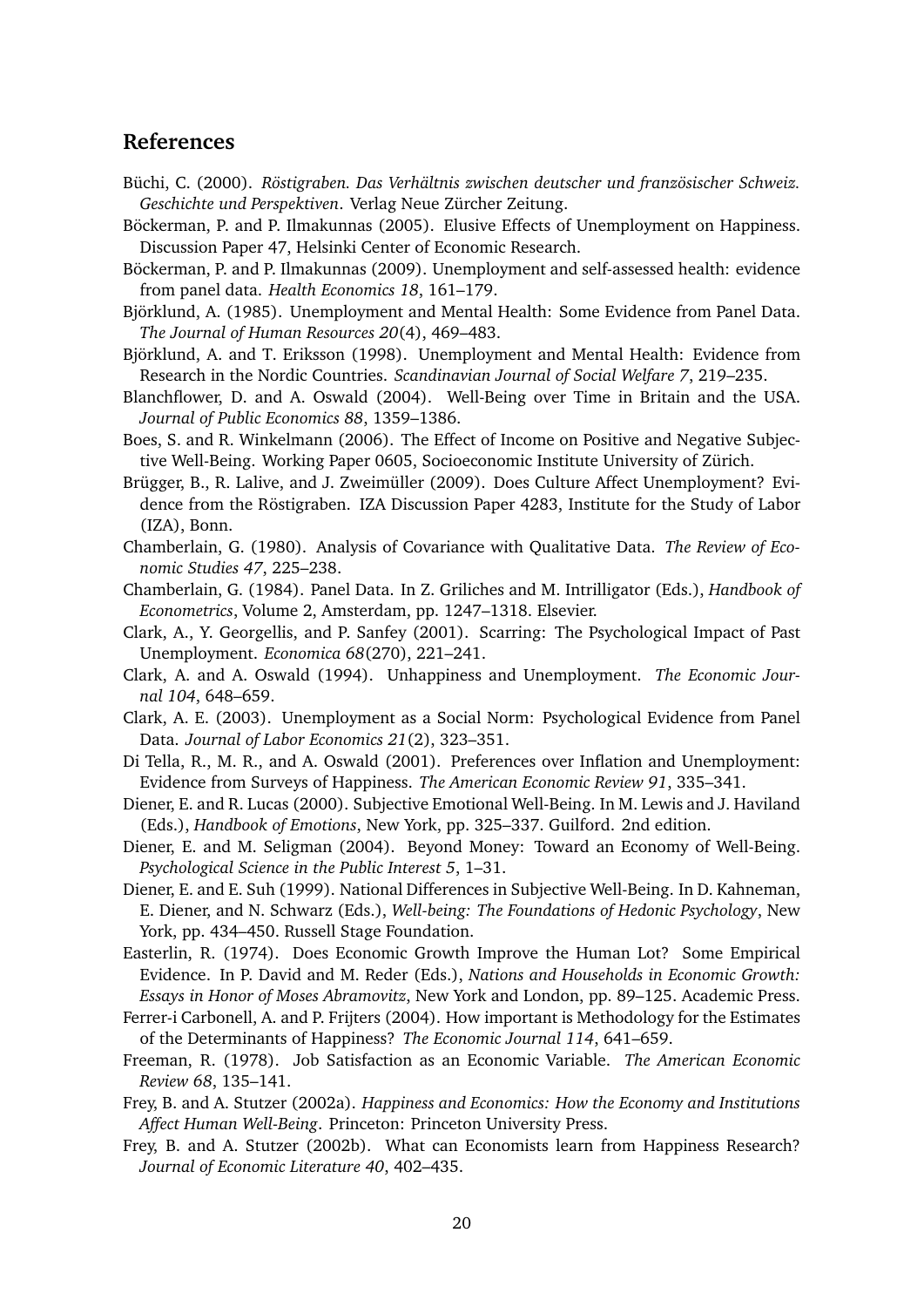## References

Büchi, C. (2000). *Röstigraben. Das Verhältnis zwischen deutscher und französischer Schweiz. Geschichte und Perspektiven*. Verlag Neue Zürcher Zeitung.

Böckerman, P. and P. Ilmakunnas (2005). Elusive Effects of Unemployment on Happiness. Discussion Paper 47, Helsinki Center of Economic Research.

Böckerman, P. and P. Ilmakunnas (2009). Unemployment and self-assessed health: evidence from panel data. *Health Economics 18*, 161–179.

Björklund, A. (1985). Unemployment and Mental Health: Some Evidence from Panel Data. *The Journal of Human Resources 20*(4), 469–483.

Björklund, A. and T. Eriksson (1998). Unemployment and Mental Health: Evidence from Research in the Nordic Countries. *Scandinavian Journal of Social Welfare 7*, 219–235.

Blanchflower, D. and A. Oswald (2004). Well-Being over Time in Britain and the USA. *Journal of Public Economics 88*, 1359–1386.

Boes, S. and R. Winkelmann (2006). The Effect of Income on Positive and Negative Subjective Well-Being. Working Paper 0605, Socioeconomic Institute University of Zürich.

Brügger, B., R. Lalive, and J. Zweimüller (2009). Does Culture Affect Unemployment? Evidence from the Röstigraben. IZA Discussion Paper 4283, Institute for the Study of Labor (IZA), Bonn.

Chamberlain, G. (1980). Analysis of Covariance with Qualitative Data. *The Review of Economic Studies 47*, 225–238.

Chamberlain, G. (1984). Panel Data. In Z. Griliches and M. Intrilligator (Eds.), *Handbook of Econometrics*, Volume 2, Amsterdam, pp. 1247–1318. Elsevier.

Clark, A., Y. Georgellis, and P. Sanfey (2001). Scarring: The Psychological Impact of Past Unemployment. *Economica 68*(270), 221–241.

Clark, A. and A. Oswald (1994). Unhappiness and Unemployment. *The Economic Journal 104*, 648–659.

Clark, A. E. (2003). Unemployment as a Social Norm: Psychological Evidence from Panel Data. *Journal of Labor Economics 21*(2), 323–351.

Di Tella, R., M. R., and A. Oswald (2001). Preferences over Inflation and Unemployment: Evidence from Surveys of Happiness. *The American Economic Review 91*, 335–341.

Diener, E. and R. Lucas (2000). Subjective Emotional Well-Being. In M. Lewis and J. Haviland (Eds.), *Handbook of Emotions*, New York, pp. 325–337. Guilford. 2nd edition.

Diener, E. and M. Seligman (2004). Beyond Money: Toward an Economy of Well-Being. *Psychological Science in the Public Interest 5*, 1–31.

Diener, E. and E. Suh (1999). National Differences in Subjective Well-Being. In D. Kahneman, E. Diener, and N. Schwarz (Eds.), *Well-being: The Foundations of Hedonic Psychology*, New York, pp. 434–450. Russell Stage Foundation.

Easterlin, R. (1974). Does Economic Growth Improve the Human Lot? Some Empirical Evidence. In P. David and M. Reder (Eds.), *Nations and Households in Economic Growth: Essays in Honor of Moses Abramovitz*, New York and London, pp. 89–125. Academic Press.

Ferrer-i Carbonell, A. and P. Frijters (2004). How important is Methodology for the Estimates of the Determinants of Happiness? *The Economic Journal 114*, 641–659.

Freeman, R. (1978). Job Satisfaction as an Economic Variable. *The American Economic Review 68*, 135–141.

Frey, B. and A. Stutzer (2002a). *Happiness and Economics: How the Economy and Institutions Affect Human Well-Being*. Princeton: Princeton University Press.

Frey, B. and A. Stutzer (2002b). What can Economists learn from Happiness Research? *Journal of Economic Literature 40*, 402–435.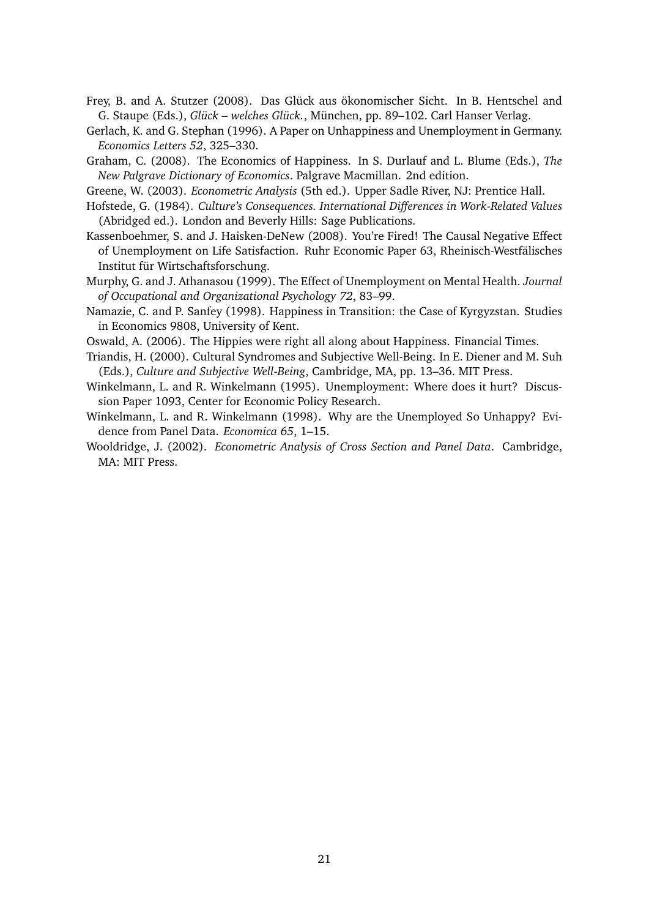Frey, B. and A. Stutzer (2008). Das Glück aus ökonomischer Sicht. In B. Hentschel and G. Staupe (Eds.), *Glück – welches Glück.*, München, pp. 89–102. Carl Hanser Verlag.

Gerlach, K. and G. Stephan (1996). A Paper on Unhappiness and Unemployment in Germany. *Economics Letters 52*, 325–330.

Graham, C. (2008). The Economics of Happiness. In S. Durlauf and L. Blume (Eds.), *The New Palgrave Dictionary of Economics*. Palgrave Macmillan. 2nd edition.

Greene, W. (2003). *Econometric Analysis* (5th ed.). Upper Sadle River, NJ: Prentice Hall.

Hofstede, G. (1984). *Culture's Consequences. International Differences in Work-Related Values* (Abridged ed.). London and Beverly Hills: Sage Publications.

Kassenboehmer, S. and J. Haisken-DeNew (2008). You're Fired! The Causal Negative Effect of Unemployment on Life Satisfaction. Ruhr Economic Paper 63, Rheinisch-Westfälisches Institut für Wirtschaftsforschung.

Murphy, G. and J. Athanasou (1999). The Effect of Unemployment on Mental Health. *Journal of Occupational and Organizational Psychology 72*, 83–99.

Namazie, C. and P. Sanfey (1998). Happiness in Transition: the Case of Kyrgyzstan. Studies in Economics 9808, University of Kent.

Oswald, A. (2006). The Hippies were right all along about Happiness. Financial Times.

Triandis, H. (2000). Cultural Syndromes and Subjective Well-Being. In E. Diener and M. Suh (Eds.), *Culture and Subjective Well-Being*, Cambridge, MA, pp. 13–36. MIT Press.

Winkelmann, L. and R. Winkelmann (1995). Unemployment: Where does it hurt? Discussion Paper 1093, Center for Economic Policy Research.

Winkelmann, L. and R. Winkelmann (1998). Why are the Unemployed So Unhappy? Evidence from Panel Data. *Economica 65*, 1–15.

Wooldridge, J. (2002). *Econometric Analysis of Cross Section and Panel Data*. Cambridge, MA: MIT Press.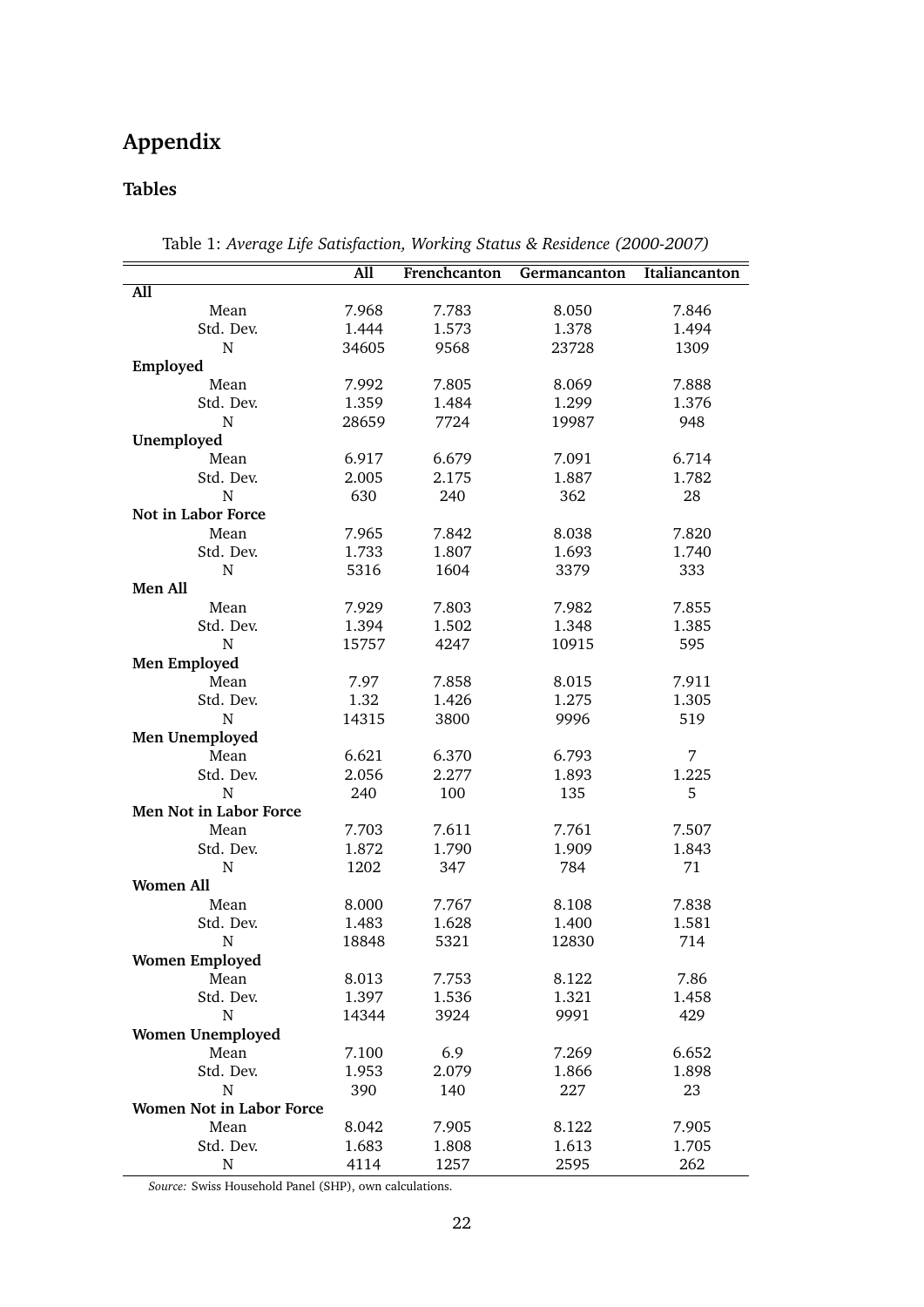# Appendix

## Tables

Table 1: *Average Life Satisfaction, Working Status & Residence (2000-2007)*

| | All | Frenchcanton | Germancanton | Italiancanton |
|---|---|---|---|---|
| **All** | | | | |
| Mean | 7.968 | 7.783 | 8.050 | 7.846 |
| Std. Dev. | 1.444 | 1.573 | 1.378 | 1.494 |
| N | 34605 | 9568 | 23728 | 1309 |
| **Employed** | | | | |
| Mean | 7.992 | 7.805 | 8.069 | 7.888 |
| Std. Dev. | 1.359 | 1.484 | 1.299 | 1.376 |
| N | 28659 | 7724 | 19987 | 948 |
| **Unemployed** | | | | |
| Mean | 6.917 | 6.679 | 7.091 | 6.714 |
| Std. Dev. | 2.005 | 2.175 | 1.887 | 1.782 |
| N | 630 | 240 | 362 | 28 |
| **Not in Labor Force** | | | | |
| Mean | 7.965 | 7.842 | 8.038 | 7.820 |
| Std. Dev. | 1.733 | 1.807 | 1.693 | 1.740 |
| N | 5316 | 1604 | 3379 | 333 |
| **Men All** | | | | |
| Mean | 7.929 | 7.803 | 7.982 | 7.855 |
| Std. Dev. | 1.394 | 1.502 | 1.348 | 1.385 |
| N | 15757 | 4247 | 10915 | 595 |
| **Men Employed** | | | | |
| Mean | 7.97 | 7.858 | 8.015 | 7.911 |
| Std. Dev. | 1.32 | 1.426 | 1.275 | 1.305 |
| N | 14315 | 3800 | 9996 | 519 |
| **Men Unemployed** | | | | |
| Mean | 6.621 | 6.370 | 6.793 | 7 |
| Std. Dev. | 2.056 | 2.277 | 1.893 | 1.225 |
| N | 240 | 100 | 135 | 5 |
| **Men Not in Labor Force** | | | | |
| Mean | 7.703 | 7.611 | 7.761 | 7.507 |
| Std. Dev. | 1.872 | 1.790 | 1.909 | 1.843 |
| N | 1202 | 347 | 784 | 71 |
| **Women All** | | | | |
| Mean | 8.000 | 7.767 | 8.108 | 7.838 |
| Std. Dev. | 1.483 | 1.628 | 1.400 | 1.581 |
| N | 18848 | 5321 | 12830 | 714 |
| **Women Employed** | | | | |
| Mean | 8.013 | 7.753 | 8.122 | 7.86 |
| Std. Dev. | 1.397 | 1.536 | 1.321 | 1.458 |
| N | 14344 | 3924 | 9991 | 429 |
| **Women Unemployed** | | | | |
| Mean | 7.100 | 6.9 | 7.269 | 6.652 |
| Std. Dev. | 1.953 | 2.079 | 1.866 | 1.898 |
| N | 390 | 140 | 227 | 23 |
| **Women Not in Labor Force** | | | | |
| Mean | 8.042 | 7.905 | 8.122 | 7.905 |
| Std. Dev. | 1.683 | 1.808 | 1.613 | 1.705 |
| N | 4114 | 1257 | 2595 | 262 |

*Source:* Swiss Household Panel (SHP), own calculations.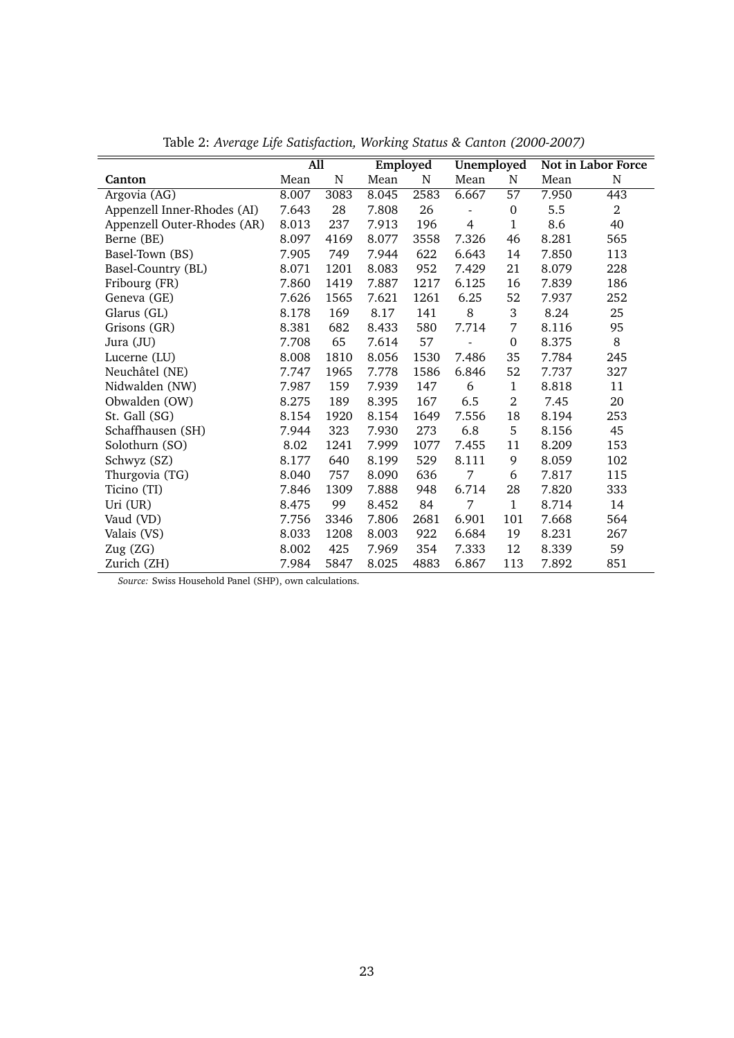Table 2: *Average Life Satisfaction, Working Status & Canton (2000-2007)*

| | All | | Employed | | Unemployed | | Not in Labor Force | |
|---|---|---|---|---|---|---|---|---|
| **Canton** | Mean | N | Mean | N | Mean | N | Mean | N |
| Argovia (AG) | 8.007 | 3083 | 8.045 | 2583 | 6.667 | 57 | 7.950 | 443 |
| Appenzell Inner-Rhodes (AI) | 7.643 | 28 | 7.808 | 26 | - | 0 | 5.5 | 2 |
| Appenzell Outer-Rhodes (AR) | 8.013 | 237 | 7.913 | 196 | 4 | 1 | 8.6 | 40 |
| Berne (BE) | 8.097 | 4169 | 8.077 | 3558 | 7.326 | 46 | 8.281 | 565 |
| Basel-Town (BS) | 7.905 | 749 | 7.944 | 622 | 6.643 | 14 | 7.850 | 113 |
| Basel-Country (BL) | 8.071 | 1201 | 8.083 | 952 | 7.429 | 21 | 8.079 | 228 |
| Fribourg (FR) | 7.860 | 1419 | 7.887 | 1217 | 6.125 | 16 | 7.839 | 186 |
| Geneva (GE) | 7.626 | 1565 | 7.621 | 1261 | 6.25 | 52 | 7.937 | 252 |
| Glarus (GL) | 8.178 | 169 | 8.17 | 141 | 8 | 3 | 8.24 | 25 |
| Grisons (GR) | 8.381 | 682 | 8.433 | 580 | 7.714 | 7 | 8.116 | 95 |
| Jura (JU) | 7.708 | 65 | 7.614 | 57 | - | 0 | 8.375 | 8 |
| Lucerne (LU) | 8.008 | 1810 | 8.056 | 1530 | 7.486 | 35 | 7.784 | 245 |
| Neuchâtel (NE) | 7.747 | 1965 | 7.778 | 1586 | 6.846 | 52 | 7.737 | 327 |
| Nidwalden (NW) | 7.987 | 159 | 7.939 | 147 | 6 | 1 | 8.818 | 11 |
| Obwalden (OW) | 8.275 | 189 | 8.395 | 167 | 6.5 | 2 | 7.45 | 20 |
| St. Gall (SG) | 8.154 | 1920 | 8.154 | 1649 | 7.556 | 18 | 8.194 | 253 |
| Schaffhausen (SH) | 7.944 | 323 | 7.930 | 273 | 6.8 | 5 | 8.156 | 45 |
| Solothurn (SO) | 8.02 | 1241 | 7.999 | 1077 | 7.455 | 11 | 8.209 | 153 |
| Schwyz (SZ) | 8.177 | 640 | 8.199 | 529 | 8.111 | 9 | 8.059 | 102 |
| Thurgovia (TG) | 8.040 | 757 | 8.090 | 636 | 7 | 6 | 7.817 | 115 |
| Ticino (TI) | 7.846 | 1309 | 7.888 | 948 | 6.714 | 28 | 7.820 | 333 |
| Uri (UR) | 8.475 | 99 | 8.452 | 84 | 7 | 1 | 8.714 | 14 |
| Vaud (VD) | 7.756 | 3346 | 7.806 | 2681 | 6.901 | 101 | 7.668 | 564 |
| Valais (VS) | 8.033 | 1208 | 8.003 | 922 | 6.684 | 19 | 8.231 | 267 |
| Zug (ZG) | 8.002 | 425 | 7.969 | 354 | 7.333 | 12 | 8.339 | 59 |
| Zurich (ZH) | 7.984 | 5847 | 8.025 | 4883 | 6.867 | 113 | 7.892 | 851 |

*Source:* Swiss Household Panel (SHP), own calculations.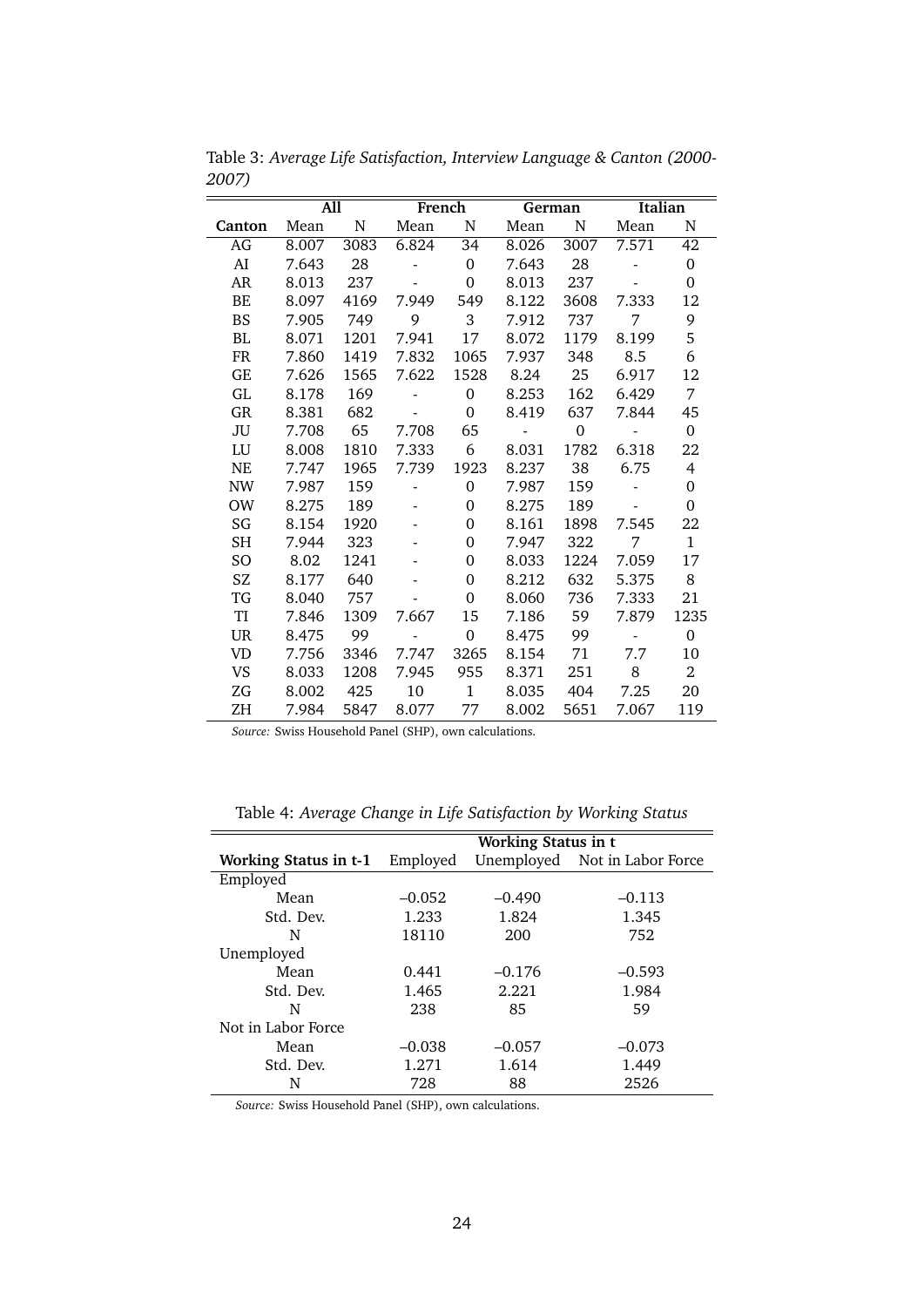Table 3: *Average Life Satisfaction, Interview Language & Canton (2000-2007)*

| | All | | French | | German | | Italian | |
|---|---|---|---|---|---|---|---|---|
| **Canton** | Mean | N | Mean | N | Mean | N | Mean | N |
| AG | 8.007 | 3083 | 6.824 | 34 | 8.026 | 3007 | 7.571 | 42 |
| AI | 7.643 | 28 | - | 0 | 7.643 | 28 | - | 0 |
| AR | 8.013 | 237 | - | 0 | 8.013 | 237 | - | 0 |
| BE | 8.097 | 4169 | 7.949 | 549 | 8.122 | 3608 | 7.333 | 12 |
| BS | 7.905 | 749 | 9 | 3 | 7.912 | 737 | 7 | 9 |
| BL | 8.071 | 1201 | 7.941 | 17 | 8.072 | 1179 | 8.199 | 5 |
| FR | 7.860 | 1419 | 7.832 | 1065 | 7.937 | 348 | 8.5 | 6 |
| GE | 7.626 | 1565 | 7.622 | 1528 | 8.24 | 25 | 6.917 | 12 |
| GL | 8.178 | 169 | - | 0 | 8.253 | 162 | 6.429 | 7 |
| GR | 8.381 | 682 | - | 0 | 8.419 | 637 | 7.844 | 45 |
| JU | 7.708 | 65 | 7.708 | 65 | - | 0 | - | 0 |
| LU | 8.008 | 1810 | 7.333 | 6 | 8.031 | 1782 | 6.318 | 22 |
| NE | 7.747 | 1965 | 7.739 | 1923 | 8.237 | 38 | 6.75 | 4 |
| NW | 7.987 | 159 | - | 0 | 7.987 | 159 | - | 0 |
| OW | 8.275 | 189 | - | 0 | 8.275 | 189 | - | 0 |
| SG | 8.154 | 1920 | - | 0 | 8.161 | 1898 | 7.545 | 22 |
| SH | 7.944 | 323 | - | 0 | 7.947 | 322 | 7 | 1 |
| SO | 8.02 | 1241 | - | 0 | 8.033 | 1224 | 7.059 | 17 |
| SZ | 8.177 | 640 | - | 0 | 8.212 | 632 | 5.375 | 8 |
| TG | 8.040 | 757 | - | 0 | 8.060 | 736 | 7.333 | 21 |
| TI | 7.846 | 1309 | 7.667 | 15 | 7.186 | 59 | 7.879 | 1235 |
| UR | 8.475 | 99 | - | 0 | 8.475 | 99 | - | 0 |
| VD | 7.756 | 3346 | 7.747 | 3265 | 8.154 | 71 | 7.7 | 10 |
| VS | 8.033 | 1208 | 7.945 | 955 | 8.371 | 251 | 8 | 2 |
| ZG | 8.002 | 425 | 10 | 1 | 8.035 | 404 | 7.25 | 20 |
| ZH | 7.984 | 5847 | 8.077 | 77 | 8.002 | 5651 | 7.067 | 119 |

*Source:* Swiss Household Panel (SHP), own calculations.

Table 4: *Average Change in Life Satisfaction by Working Status*

| | Working Status in t | | |
|---|---|---|---|
| **Working Status in t-1** | Employed | Unemployed | Not in Labor Force |
| Employed | | | |
| Mean | –0.052 | –0.490 | –0.113 |
| Std. Dev. | 1.233 | 1.824 | 1.345 |
| N | 18110 | 200 | 752 |
| Unemployed | | | |
| Mean | 0.441 | –0.176 | –0.593 |
| Std. Dev. | 1.465 | 2.221 | 1.984 |
| N | 238 | 85 | 59 |
| Not in Labor Force | | | |
| Mean | –0.038 | –0.057 | –0.073 |
| Std. Dev. | 1.271 | 1.614 | 1.449 |
| N | 728 | 88 | 2526 |

*Source:* Swiss Household Panel (SHP), own calculations.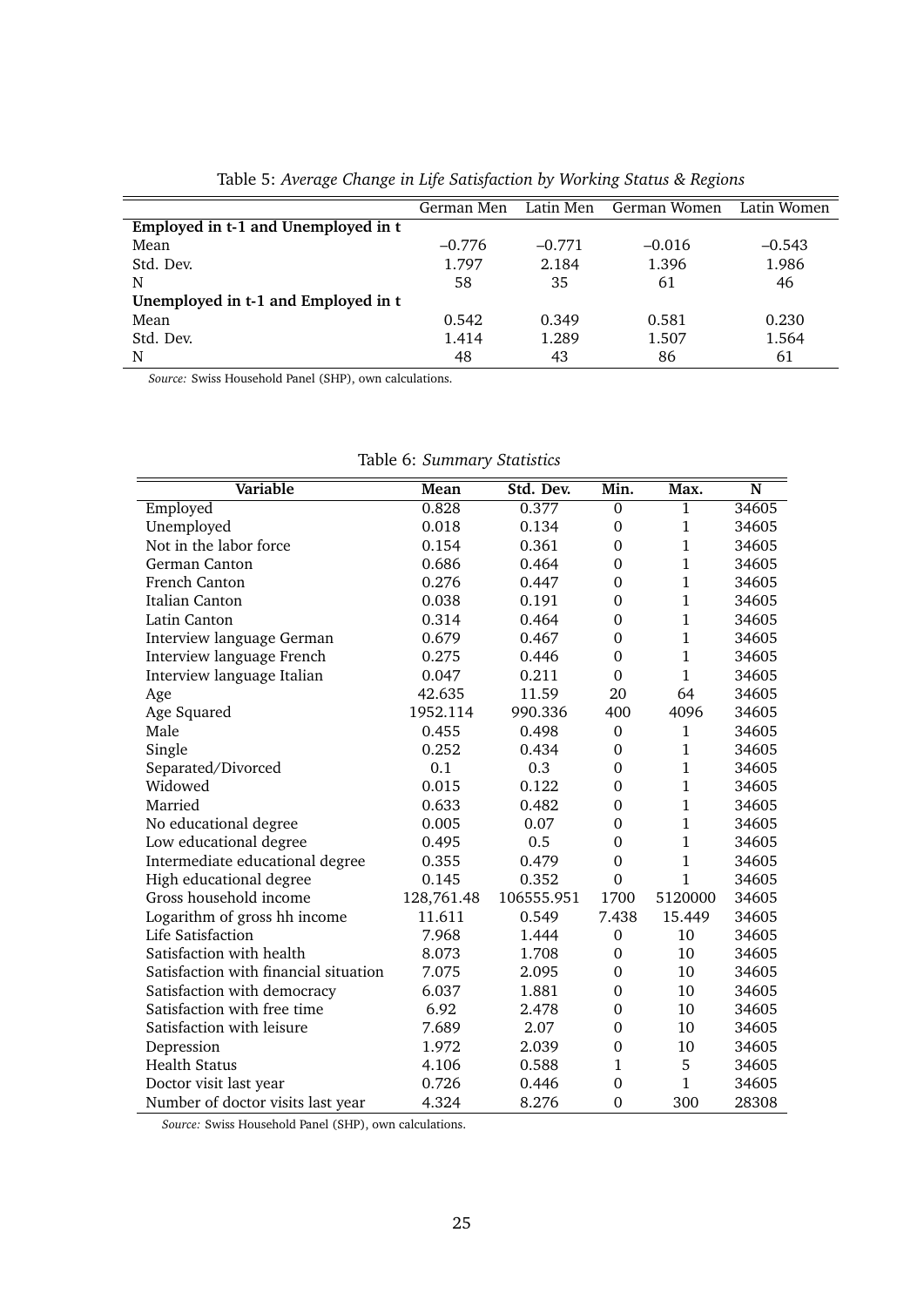Table 5: *Average Change in Life Satisfaction by Working Status & Regions*

| | German Men | Latin Men | German Women | Latin Women |
|---|---|---|---|---|
| **Employed in t-1 and Unemployed in t** | | | | |
| Mean | –0.776 | –0.771 | –0.016 | –0.543 |
| Std. Dev. | 1.797 | 2.184 | 1.396 | 1.986 |
| N | 58 | 35 | 61 | 46 |
| **Unemployed in t-1 and Employed in t** | | | | |
| Mean | 0.542 | 0.349 | 0.581 | 0.230 |
| Std. Dev. | 1.414 | 1.289 | 1.507 | 1.564 |
| N | 48 | 43 | 86 | 61 |

*Source:* Swiss Household Panel (SHP), own calculations.

Table 6: *Summary Statistics*

| Variable | Mean | Std. Dev. | Min. | Max. | N |
|---|---|---|---|---|---|
| Employed | 0.828 | 0.377 | 0 | 1 | 34605 |
| Unemployed | 0.018 | 0.134 | 0 | 1 | 34605 |
| Not in the labor force | 0.154 | 0.361 | 0 | 1 | 34605 |
| German Canton | 0.686 | 0.464 | 0 | 1 | 34605 |
| French Canton | 0.276 | 0.447 | 0 | 1 | 34605 |
| Italian Canton | 0.038 | 0.191 | 0 | 1 | 34605 |
| Latin Canton | 0.314 | 0.464 | 0 | 1 | 34605 |
| Interview language German | 0.679 | 0.467 | 0 | 1 | 34605 |
| Interview language French | 0.275 | 0.446 | 0 | 1 | 34605 |
| Interview language Italian | 0.047 | 0.211 | 0 | 1 | 34605 |
| Age | 42.635 | 11.59 | 20 | 64 | 34605 |
| Age Squared | 1952.114 | 990.336 | 400 | 4096 | 34605 |
| Male | 0.455 | 0.498 | 0 | 1 | 34605 |
| Single | 0.252 | 0.434 | 0 | 1 | 34605 |
| Separated/Divorced | 0.1 | 0.3 | 0 | 1 | 34605 |
| Widowed | 0.015 | 0.122 | 0 | 1 | 34605 |
| Married | 0.633 | 0.482 | 0 | 1 | 34605 |
| No educational degree | 0.005 | 0.07 | 0 | 1 | 34605 |
| Low educational degree | 0.495 | 0.5 | 0 | 1 | 34605 |
| Intermediate educational degree | 0.355 | 0.479 | 0 | 1 | 34605 |
| High educational degree | 0.145 | 0.352 | 0 | 1 | 34605 |
| Gross household income | 128,761.48 | 106555.951 | 1700 | 5120000 | 34605 |
| Logarithm of gross hh income | 11.611 | 0.549 | 7.438 | 15.449 | 34605 |
| Life Satisfaction | 7.968 | 1.444 | 0 | 10 | 34605 |
| Satisfaction with health | 8.073 | 1.708 | 0 | 10 | 34605 |
| Satisfaction with financial situation | 7.075 | 2.095 | 0 | 10 | 34605 |
| Satisfaction with democracy | 6.037 | 1.881 | 0 | 10 | 34605 |
| Satisfaction with free time | 6.92 | 2.478 | 0 | 10 | 34605 |
| Satisfaction with leisure | 7.689 | 2.07 | 0 | 10 | 34605 |
| Depression | 1.972 | 2.039 | 0 | 10 | 34605 |
| Health Status | 4.106 | 0.588 | 1 | 5 | 34605 |
| Doctor visit last year | 0.726 | 0.446 | 0 | 1 | 34605 |
| Number of doctor visits last year | 4.324 | 8.276 | 0 | 300 | 28308 |

*Source:* Swiss Household Panel (SHP), own calculations.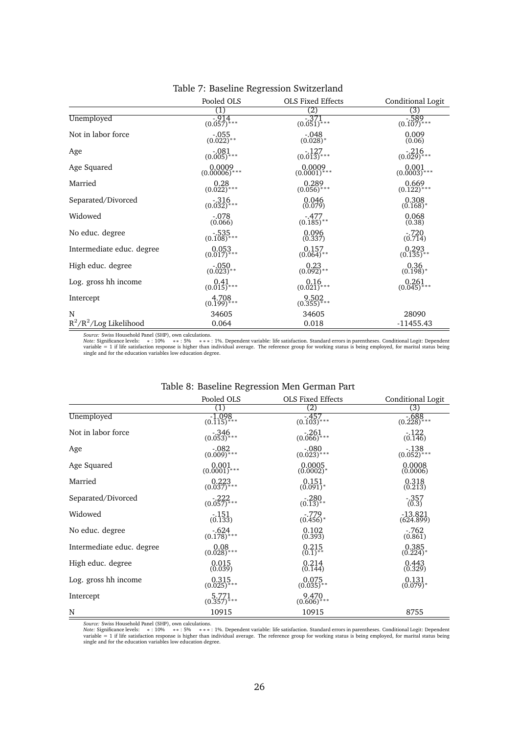Table 7: Baseline Regression Switzerland

| | Pooled OLS | OLS Fixed Effects | Conditional Logit |
|---|---|---|---|
| | (1) | (2) | (3) |
| Unemployed | -.914 (0.057)*** | -.371 (0.051)*** | -.589 (0.107)*** |
| Not in labor force | -.055 (0.022)** | -.048 (0.028)* | 0.009 (0.06) |
| Age | -.081 (0.005)*** | -.127 (0.013)*** | -.216 (0.029)*** |
| Age Squared | 0.0009 (0.00006)*** | 0.0009 (0.0001)*** | 0.001 (0.0003)*** |
| Married | 0.28 (0.022)*** | 0.289 (0.056)*** | 0.669 (0.122)*** |
| Separated/Divorced | -.316 (0.032)*** | 0.046 (0.079) | 0.308 (0.168)* |
| Widowed | -.078 (0.066) | -.477 (0.185)** | 0.068 (0.38) |
| No educ. degree | -.535 (0.108)*** | 0.096 (0.337) | -.720 (0.714) |
| Intermediate educ. degree | 0.053 (0.017)*** | 0.157 (0.064)** | 0.293 (0.135)** |
| High educ. degree | -.050 (0.023)** | 0.23 (0.092)** | 0.36 (0.198)* |
| Log. gross hh income | 0.41 (0.015)*** | 0.16 (0.021)*** | 0.261 (0.045)*** |
| Intercept | 4.708 (0.199)*** | 9.502 (0.355)*** | |
| N | 34605 | 34605 | 28090 |
| $R^2$/$R^2$/Log Likelihood | 0.064 | 0.018 | -11455.43 |

*Source:* Swiss Household Panel (SHP), own calculations.
*Note:* Significance levels: * : 10% ** : 5% *** : 1%. Dependent variable: life satisfaction. Standard errors in parentheses. Conditional Logit: Dependent variable = 1 if life satisfaction response is higher than individual average. The reference group for working status is being employed, for marital status being single and for the education variables low education degree.

Table 8: Baseline Regression Men German Part

| | Pooled OLS | OLS Fixed Effects | Conditional Logit |
|---|---|---|---|
| | (1) | (2) | (3) |
| Unemployed | -1.098 (0.115)*** | -.457 (0.103)*** | -.688 (0.228)*** |
| Not in labor force | -.346 (0.053)*** | -.261 (0.066)*** | -.122 (0.146) |
| Age | -.082 (0.009)*** | -.080 (0.023)*** | -.138 (0.052)*** |
| Age Squared | 0.001 (0.0001)*** | 0.0005 (0.0002)* | 0.0008 (0.0006) |
| Married | 0.223 (0.037)*** | 0.151 (0.091)* | 0.318 (0.213) |
| Separated/Divorced | -.222 (0.057)*** | -.280 (0.13)** | -.357 (0.3) |
| Widowed | -.151 (0.133) | -.779 (0.456)* | -13.821 (624.899) |
| No educ. degree | -.624 (0.178)*** | 0.102 (0.393) | -.762 (0.861) |
| Intermediate educ. degree | 0.08 (0.028)*** | 0.215 (0.1)** | 0.385 (0.224)* |
| High educ. degree | 0.015 (0.039) | 0.214 (0.144) | 0.443 (0.329) |
| Log. gross hh income | 0.315 (0.025)*** | 0.075 (0.035)** | 0.131 (0.079)* |
| Intercept | 5.771 (0.357)*** | 9.470 (0.606)*** | |
| N | 10915 | 10915 | 8755 |

*Source:* Swiss Household Panel (SHP), own calculations.
*Note:* Significance levels: * : 10% ** : 5% *** : 1%. Dependent variable: life satisfaction. Standard errors in parentheses. Conditional Logit: Dependent variable = 1 if life satisfaction response is higher than individual average. The reference group for working status is being employed, for marital status being single and for the education variables low education degree.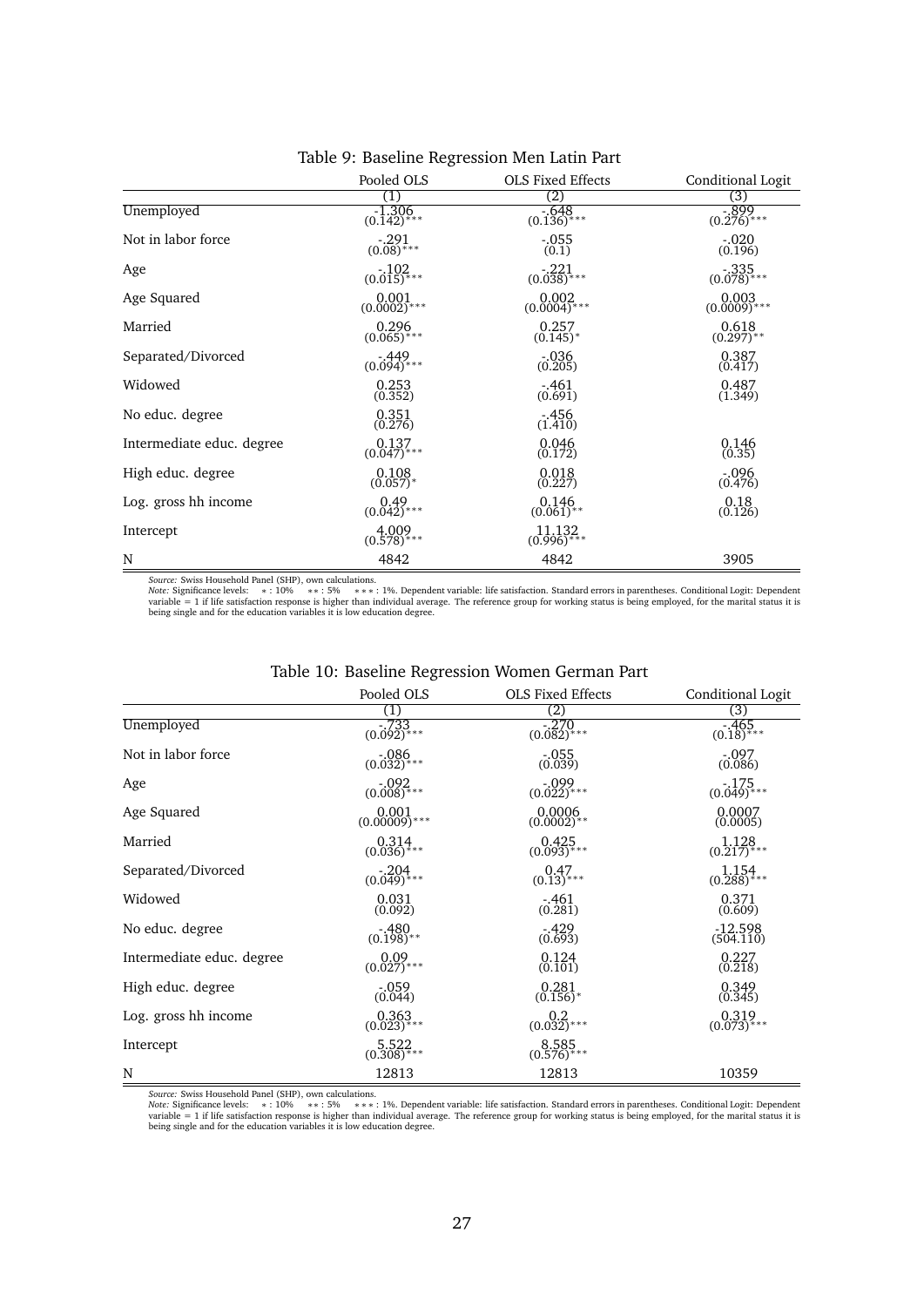Table 9: Baseline Regression Men Latin Part

| | Pooled OLS | OLS Fixed Effects | Conditional Logit |
|---|---|---|---|
| | (1) | (2) | (3) |
| Unemployed | -1.306 (0.142)*** | -.648 (0.136)*** | -.899 (0.276)*** |
| Not in labor force | -.291 (0.08)*** | -.055 (0.1) | -.020 (0.196) |
| Age | -.102 (0.015)*** | -.221 (0.038)*** | -.335 (0.078)*** |
| Age Squared | 0.001 (0.0002)*** | 0.002 (0.0004)*** | 0.003 (0.0009)*** |
| Married | 0.296 (0.065)*** | 0.257 (0.145)* | 0.618 (0.297)** |
| Separated/Divorced | -.449 (0.094)*** | -.036 (0.205) | 0.387 (0.417) |
| Widowed | 0.253 (0.352) | -.461 (0.691) | 0.487 (1.349) |
| No educ. degree | 0.351 (0.276) | -.456 (1.410) | |
| Intermediate educ. degree | 0.137 (0.047)*** | 0.046 (0.172) | 0.146 (0.35) |
| High educ. degree | 0.108 (0.057)* | 0.018 (0.227) | -.096 (0.476) |
| Log. gross hh income | 0.49 (0.042)*** | 0.146 (0.061)** | 0.18 (0.126) |
| Intercept | 4.009 (0.578)*** | 11.132 (0.996)*** | |
| N | 4842 | 4842 | 3905 |

*Source:* Swiss Household Panel (SHP), own calculations.
*Note:* Significance levels: * : 10% ** : 5% *** : 1%. Dependent variable: life satisfaction. Standard errors in parentheses. Conditional Logit: Dependent variable = 1 if life satisfaction response is higher than individual average. The reference group for working status is being employed, for the marital status it is being single and for the education variables it is low education degree.

Table 10: Baseline Regression Women German Part

| | Pooled OLS | OLS Fixed Effects | Conditional Logit |
|---|---|---|---|
| | (1) | (2) | (3) |
| Unemployed | -.733 (0.092)*** | -.270 (0.082)*** | -.465 (0.18)*** |
| Not in labor force | -.086 (0.032)*** | -.055 (0.039) | -.097 (0.086) |
| Age | -.092 (0.008)*** | -.099 (0.022)*** | -.175 (0.049)*** |
| Age Squared | 0.001 (0.00009)*** | 0.0006 (0.0002)** | 0.0007 (0.0005) |
| Married | 0.314 (0.036)*** | 0.425 (0.093)*** | 1.128 (0.217)*** |
| Separated/Divorced | -.204 (0.049)*** | 0.47 (0.13)*** | 1.154 (0.288)*** |
| Widowed | 0.031 (0.092) | -.461 (0.281) | 0.371 (0.609) |
| No educ. degree | -.480 (0.198)** | -.429 (0.693) | -12.598 (504.110) |
| Intermediate educ. degree | 0.09 (0.027)*** | 0.124 (0.101) | 0.227 (0.218) |
| High educ. degree | -.059 (0.044) | 0.281 (0.156)* | 0.349 (0.345) |
| Log. gross hh income | 0.363 (0.023)*** | 0.2 (0.032)*** | 0.319 (0.073)*** |
| Intercept | 5.522 (0.308)*** | 8.585 (0.576)*** | |
| N | 12813 | 12813 | 10359 |

*Source:* Swiss Household Panel (SHP), own calculations.
*Note:* Significance levels: * : 10% ** : 5% *** : 1%. Dependent variable: life satisfaction. Standard errors in parentheses. Conditional Logit: Dependent variable = 1 if life satisfaction response is higher than individual average. The reference group for working status is being employed, for the marital status it is being single and for the education variables it is low education degree.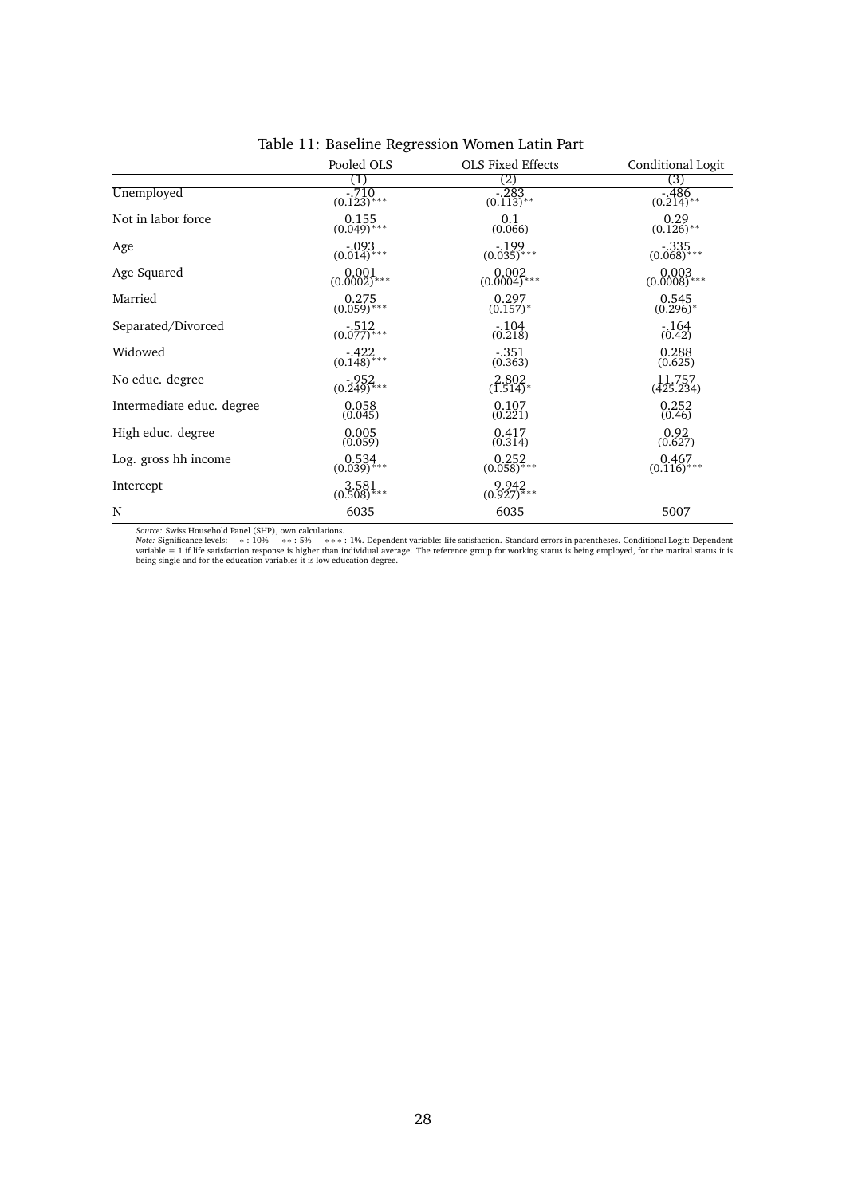Table 11: Baseline Regression Women Latin Part

| | Pooled OLS | OLS Fixed Effects | Conditional Logit |
|---|---|---|---|
| | (1) | (2) | (3) |
| Unemployed | -.710 (0.123)*** | -.283 (0.113)** | -.486 (0.214)** |
| Not in labor force | 0.155 (0.049)*** | 0.1 (0.066) | 0.29 (0.126)** |
| Age | -.093 (0.014)*** | -.199 (0.035)*** | -.335 (0.068)*** |
| Age Squared | 0.001 (0.0002)*** | 0.002 (0.0004)*** | 0.003 (0.0008)*** |
| Married | 0.275 (0.059)*** | 0.297 (0.157)* | 0.545 (0.296)* |
| Separated/Divorced | -.512 (0.077)*** | -.104 (0.218) | -.164 (0.42) |
| Widowed | -.422 (0.148)*** | -.351 (0.363) | 0.288 (0.625) |
| No educ. degree | -.952 (0.249)*** | 2.802 (1.514)* | 11.757 (425.234) |
| Intermediate educ. degree | 0.058 (0.045) | 0.107 (0.221) | 0.252 (0.46) |
| High educ. degree | 0.005 (0.059) | 0.417 (0.314) | 0.92 (0.627) |
| Log. gross hh income | 0.534 (0.039)*** | 0.252 (0.058)*** | 0.467 (0.116)*** |
| Intercept | 3.581 (0.508)*** | 9.942 (0.927)*** | |
| N | 6035 | 6035 | 5007 |

*Source:* Swiss Household Panel (SHP), own calculations.
*Note:* Significance levels: $*$ : 10% $**$ : 5% $***$ : 1%. Dependent variable: life satisfaction. Standard errors in parentheses. Conditional Logit: Dependent variable = 1 if life satisfaction response is higher than individual average. The reference group for working status is being employed, for the marital status it is being single and for the education variables it is low education degree.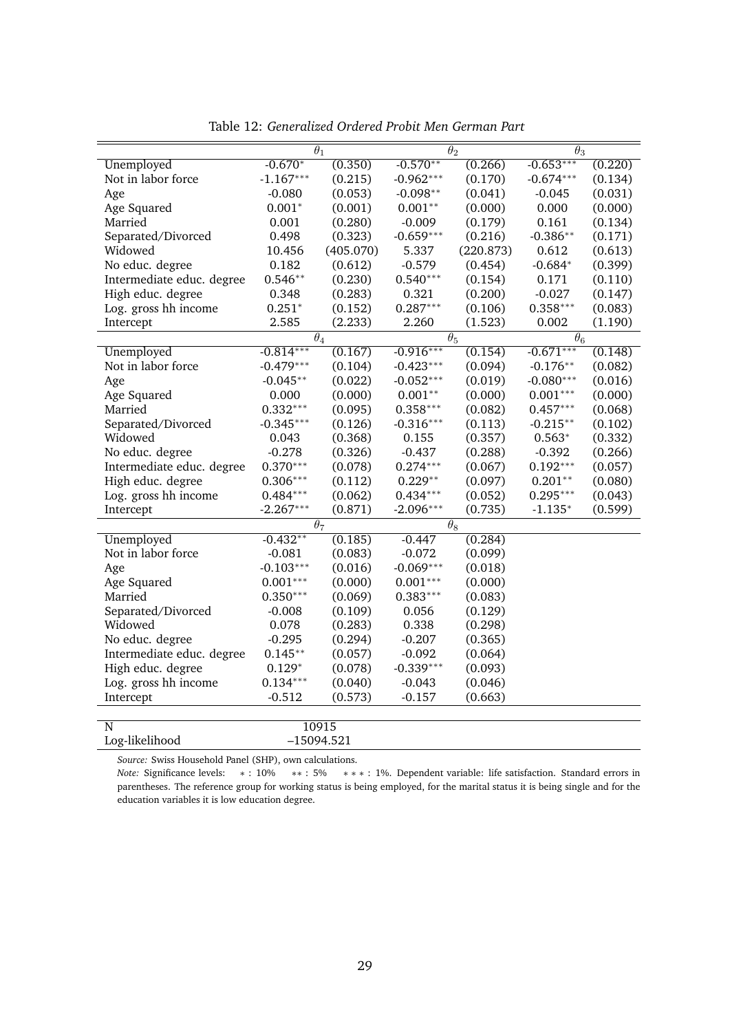Table 12: *Generalized Ordered Probit Men German Part*

| | $\theta_1$ | | $\theta_2$ | | $\theta_3$ | |
|---|---|---|---|---|---|---|
| Unemployed | -0.670* | (0.350) | -0.570** | (0.266) | -0.653*** | (0.220) |
| Not in labor force | -1.167*** | (0.215) | -0.962*** | (0.170) | -0.674*** | (0.134) |
| Age | -0.080 | (0.053) | -0.098** | (0.041) | -0.045 | (0.031) |
| Age Squared | 0.001* | (0.001) | 0.001** | (0.000) | 0.000 | (0.000) |
| Married | 0.001 | (0.280) | -0.009 | (0.179) | 0.161 | (0.134) |
| Separated/Divorced | 0.498 | (0.323) | -0.659*** | (0.216) | -0.386** | (0.171) |
| Widowed | 10.456 | (405.070) | 5.337 | (220.873) | 0.612 | (0.613) |
| No educ. degree | 0.182 | (0.612) | -0.579 | (0.454) | -0.684* | (0.399) |
| Intermediate educ. degree | 0.546** | (0.230) | 0.540*** | (0.154) | 0.171 | (0.110) |
| High educ. degree | 0.348 | (0.283) | 0.321 | (0.200) | -0.027 | (0.147) |
| Log. gross hh income | 0.251* | (0.152) | 0.287*** | (0.106) | 0.358*** | (0.083) |
| Intercept | 2.585 | (2.233) | 2.260 | (1.523) | 0.002 | (1.190) |
| | $\theta_4$ | | $\theta_5$ | | $\theta_6$ | |
| Unemployed | -0.814*** | (0.167) | -0.916*** | (0.154) | -0.671*** | (0.148) |
| Not in labor force | -0.479*** | (0.104) | -0.423*** | (0.094) | -0.176** | (0.082) |
| Age | -0.045** | (0.022) | -0.052*** | (0.019) | -0.080*** | (0.016) |
| Age Squared | 0.000 | (0.000) | 0.001** | (0.000) | 0.001*** | (0.000) |
| Married | 0.332*** | (0.095) | 0.358*** | (0.082) | 0.457*** | (0.068) |
| Separated/Divorced | -0.345*** | (0.126) | -0.316*** | (0.113) | -0.215** | (0.102) |
| Widowed | 0.043 | (0.368) | 0.155 | (0.357) | 0.563* | (0.332) |
| No educ. degree | -0.278 | (0.326) | -0.437 | (0.288) | -0.392 | (0.266) |
| Intermediate educ. degree | 0.370*** | (0.078) | 0.274*** | (0.067) | 0.192*** | (0.057) |
| High educ. degree | 0.306*** | (0.112) | 0.229** | (0.097) | 0.201** | (0.080) |
| Log. gross hh income | 0.484*** | (0.062) | 0.434*** | (0.052) | 0.295*** | (0.043) |
| Intercept | -2.267*** | (0.871) | -2.096*** | (0.735) | -1.135* | (0.599) |
| | $\theta_7$ | | $\theta_8$ | | | |
| Unemployed | -0.432** | (0.185) | -0.447 | (0.284) | | |
| Not in labor force | -0.081 | (0.083) | -0.072 | (0.099) | | |
| Age | -0.103*** | (0.016) | -0.069*** | (0.018) | | |
| Age Squared | 0.001*** | (0.000) | 0.001*** | (0.000) | | |
| Married | 0.350*** | (0.069) | 0.383*** | (0.083) | | |
| Separated/Divorced | -0.008 | (0.109) | 0.056 | (0.129) | | |
| Widowed | 0.078 | (0.283) | 0.338 | (0.298) | | |
| No educ. degree | -0.295 | (0.294) | -0.207 | (0.365) | | |
| Intermediate educ. degree | 0.145** | (0.057) | -0.092 | (0.064) | | |
| High educ. degree | 0.129* | (0.078) | -0.339*** | (0.093) | | |
| Log. gross hh income | 0.134*** | (0.040) | -0.043 | (0.046) | | |
| Intercept | -0.512 | (0.573) | -0.157 | (0.663) | | |
| N | 10915 | | | | | |
| Log-likelihood | –15094.521 | | | | | |

*Source:* Swiss Household Panel (SHP), own calculations.
*Note:* Significance levels: * : 10% ** : 5% *** : 1%. Dependent variable: life satisfaction. Standard errors in parentheses. The reference group for working status is being employed, for the marital status it is being single and for the education variables it is low education degree.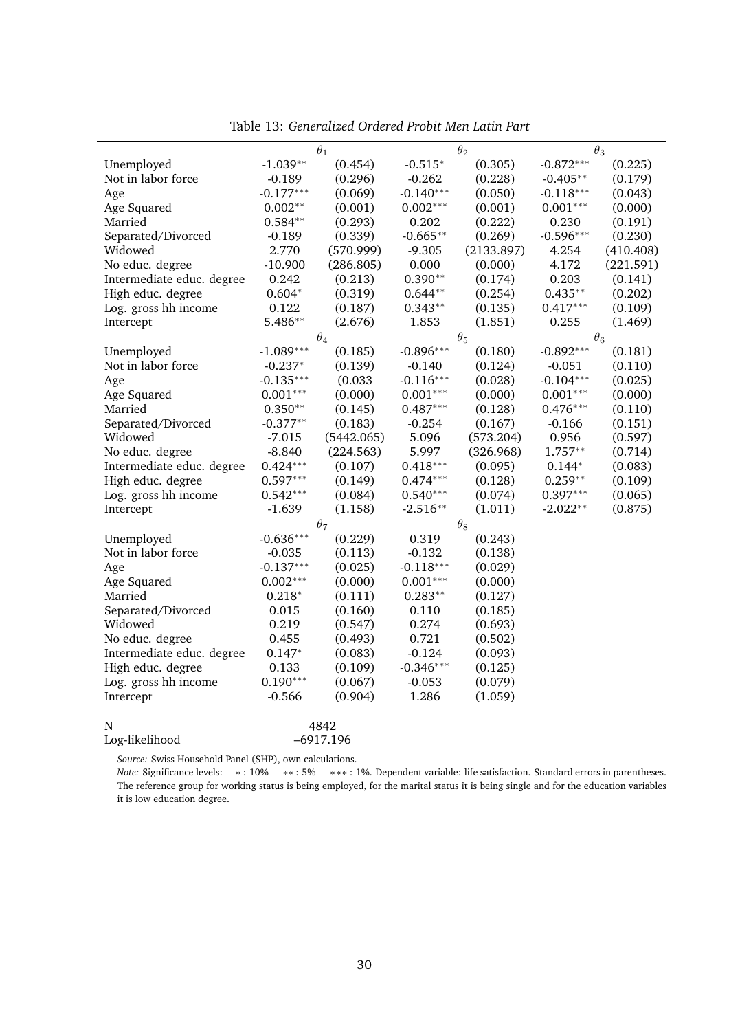Table 13: *Generalized Ordered Probit Men Latin Part*

| | $\theta_1$ | | $\theta_2$ | | $\theta_3$ | |
|---|---|---|---|---|---|---|
| Unemployed | -1.039** | (0.454) | -0.515* | (0.305) | -0.872*** | (0.225) |
| Not in labor force | -0.189 | (0.296) | -0.262 | (0.228) | -0.405** | (0.179) |
| Age | -0.177*** | (0.069) | -0.140*** | (0.050) | -0.118*** | (0.043) |
| Age Squared | 0.002** | (0.001) | 0.002*** | (0.001) | 0.001*** | (0.000) |
| Married | 0.584** | (0.293) | 0.202 | (0.222) | 0.230 | (0.191) |
| Separated/Divorced | -0.189 | (0.339) | -0.665** | (0.269) | -0.596*** | (0.230) |
| Widowed | 2.770 | (570.999) | -9.305 | (2133.897) | 4.254 | (410.408) |
| No educ. degree | -10.900 | (286.805) | 0.000 | (0.000) | 4.172 | (221.591) |
| Intermediate educ. degree | 0.242 | (0.213) | 0.390** | (0.174) | 0.203 | (0.141) |
| High educ. degree | 0.604* | (0.319) | 0.644** | (0.254) | 0.435** | (0.202) |
| Log. gross hh income | 0.122 | (0.187) | 0.343** | (0.135) | 0.417*** | (0.109) |
| Intercept | 5.486** | (2.676) | 1.853 | (1.851) | 0.255 | (1.469) |
| | $\theta_4$ | | $\theta_5$ | | $\theta_6$ | |
| Unemployed | -1.089*** | (0.185) | -0.896*** | (0.180) | -0.892*** | (0.181) |
| Not in labor force | -0.237* | (0.139) | -0.140 | (0.124) | -0.051 | (0.110) |
| Age | -0.135*** | (0.033 | -0.116*** | (0.028) | -0.104*** | (0.025) |
| Age Squared | 0.001*** | (0.000) | 0.001*** | (0.000) | 0.001*** | (0.000) |
| Married | 0.350** | (0.145) | 0.487*** | (0.128) | 0.476*** | (0.110) |
| Separated/Divorced | -0.377** | (0.183) | -0.254 | (0.167) | -0.166 | (0.151) |
| Widowed | -7.015 | (5442.065) | 5.096 | (573.204) | 0.956 | (0.597) |
| No educ. degree | -8.840 | (224.563) | 5.997 | (326.968) | 1.757** | (0.714) |
| Intermediate educ. degree | 0.424*** | (0.107) | 0.418*** | (0.095) | 0.144* | (0.083) |
| High educ. degree | 0.597*** | (0.149) | 0.474*** | (0.128) | 0.259** | (0.109) |
| Log. gross hh income | 0.542*** | (0.084) | 0.540*** | (0.074) | 0.397*** | (0.065) |
| Intercept | -1.639 | (1.158) | -2.516** | (1.011) | -2.022** | (0.875) |
| | $\theta_7$ | | $\theta_8$ | | | |
| Unemployed | -0.636*** | (0.229) | 0.319 | (0.243) | | |
| Not in labor force | -0.035 | (0.113) | -0.132 | (0.138) | | |
| Age | -0.137*** | (0.025) | -0.118*** | (0.029) | | |
| Age Squared | 0.002*** | (0.000) | 0.001*** | (0.000) | | |
| Married | 0.218* | (0.111) | 0.283** | (0.127) | | |
| Separated/Divorced | 0.015 | (0.160) | 0.110 | (0.185) | | |
| Widowed | 0.219 | (0.547) | 0.274 | (0.693) | | |
| No educ. degree | 0.455 | (0.493) | 0.721 | (0.502) | | |
| Intermediate educ. degree | 0.147* | (0.083) | -0.124 | (0.093) | | |
| High educ. degree | 0.133 | (0.109) | -0.346*** | (0.125) | | |
| Log. gross hh income | 0.190*** | (0.067) | -0.053 | (0.079) | | |
| Intercept | -0.566 | (0.904) | 1.286 | (1.059) | | |
| N | 4842 | | | | | |
| Log-likelihood | –6917.196 | | | | | |

*Source:* Swiss Household Panel (SHP), own calculations.
*Note:* Significance levels: $*$ : 10% $**$ : 5% $***$ : 1%. Dependent variable: life satisfaction. Standard errors in parentheses. The reference group for working status is being employed, for the marital status it is being single and for the education variables it is low education degree.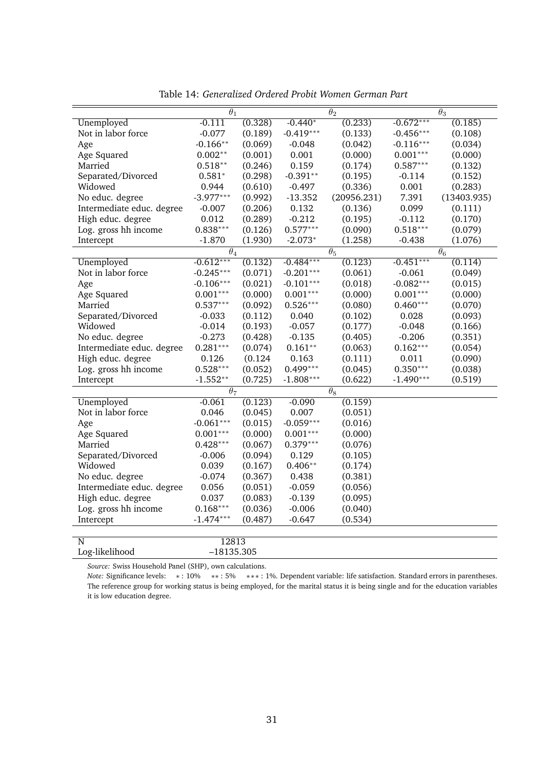Table 14: *Generalized Ordered Probit Women German Part*

| | $\theta_1$ | | $\theta_2$ | | $\theta_3$ | |
|---|---|---|---|---|---|---|
| Unemployed | -0.111 | (0.328) | -0.440* | (0.233) | -0.672*** | (0.185) |
| Not in labor force | -0.077 | (0.189) | -0.419*** | (0.133) | -0.456*** | (0.108) |
| Age | -0.166** | (0.069) | -0.048 | (0.042) | -0.116*** | (0.034) |
| Age Squared | 0.002** | (0.001) | 0.001 | (0.000) | 0.001*** | (0.000) |
| Married | 0.518** | (0.246) | 0.159 | (0.174) | 0.587*** | (0.132) |
| Separated/Divorced | 0.581* | (0.298) | -0.391** | (0.195) | -0.114 | (0.152) |
| Widowed | 0.944 | (0.610) | -0.497 | (0.336) | 0.001 | (0.283) |
| No educ. degree | -3.977*** | (0.992) | -13.352 | (20956.231) | 7.391 | (13403.935) |
| Intermediate educ. degree | -0.007 | (0.206) | 0.132 | (0.136) | 0.099 | (0.111) |
| High educ. degree | 0.012 | (0.289) | -0.212 | (0.195) | -0.112 | (0.170) |
| Log. gross hh income | 0.838*** | (0.126) | 0.577*** | (0.090) | 0.518*** | (0.079) |
| Intercept | -1.870 | (1.930) | -2.073* | (1.258) | -0.438 | (1.076) |
| | $\theta_4$ | | $\theta_5$ | | $\theta_6$ | |
| Unemployed | -0.612*** | (0.132) | -0.484*** | (0.123) | -0.451*** | (0.114) |
| Not in labor force | -0.245*** | (0.071) | -0.201*** | (0.061) | -0.061 | (0.049) |
| Age | -0.106*** | (0.021) | -0.101*** | (0.018) | -0.082*** | (0.015) |
| Age Squared | 0.001*** | (0.000) | 0.001*** | (0.000) | 0.001*** | (0.000) |
| Married | 0.537*** | (0.092) | 0.526*** | (0.080) | 0.460*** | (0.070) |
| Separated/Divorced | -0.033 | (0.112) | 0.040 | (0.102) | 0.028 | (0.093) |
| Widowed | -0.014 | (0.193) | -0.057 | (0.177) | -0.048 | (0.166) |
| No educ. degree | -0.273 | (0.428) | -0.135 | (0.405) | -0.206 | (0.351) |
| Intermediate educ. degree | 0.281*** | (0.074) | 0.161** | (0.063) | 0.162*** | (0.054) |
| High educ. degree | 0.126 | (0.124 | 0.163 | (0.111) | 0.011 | (0.090) |
| Log. gross hh income | 0.528*** | (0.052) | 0.499*** | (0.045) | 0.350*** | (0.038) |
| Intercept | -1.552** | (0.725) | -1.808*** | (0.622) | -1.490*** | (0.519) |
| | $\theta_7$ | | $\theta_8$ | | | |
| Unemployed | -0.061 | (0.123) | -0.090 | (0.159) | | |
| Not in labor force | 0.046 | (0.045) | 0.007 | (0.051) | | |
| Age | -0.061*** | (0.015) | -0.059*** | (0.016) | | |
| Age Squared | 0.001*** | (0.000) | 0.001*** | (0.000) | | |
| Married | 0.428*** | (0.067) | 0.379*** | (0.076) | | |
| Separated/Divorced | -0.006 | (0.094) | 0.129 | (0.105) | | |
| Widowed | 0.039 | (0.167) | 0.406** | (0.174) | | |
| No educ. degree | -0.074 | (0.367) | 0.438 | (0.381) | | |
| Intermediate educ. degree | 0.056 | (0.051) | -0.059 | (0.056) | | |
| High educ. degree | 0.037 | (0.083) | -0.139 | (0.095) | | |
| Log. gross hh income | 0.168*** | (0.036) | -0.006 | (0.040) | | |
| Intercept | -1.474*** | (0.487) | -0.647 | (0.534) | | |
| N | 12813 | | | | | |
| Log-likelihood | −18135.305 | | | | | |

*Source:* Swiss Household Panel (SHP), own calculations.
*Note:* Significance levels: * : 10% ** : 5% *** : 1%. Dependent variable: life satisfaction. Standard errors in parentheses. The reference group for working status is being employed, for the marital status it is being single and for the education variables it is low education degree.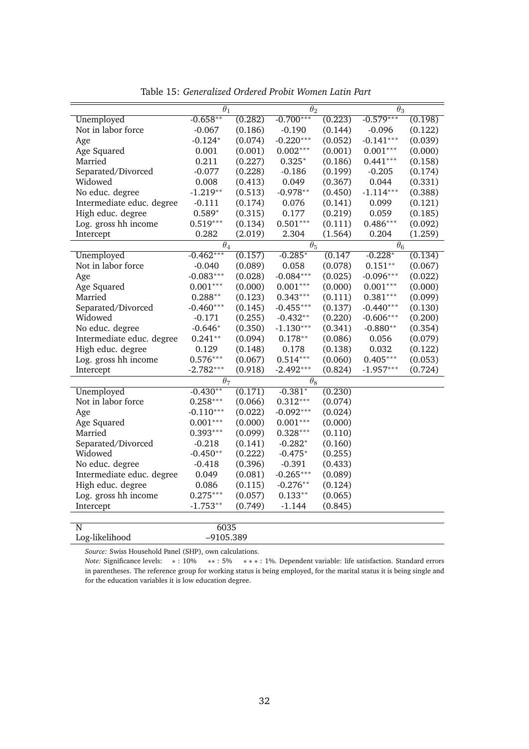Table 15: *Generalized Ordered Probit Women Latin Part*

| | $\theta_1$ | | $\theta_2$ | | $\theta_3$ | |
|---|---|---|---|---|---|---|
| Unemployed | -0.658** | (0.282) | -0.700*** | (0.223) | -0.579*** | (0.198) |
| Not in labor force | -0.067 | (0.186) | -0.190 | (0.144) | -0.096 | (0.122) |
| Age | -0.124* | (0.074) | -0.220*** | (0.052) | -0.141*** | (0.039) |
| Age Squared | 0.001 | (0.001) | 0.002*** | (0.001) | 0.001*** | (0.000) |
| Married | 0.211 | (0.227) | 0.325* | (0.186) | 0.441*** | (0.158) |
| Separated/Divorced | -0.077 | (0.228) | -0.186 | (0.199) | -0.205 | (0.174) |
| Widowed | 0.008 | (0.413) | 0.049 | (0.367) | 0.044 | (0.331) |
| No educ. degree | -1.219** | (0.513) | -0.978** | (0.450) | -1.114*** | (0.388) |
| Intermediate educ. degree | -0.111 | (0.174) | 0.076 | (0.141) | 0.099 | (0.121) |
| High educ. degree | 0.589* | (0.315) | 0.177 | (0.219) | 0.059 | (0.185) |
| Log. gross hh income | 0.519*** | (0.134) | 0.501*** | (0.111) | 0.486*** | (0.092) |
| Intercept | 0.282 | (2.019) | 2.304 | (1.564) | 0.204 | (1.259) |
| | $\theta_4$ | | $\theta_5$ | | $\theta_6$ | |
| Unemployed | -0.462*** | (0.157) | -0.285* | (0.147 | -0.228* | (0.134) |
| Not in labor force | -0.040 | (0.089) | 0.058 | (0.078) | 0.151** | (0.067) |
| Age | -0.083*** | (0.028) | -0.084*** | (0.025) | -0.096*** | (0.022) |
| Age Squared | 0.001*** | (0.000) | 0.001*** | (0.000) | 0.001*** | (0.000) |
| Married | 0.288** | (0.123) | 0.343*** | (0.111) | 0.381*** | (0.099) |
| Separated/Divorced | -0.460*** | (0.145) | -0.455*** | (0.137) | -0.440*** | (0.130) |
| Widowed | -0.171 | (0.255) | -0.432** | (0.220) | -0.606*** | (0.200) |
| No educ. degree | -0.646* | (0.350) | -1.130*** | (0.341) | -0.880** | (0.354) |
| Intermediate educ. degree | 0.241** | (0.094) | 0.178** | (0.086) | 0.056 | (0.079) |
| High educ. degree | 0.129 | (0.148) | 0.178 | (0.138) | 0.032 | (0.122) |
| Log. gross hh income | 0.576*** | (0.067) | 0.514*** | (0.060) | 0.405*** | (0.053) |
| Intercept | -2.782*** | (0.918) | -2.492*** | (0.824) | -1.957*** | (0.724) |
| | $\theta_7$ | | $\theta_8$ | | | |
| Unemployed | -0.430** | (0.171) | -0.381* | (0.230) | | |
| Not in labor force | 0.258*** | (0.066) | 0.312*** | (0.074) | | |
| Age | -0.110*** | (0.022) | -0.092*** | (0.024) | | |
| Age Squared | 0.001*** | (0.000) | 0.001*** | (0.000) | | |
| Married | 0.393*** | (0.099) | 0.328*** | (0.110) | | |
| Separated/Divorced | -0.218 | (0.141) | -0.282* | (0.160) | | |
| Widowed | -0.450** | (0.222) | -0.475* | (0.255) | | |
| No educ. degree | -0.418 | (0.396) | -0.391 | (0.433) | | |
| Intermediate educ. degree | 0.049 | (0.081) | -0.265*** | (0.089) | | |
| High educ. degree | 0.086 | (0.115) | -0.276** | (0.124) | | |
| Log. gross hh income | 0.275*** | (0.057) | 0.133** | (0.065) | | |
| Intercept | -1.753** | (0.749) | -1.144 | (0.845) | | |
| N | 6035 | | | | | |
| Log-likelihood | –9105.389 | | | | | |

*Source:* Swiss Household Panel (SHP), own calculations.
*Note:* Significance levels: * : 10% ** : 5% *** : 1%. Dependent variable: life satisfaction. Standard errors in parentheses. The reference group for working status is being employed, for the marital status it is being single and for the education variables it is low education degree.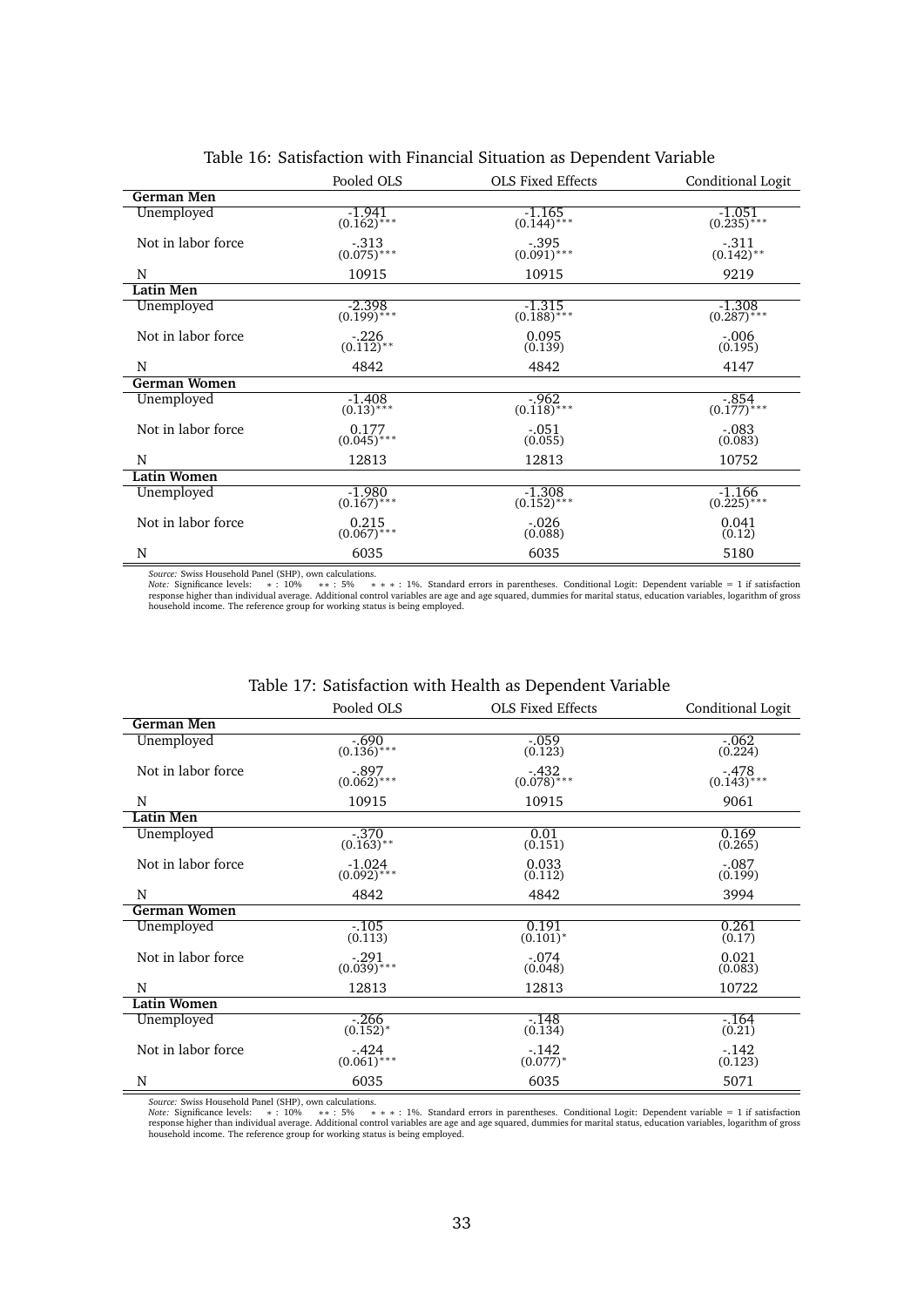Table 16: Satisfaction with Financial Situation as Dependent Variable

| | Pooled OLS | OLS Fixed Effects | Conditional Logit |
|---|---|---|---|
| **German Men** | | | |
| Unemployed | -1.941 | -1.165 | -1.051 |
| | (0.162)*** | (0.144)*** | (0.235)*** |
| Not in labor force | -.313 | -.395 | -.311 |
| | (0.075)*** | (0.091)*** | (0.142)** |
| N | 10915 | 10915 | 9219 |
| **Latin Men** | | | |
| Unemployed | -2.398 | -1.315 | -1.308 |
| | (0.199)*** | (0.188)*** | (0.287)*** |
| Not in labor force | -.226 | 0.095 | -.006 |
| | (0.112)** | (0.139) | (0.195) |
| N | 4842 | 4842 | 4147 |
| **German Women** | | | |
| Unemployed | -1.408 | -.962 | -.854 |
| | (0.13)*** | (0.118)*** | (0.177)*** |
| Not in labor force | 0.177 | -.051 | -.083 |
| | (0.045)*** | (0.055) | (0.083) |
| N | 12813 | 12813 | 10752 |
| **Latin Women** | | | |
| Unemployed | -1.980 | -1.308 | -1.166 |
| | (0.167)*** | (0.152)*** | (0.225)*** |
| Not in labor force | 0.215 | -.026 | 0.041 |
| | (0.067)*** | (0.088) | (0.12) |
| N | 6035 | 6035 | 5180 |

*Source:* Swiss Household Panel (SHP), own calculations.
*Note:* Significance levels: * : 10% ** : 5% *** : 1%. Standard errors in parentheses. Conditional Logit: Dependent variable = 1 if satisfaction response higher than individual average. Additional control variables are age and age squared, dummies for marital status, education variables, logarithm of gross household income. The reference group for working status is being employed.

Table 17: Satisfaction with Health as Dependent Variable

| | Pooled OLS | OLS Fixed Effects | Conditional Logit |
|---|---|---|---|
| **German Men** | | | |
| Unemployed | -.690 | -.059 | -.062 |
| | (0.136)*** | (0.123) | (0.224) |
| Not in labor force | -.897 | -.432 | -.478 |
| | (0.062)*** | (0.078)*** | (0.143)*** |
| N | 10915 | 10915 | 9061 |
| **Latin Men** | | | |
| Unemployed | -.370 | 0.01 | 0.169 |
| | (0.163)** | (0.151) | (0.265) |
| Not in labor force | -1.024 | 0.033 | -.087 |
| | (0.092)*** | (0.112) | (0.199) |
| N | 4842 | 4842 | 3994 |
| **German Women** | | | |
| Unemployed | -.105 | 0.191 | 0.261 |
| | (0.113) | (0.101)* | (0.17) |
| Not in labor force | -.291 | -.074 | 0.021 |
| | (0.039)*** | (0.048) | (0.083) |
| N | 12813 | 12813 | 10722 |
| **Latin Women** | | | |
| Unemployed | -.266 | -.148 | -.164 |
| | (0.152)* | (0.134) | (0.21) |
| Not in labor force | -.424 | -.142 | -.142 |
| | (0.061)*** | (0.077)* | (0.123) |
| N | 6035 | 6035 | 5071 |

*Source:* Swiss Household Panel (SHP), own calculations.
*Note:* Significance levels: * : 10% ** : 5% *** : 1%. Standard errors in parentheses. Conditional Logit: Dependent variable = 1 if satisfaction response higher than individual average. Additional control variables are age and age squared, dummies for marital status, education variables, logarithm of gross household income. The reference group for working status is being employed.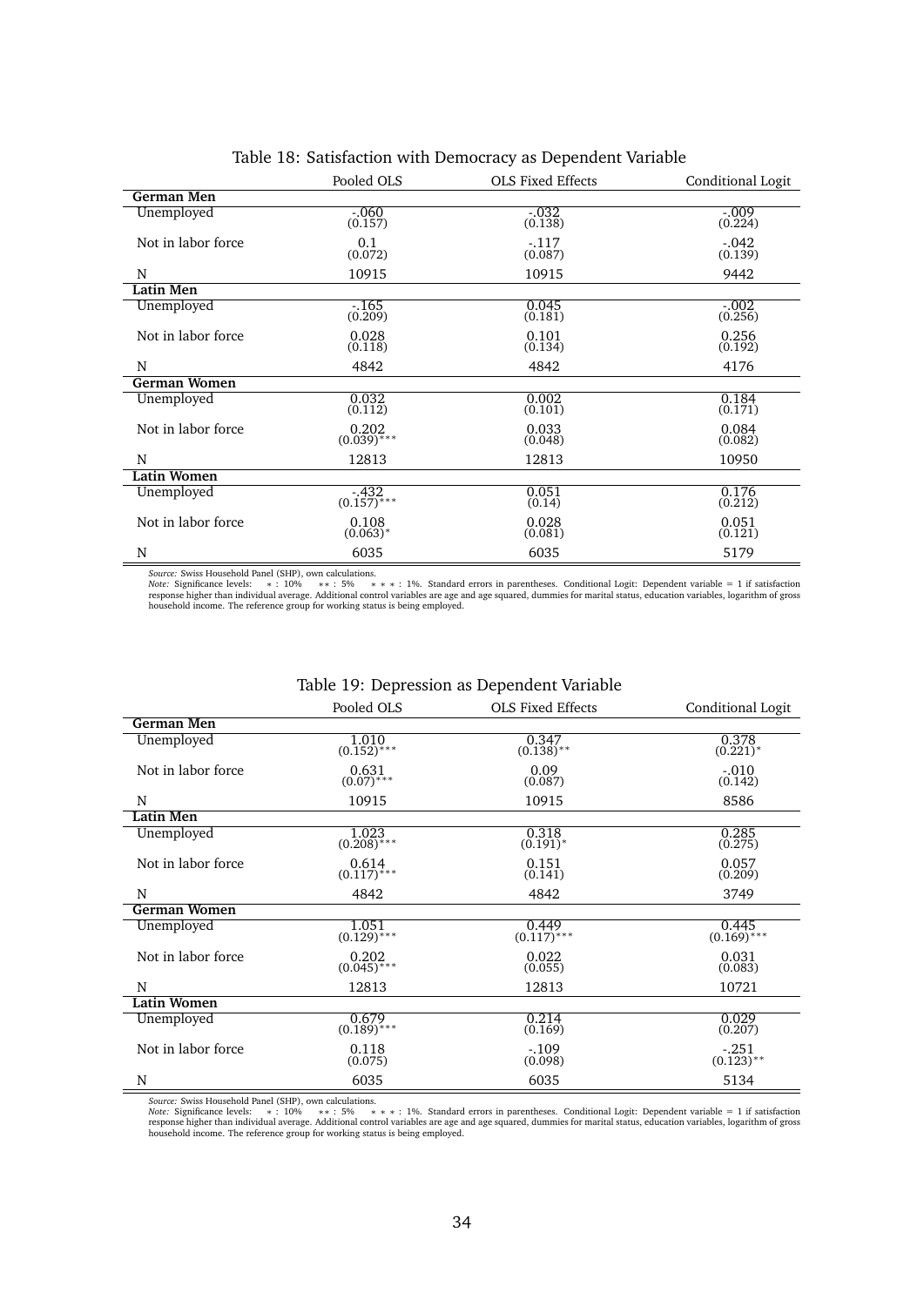Table 18: Satisfaction with Democracy as Dependent Variable

| | Pooled OLS | OLS Fixed Effects | Conditional Logit |
|---|---|---|---|
| **German Men** | | | |
| Unemployed | -.060<br>(0.157) | -.032<br>(0.138) | -.009<br>(0.224) |
| Not in labor force | 0.1<br>(0.072) | -.117<br>(0.087) | -.042<br>(0.139) |
| N | 10915 | 10915 | 9442 |
| **Latin Men** | | | |
| Unemployed | -.165<br>(0.209) | 0.045<br>(0.181) | -.002<br>(0.256) |
| Not in labor force | 0.028<br>(0.118) | 0.101<br>(0.134) | 0.256<br>(0.192) |
| N | 4842 | 4842 | 4176 |
| **German Women** | | | |
| Unemployed | 0.032<br>(0.112) | 0.002<br>(0.101) | 0.184<br>(0.171) |
| Not in labor force | 0.202<br>(0.039)*** | 0.033<br>(0.048) | 0.084<br>(0.082) |
| N | 12813 | 12813 | 10950 |
| **Latin Women** | | | |
| Unemployed | -.432<br>(0.157)*** | 0.051<br>(0.14) | 0.176<br>(0.212) |
| Not in labor force | 0.108<br>(0.063)* | 0.028<br>(0.081) | 0.051<br>(0.121) |
| N | 6035 | 6035 | 5179 |

*Source:* Swiss Household Panel (SHP), own calculations.
*Note:* Significance levels: * : 10% ** : 5% * * * : 1%. Standard errors in parentheses. Conditional Logit: Dependent variable = 1 if satisfaction response higher than individual average. Additional control variables are age and age squared, dummies for marital status, education variables, logarithm of gross household income. The reference group for working status is being employed.

Table 19: Depression as Dependent Variable

| | Pooled OLS | OLS Fixed Effects | Conditional Logit |
|---|---|---|---|
| **German Men** | | | |
| Unemployed | 1.010<br>(0.152)*** | 0.347<br>(0.138)** | 0.378<br>(0.221)* |
| Not in labor force | 0.631<br>(0.07)*** | 0.09<br>(0.087) | -.010<br>(0.142) |
| N | 10915 | 10915 | 8586 |
| **Latin Men** | | | |
| Unemployed | 1.023<br>(0.208)*** | 0.318<br>(0.191)* | 0.285<br>(0.275) |
| Not in labor force | 0.614<br>(0.117)*** | 0.151<br>(0.141) | 0.057<br>(0.209) |
| N | 4842 | 4842 | 3749 |
| **German Women** | | | |
| Unemployed | 1.051<br>(0.129)*** | 0.449<br>(0.117)*** | 0.445<br>(0.169)*** |
| Not in labor force | 0.202<br>(0.045)*** | 0.022<br>(0.055) | 0.031<br>(0.083) |
| N | 12813 | 12813 | 10721 |
| **Latin Women** | | | |
| Unemployed | 0.679<br>(0.189)*** | 0.214<br>(0.169) | 0.029<br>(0.207) |
| Not in labor force | 0.118<br>(0.075) | -.109<br>(0.098) | -.251<br>(0.123)** |
| N | 6035 | 6035 | 5134 |

*Source:* Swiss Household Panel (SHP), own calculations.
*Note:* Significance levels: * : 10% ** : 5% * * * : 1%. Standard errors in parentheses. Conditional Logit: Dependent variable = 1 if satisfaction response higher than individual average. Additional control variables are age and age squared, dummies for marital status, education variables, logarithm of gross household income. The reference group for working status is being employed.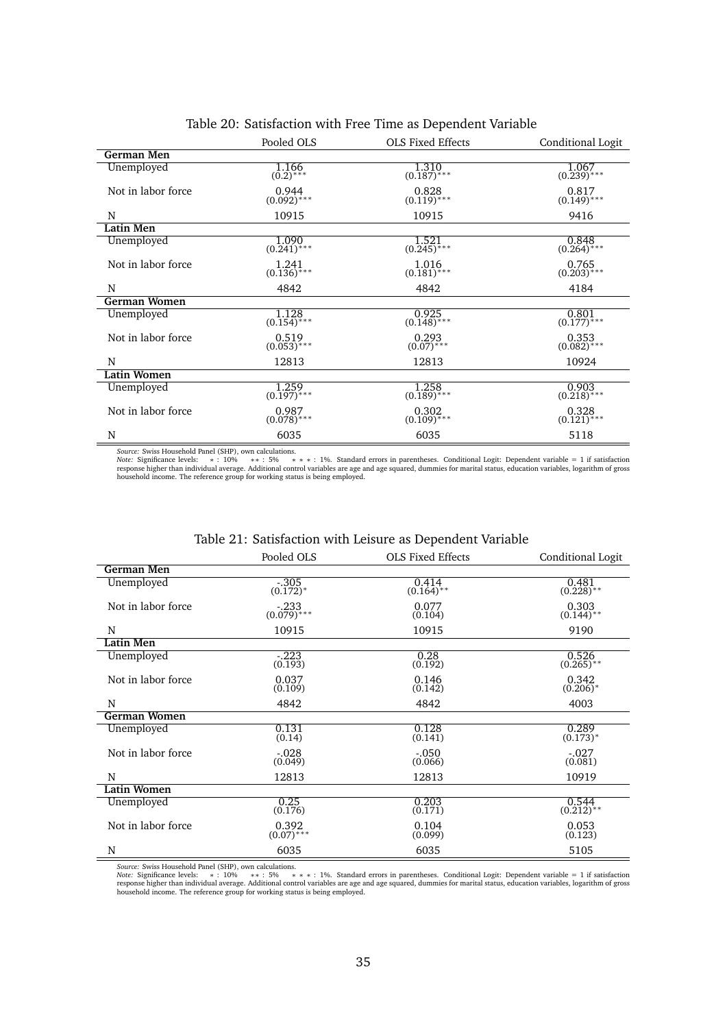Table 20: Satisfaction with Free Time as Dependent Variable

| | Pooled OLS | OLS Fixed Effects | Conditional Logit |
|---|---|---|---|
| **German Men** | | | |
| Unemployed | 1.166<br>(0.2)*** | 1.310<br>(0.187)*** | 1.067<br>(0.239)*** |
| Not in labor force | 0.944<br>(0.092)*** | 0.828<br>(0.119)*** | 0.817<br>(0.149)*** |
| N | 10915 | 10915 | 9416 |
| **Latin Men** | | | |
| Unemployed | 1.090<br>(0.241)*** | 1.521<br>(0.245)*** | 0.848<br>(0.264)*** |
| Not in labor force | 1.241<br>(0.136)*** | 1.016<br>(0.181)*** | 0.765<br>(0.203)*** |
| N | 4842 | 4842 | 4184 |
| **German Women** | | | |
| Unemployed | 1.128<br>(0.154)*** | 0.925<br>(0.148)*** | 0.801<br>(0.177)*** |
| Not in labor force | 0.519<br>(0.053)*** | 0.293<br>(0.07)*** | 0.353<br>(0.082)*** |
| N | 12813 | 12813 | 10924 |
| **Latin Women** | | | |
| Unemployed | 1.259<br>(0.197)*** | 1.258<br>(0.189)*** | 0.903<br>(0.218)*** |
| Not in labor force | 0.987<br>(0.078)*** | 0.302<br>(0.109)*** | 0.328<br>(0.121)*** |
| N | 6035 | 6035 | 5118 |

*Source:* Swiss Household Panel (SHP), own calculations.
*Note:* Significance levels: * : 10% ** : 5% *** : 1%. Standard errors in parentheses. Conditional Logit: Dependent variable = 1 if satisfaction response higher than individual average. Additional control variables are age and age squared, dummies for marital status, education variables, logarithm of gross household income. The reference group for working status is being employed.

Table 21: Satisfaction with Leisure as Dependent Variable

| | Pooled OLS | OLS Fixed Effects | Conditional Logit |
|---|---|---|---|
| **German Men** | | | |
| Unemployed | -.305<br>(0.172)* | 0.414<br>(0.164)** | 0.481<br>(0.228)** |
| Not in labor force | -.233<br>(0.079)*** | 0.077<br>(0.104) | 0.303<br>(0.144)** |
| N | 10915 | 10915 | 9190 |
| **Latin Men** | | | |
| Unemployed | -.223<br>(0.193) | 0.28<br>(0.192) | 0.526<br>(0.265)** |
| Not in labor force | 0.037<br>(0.109) | 0.146<br>(0.142) | 0.342<br>(0.206)* |
| N | 4842 | 4842 | 4003 |
| **German Women** | | | |
| Unemployed | 0.131<br>(0.14) | 0.128<br>(0.141) | 0.289<br>(0.173)* |
| Not in labor force | -.028<br>(0.049) | -.050<br>(0.066) | -.027<br>(0.081) |
| N | 12813 | 12813 | 10919 |
| **Latin Women** | | | |
| Unemployed | 0.25<br>(0.176) | 0.203<br>(0.171) | 0.544<br>(0.212)** |
| Not in labor force | 0.392<br>(0.07)*** | 0.104<br>(0.099) | 0.053<br>(0.123) |
| N | 6035 | 6035 | 5105 |

*Source:* Swiss Household Panel (SHP), own calculations.
*Note:* Significance levels: * : 10% ** : 5% *** : 1%. Standard errors in parentheses. Conditional Logit: Dependent variable = 1 if satisfaction response higher than individual average. Additional control variables are age and age squared, dummies for marital status, education variables, logarithm of gross household income. The reference group for working status is being employed.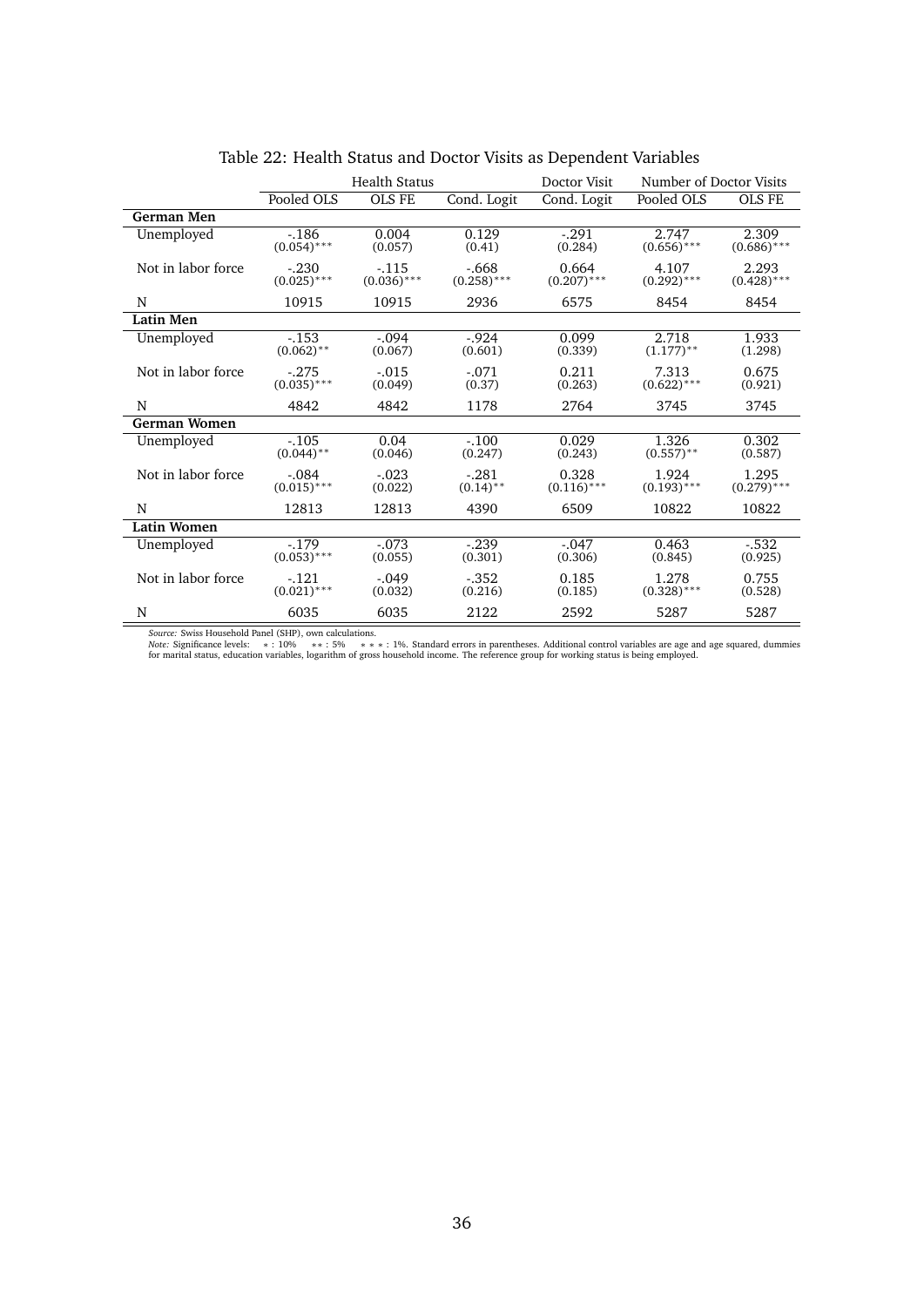Table 22: Health Status and Doctor Visits as Dependent Variables

| | Health Status | | | Doctor Visit | Number of Doctor Visits | |
|---|---|---|---|---|---|---|
| | Pooled OLS | OLS FE | Cond. Logit | Cond. Logit | Pooled OLS | OLS FE |
| **German Men** | | | | | | |
| Unemployed | -.186 (0.054)*** | 0.004 (0.057) | 0.129 (0.41) | -.291 (0.284) | 2.747 (0.656)*** | 2.309 (0.686)*** |
| Not in labor force | -.230 (0.025)*** | -.115 (0.036)*** | -.668 (0.258)*** | 0.664 (0.207)*** | 4.107 (0.292)*** | 2.293 (0.428)*** |
| N | 10915 | 10915 | 2936 | 6575 | 8454 | 8454 |
| **Latin Men** | | | | | | |
| Unemployed | -.153 (0.062)** | -.094 (0.067) | -.924 (0.601) | 0.099 (0.339) | 2.718 (1.177)** | 1.933 (1.298) |
| Not in labor force | -.275 (0.035)*** | -.015 (0.049) | -.071 (0.37) | 0.211 (0.263) | 7.313 (0.622)*** | 0.675 (0.921) |
| N | 4842 | 4842 | 1178 | 2764 | 3745 | 3745 |
| **German Women** | | | | | | |
| Unemployed | -.105 (0.044)** | 0.04 (0.046) | -.100 (0.247) | 0.029 (0.243) | 1.326 (0.557)** | 0.302 (0.587) |
| Not in labor force | -.084 (0.015)*** | -.023 (0.022) | -.281 (0.14)** | 0.328 (0.116)*** | 1.924 (0.193)*** | 1.295 (0.279)*** |
| N | 12813 | 12813 | 4390 | 6509 | 10822 | 10822 |
| **Latin Women** | | | | | | |
| Unemployed | -.179 (0.053)*** | -.073 (0.055) | -.239 (0.301) | -.047 (0.306) | 0.463 (0.845) | -.532 (0.925) |
| Not in labor force | -.121 (0.021)*** | -.049 (0.032) | -.352 (0.216) | 0.185 (0.185) | 1.278 (0.328)*** | 0.755 (0.528) |
| N | 6035 | 6035 | 2122 | 2592 | 5287 | 5287 |

*Source:* Swiss Household Panel (SHP), own calculations.
*Note:* Significance levels: * : 10% ** : 5% * * * : 1%. Standard errors in parentheses. Additional control variables are age and age squared, dummies for marital status, education variables, logarithm of gross household income. The reference group for working status is being employed.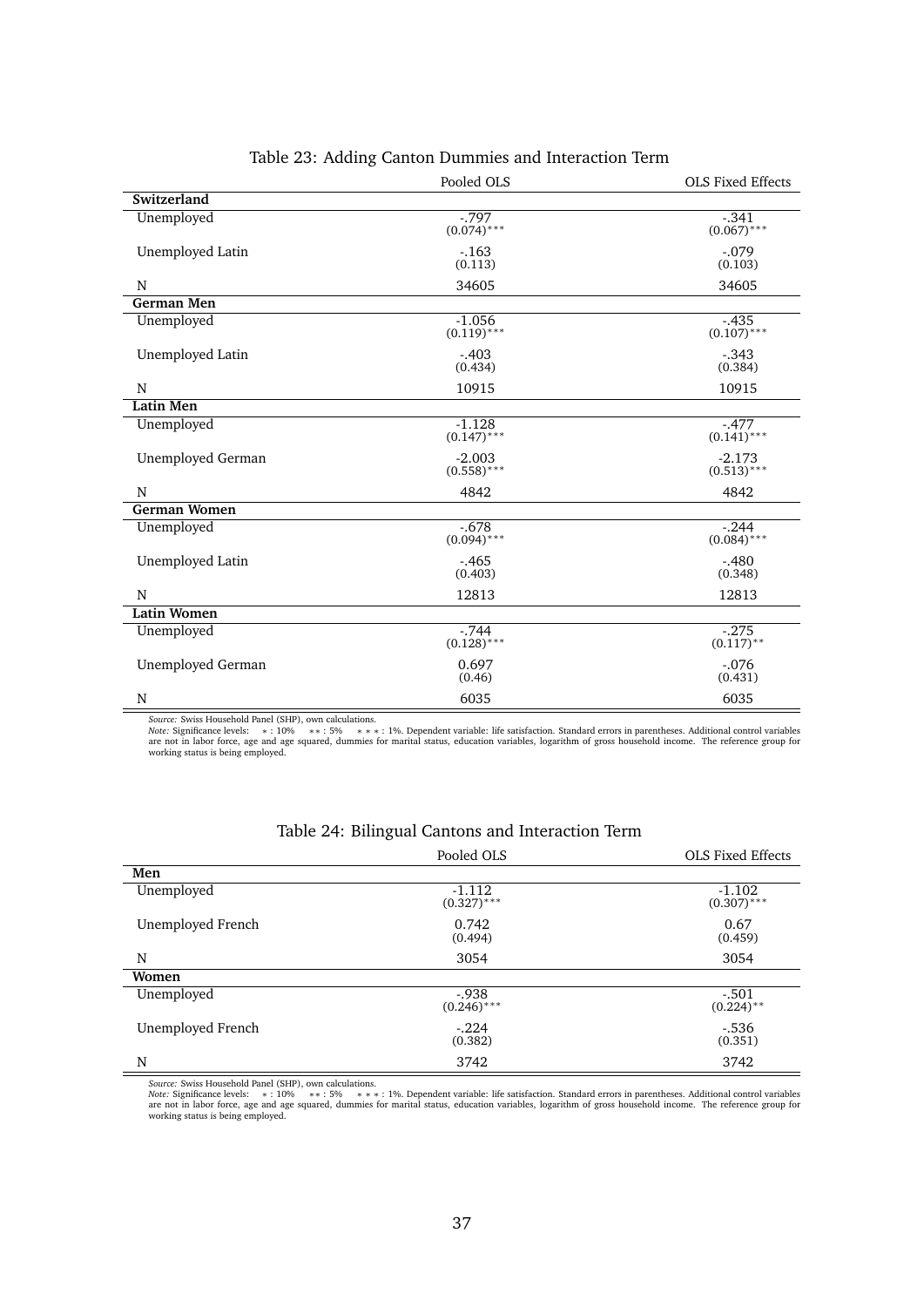Table 23: Adding Canton Dummies and Interaction Term

| | Pooled OLS | OLS Fixed Effects |
|---|---|---|
| **Switzerland** | | |
| Unemployed | -.797 (0.074)*** | -.341 (0.067)*** |
| Unemployed Latin | -.163 (0.113) | -.079 (0.103) |
| N | 34605 | 34605 |
| **German Men** | | |
| Unemployed | -1.056 (0.119)*** | -.435 (0.107)*** |
| Unemployed Latin | -.403 (0.434) | -.343 (0.384) |
| N | 10915 | 10915 |
| **Latin Men** | | |
| Unemployed | -1.128 (0.147)*** | -.477 (0.141)*** |
| Unemployed German | -2.003 (0.558)*** | -2.173 (0.513)*** |
| N | 4842 | 4842 |
| **German Women** | | |
| Unemployed | -.678 (0.094)*** | -.244 (0.084)*** |
| Unemployed Latin | -.465 (0.403) | -.480 (0.348) |
| N | 12813 | 12813 |
| **Latin Women** | | |
| Unemployed | -.744 (0.128)*** | -.275 (0.117)** |
| Unemployed German | 0.697 (0.46) | -.076 (0.431) |
| N | 6035 | 6035 |

*Source:* Swiss Household Panel (SHP), own calculations.
*Note:* Significance levels: * : 10% ** : 5% * * * : 1%. Dependent variable: life satisfaction. Standard errors in parentheses. Additional control variables are not in labor force, age and age squared, dummies for marital status, education variables, logarithm of gross household income. The reference group for working status is being employed.

Table 24: Bilingual Cantons and Interaction Term

| | Pooled OLS | OLS Fixed Effects |
|---|---|---|
| **Men** | | |
| Unemployed | -1.112 (0.327)*** | -1.102 (0.307)*** |
| Unemployed French | 0.742 (0.494) | 0.67 (0.459) |
| N | 3054 | 3054 |
| **Women** | | |
| Unemployed | -.938 (0.246)*** | -.501 (0.224)** |
| Unemployed French | -.224 (0.382) | -.536 (0.351) |
| N | 3742 | 3742 |

*Source:* Swiss Household Panel (SHP), own calculations.
*Note:* Significance levels: * : 10% ** : 5% * * * : 1%. Dependent variable: life satisfaction. Standard errors in parentheses. Additional control variables are not in labor force, age and age squared, dummies for marital status, education variables, logarithm of gross household income. The reference group for working status is being employed.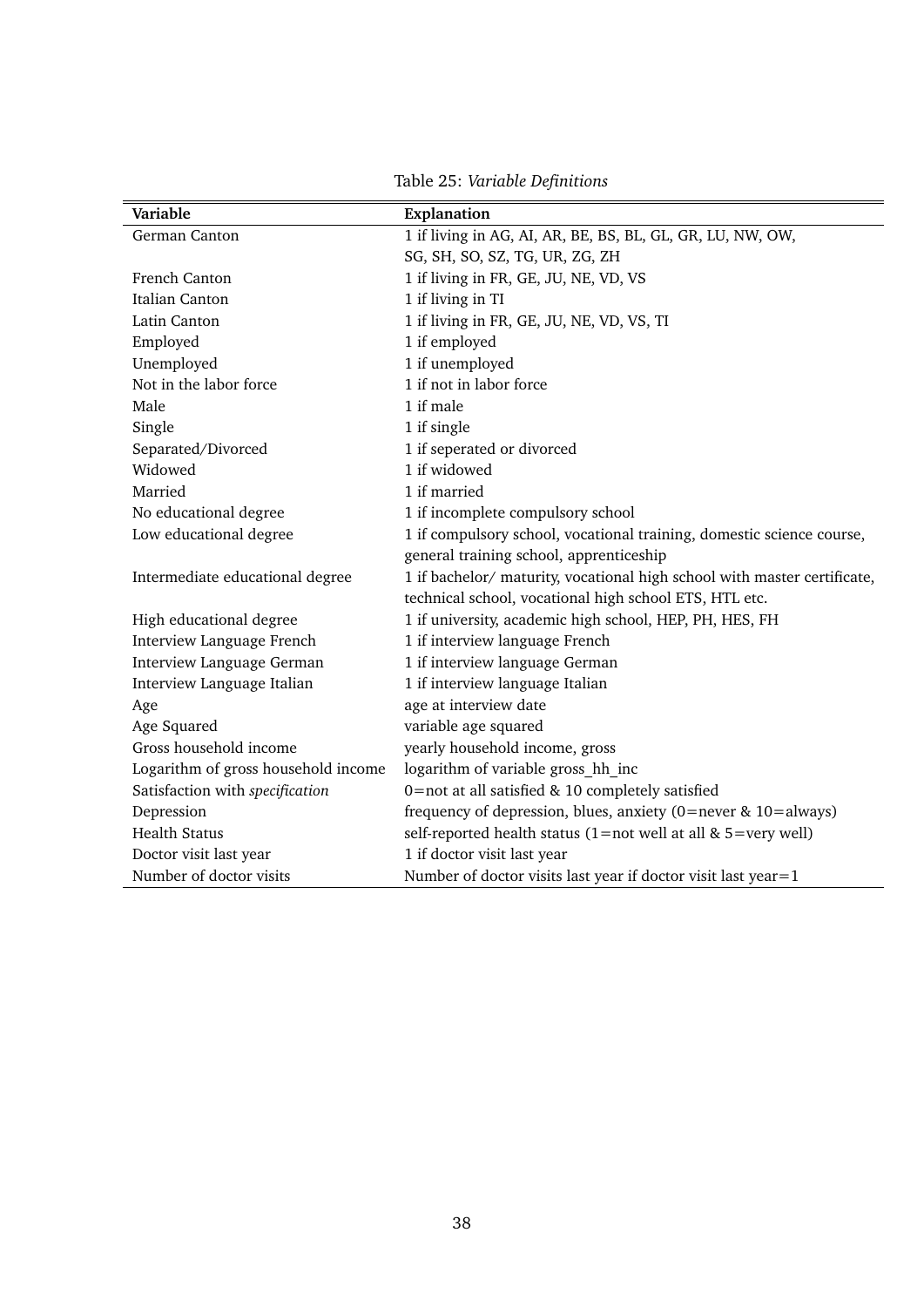Table 25: *Variable Definitions*

| **Variable** | **Explanation** |
|---|---|
| German Canton | 1 if living in AG, AI, AR, BE, BS, BL, GL, GR, LU, NW, OW, SG, SH, SO, SZ, TG, UR, ZG, ZH |
| French Canton | 1 if living in FR, GE, JU, NE, VD, VS |
| Italian Canton | 1 if living in TI |
| Latin Canton | 1 if living in FR, GE, JU, NE, VD, VS, TI |
| Employed | 1 if employed |
| Unemployed | 1 if unemployed |
| Not in the labor force | 1 if not in labor force |
| Male | 1 if male |
| Single | 1 if single |
| Separated/Divorced | 1 if seperated or divorced |
| Widowed | 1 if widowed |
| Married | 1 if married |
| No educational degree | 1 if incomplete compulsory school |
| Low educational degree | 1 if compulsory school, vocational training, domestic science course, general training school, apprenticeship |
| Intermediate educational degree | 1 if bachelor/ maturity, vocational high school with master certificate, technical school, vocational high school ETS, HTL etc. |
| High educational degree | 1 if university, academic high school, HEP, PH, HES, FH |
| Interview Language French | 1 if interview language French |
| Interview Language German | 1 if interview language German |
| Interview Language Italian | 1 if interview language Italian |
| Age | age at interview date |
| Age Squared | variable age squared |
| Gross household income | yearly household income, gross |
| Logarithm of gross household income | logarithm of variable gross_hh_inc |
| Satisfaction with *specification* | 0=not at all satisfied & 10 completely satisfied |
| Depression | frequency of depression, blues, anxiety (0=never & 10=always) |
| Health Status | self-reported health status (1=not well at all & 5=very well) |
| Doctor visit last year | 1 if doctor visit last year |
| Number of doctor visits | Number of doctor visits last year if doctor visit last year=1 |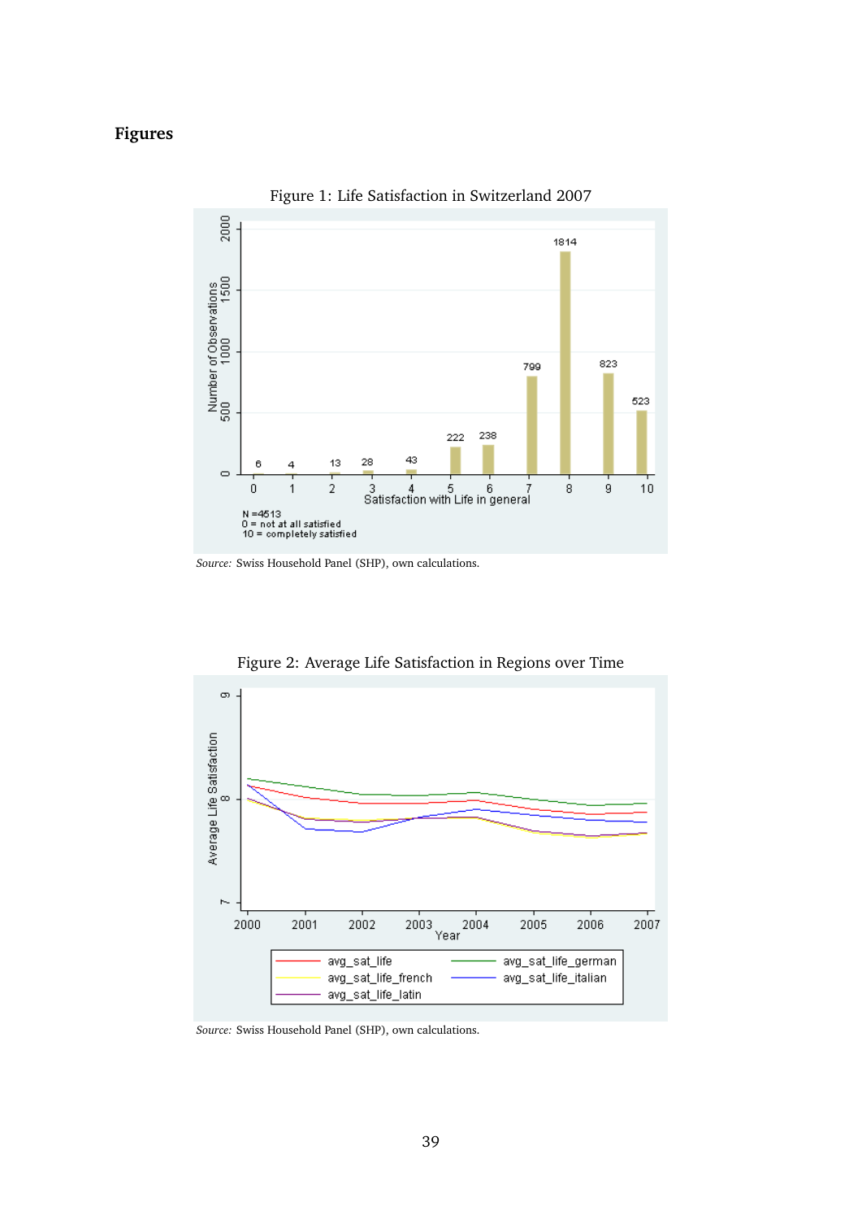# Figures

Figure 1: Life Satisfaction in Switzerland 2007

*Source:* Swiss Household Panel (SHP), own calculations.

Figure 2: Average Life Satisfaction in Regions over Time

*Source:* Swiss Household Panel (SHP), own calculations.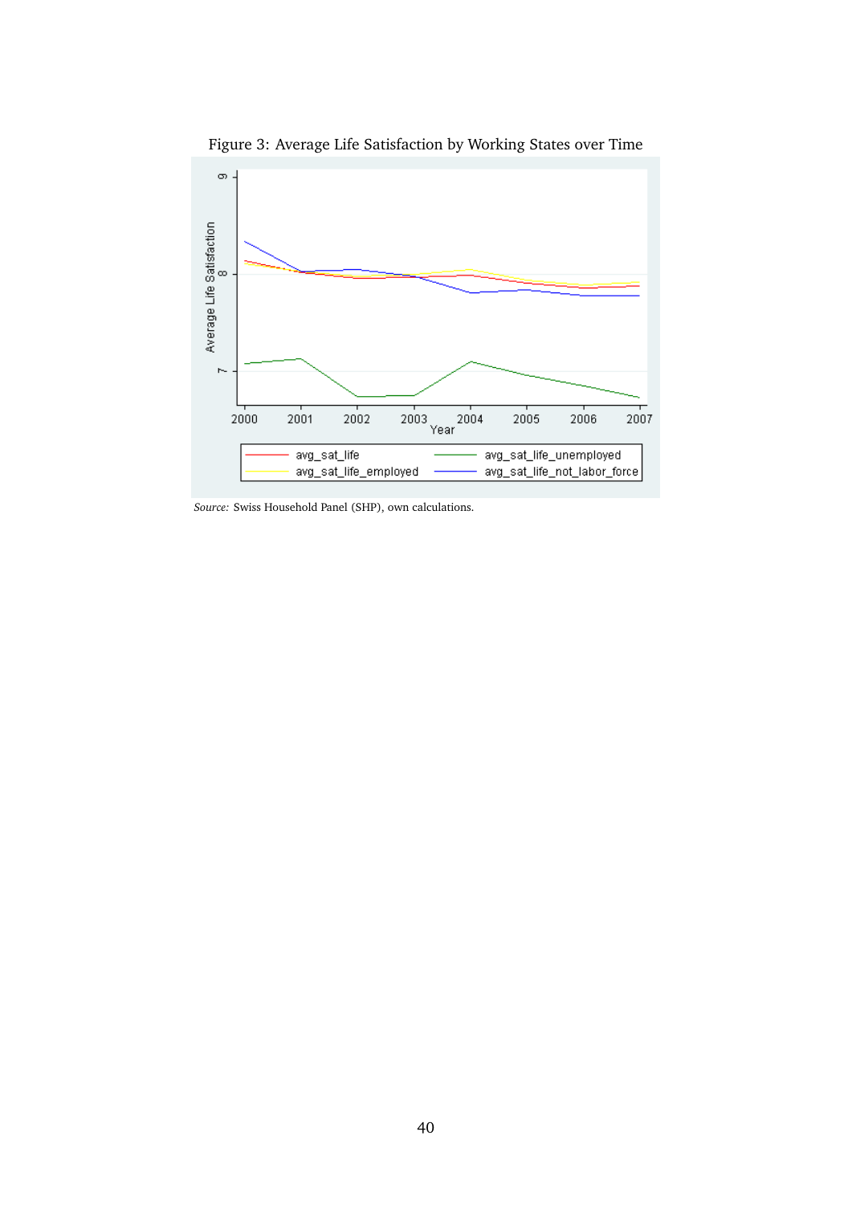Figure 3: Average Life Satisfaction by Working States over Time

Average Life Satisfaction

9

8

7

2000 2001 2002 2003 2004 2005 2006 2007

Year

avg_sat_life
avg_sat_life_employed
avg_sat_life_unemployed
avg_sat_life_not_labor_force

*Source:* Swiss Household Panel (SHP), own calculations.